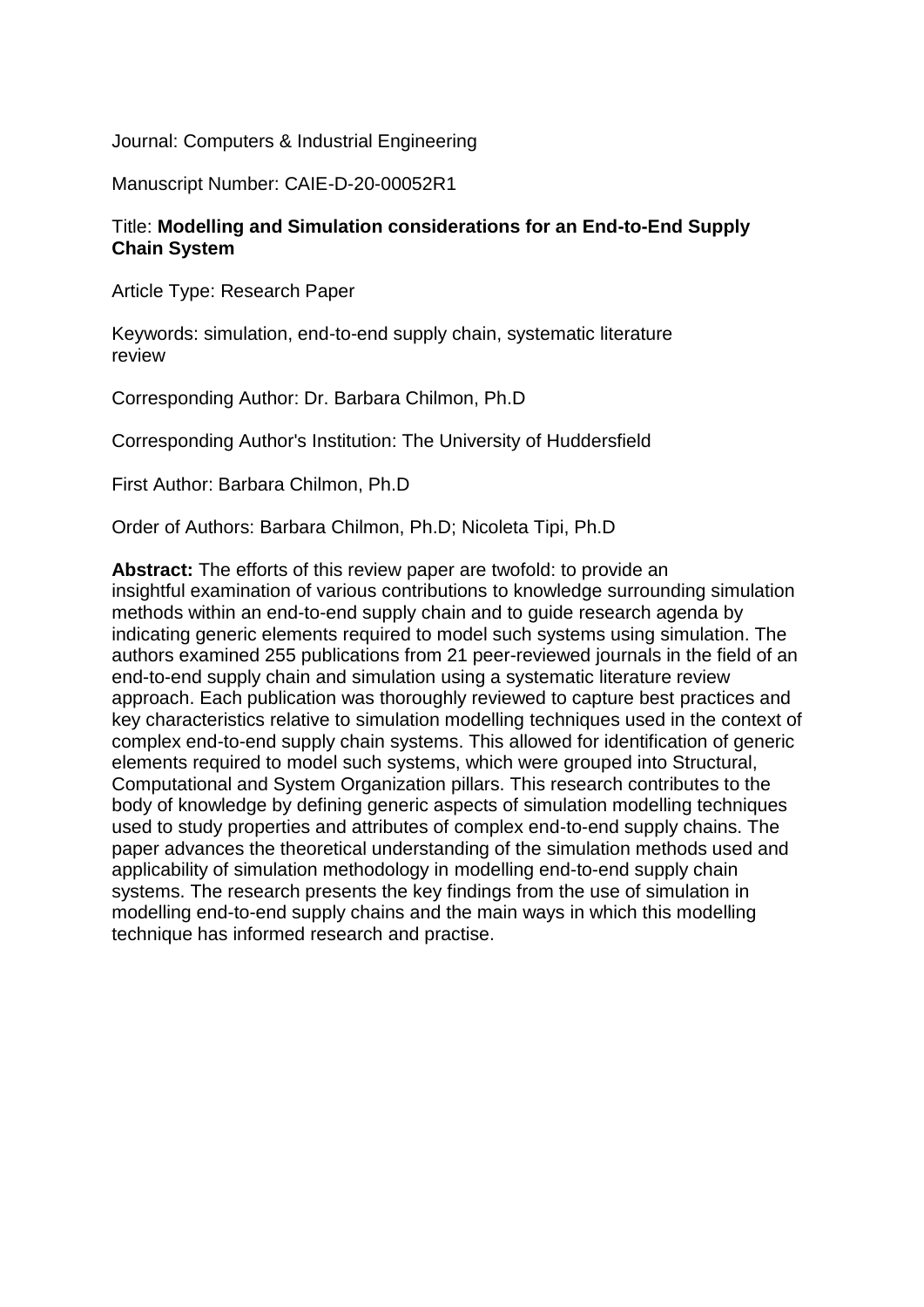Journal: Computers & Industrial Engineering

Manuscript Number: CAIE-D-20-00052R1

Title: **Modelling and Simulation considerations for an End-to-End Supply Chain System**

Article Type: Research Paper

Keywords: simulation, end-to-end supply chain, systematic literature review

Corresponding Author: Dr. Barbara Chilmon, Ph.D

Corresponding Author's Institution: The University of Huddersfield

First Author: Barbara Chilmon, Ph.D

Order of Authors: Barbara Chilmon, Ph.D; Nicoleta Tipi, Ph.D

**Abstract:** The efforts of this review paper are twofold: to provide an insightful examination of various contributions to knowledge surrounding simulation methods within an end-to-end supply chain and to guide research agenda by indicating generic elements required to model such systems using simulation. The authors examined 255 publications from 21 peer-reviewed journals in the field of an end-to-end supply chain and simulation using a systematic literature review approach. Each publication was thoroughly reviewed to capture best practices and key characteristics relative to simulation modelling techniques used in the context of complex end-to-end supply chain systems. This allowed for identification of generic elements required to model such systems, which were grouped into Structural, Computational and System Organization pillars. This research contributes to the body of knowledge by defining generic aspects of simulation modelling techniques used to study properties and attributes of complex end-to-end supply chains. The paper advances the theoretical understanding of the simulation methods used and applicability of simulation methodology in modelling end-to-end supply chain systems. The research presents the key findings from the use of simulation in modelling end-to-end supply chains and the main ways in which this modelling technique has informed research and practise.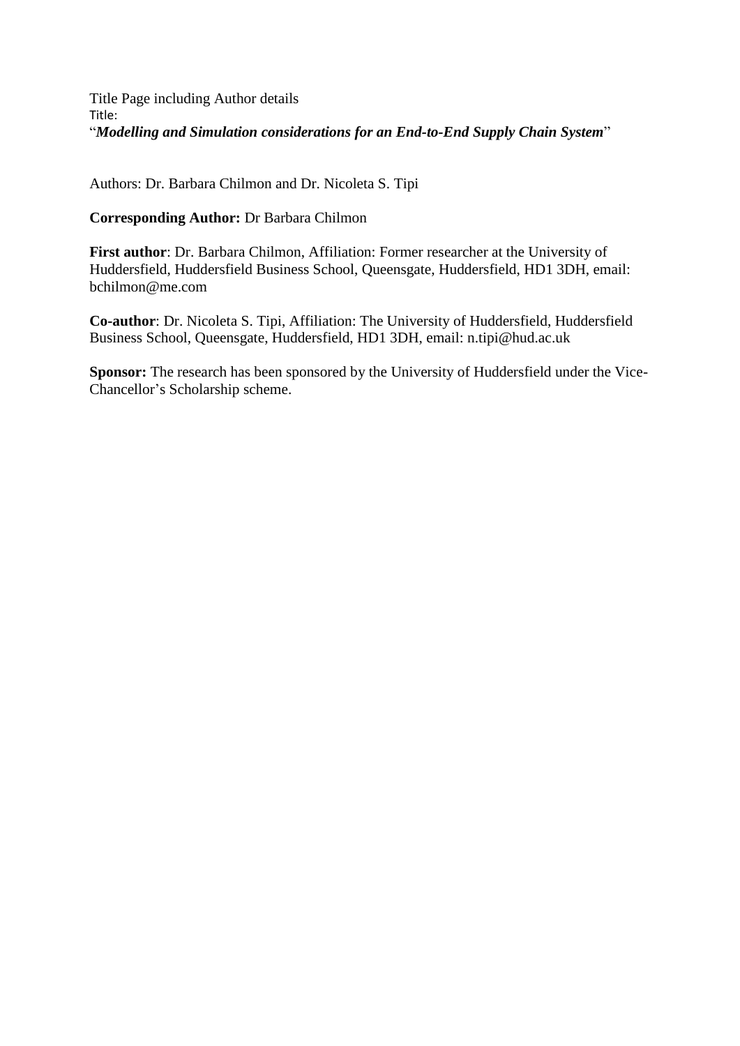Title Page including Author details

Title:

"*Modelling and Simulation considerations for an End-to-End Supply Chain System*"

Authors: Dr. Barbara Chilmon and Dr. Nicoleta S. Tipi

**Corresponding Author:** Dr Barbara Chilmon

**First author**: Dr. Barbara Chilmon, Affiliation: Former researcher at the University of Huddersfield, Huddersfield Business School, Queensgate, Huddersfield, HD1 3DH, email: bchilmon@me.com

**Co-author**: Dr. Nicoleta S. Tipi, Affiliation: The University of Huddersfield, Huddersfield Business School, Queensgate, Huddersfield, HD1 3DH, email: n.tipi@hud.ac.uk

**Sponsor:** The research has been sponsored by the University of Huddersfield under the Vice-Chancellor's Scholarship scheme.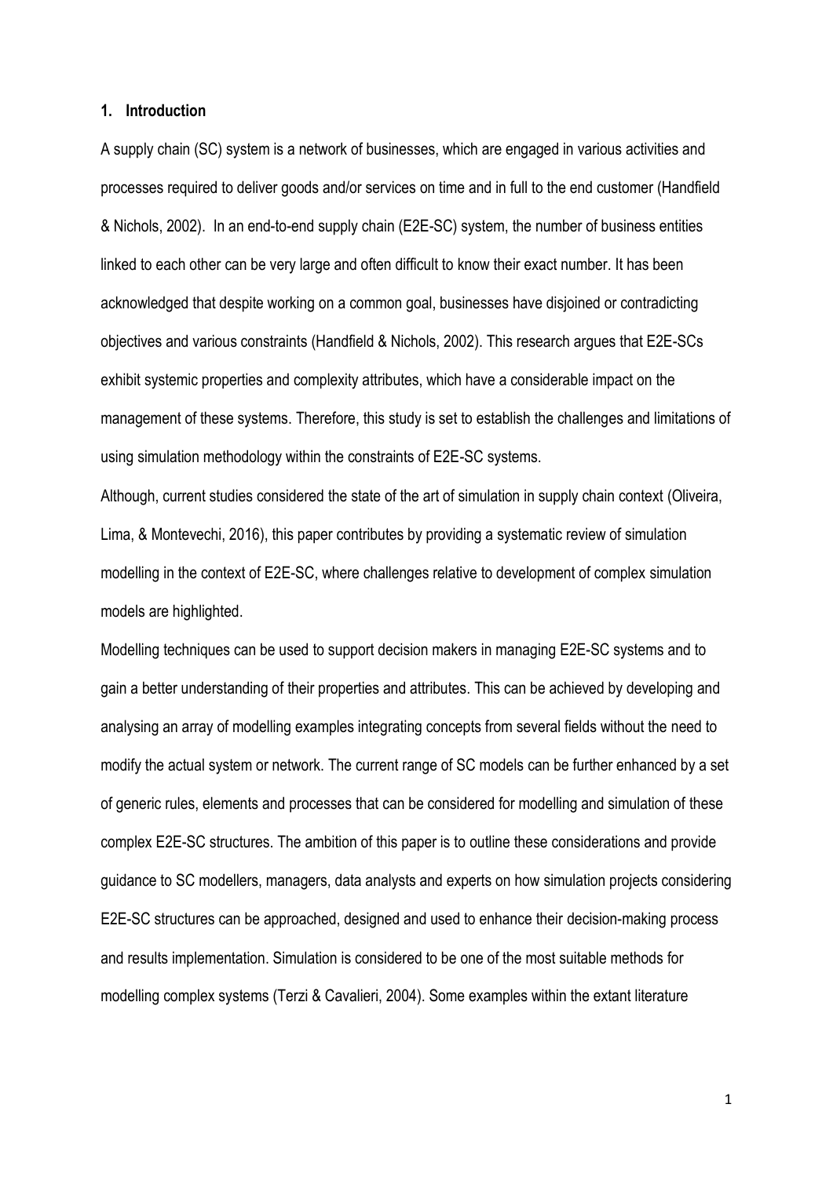## 1. Introduction

A supply chain (SC) system is a network of businesses, which are engaged in various activities and processes required to deliver goods and/or services on time and in full to the end customer (Handfield & Nichols, 2002). In an end-to-end supply chain (E2E-SC) system, the number of business entities linked to each other can be very large and often difficult to know their exact number. It has been acknowledged that despite working on a common goal, businesses have disjoined or contradicting objectives and various constraints (Handfield & Nichols, 2002). This research argues that E2E-SCs exhibit systemic properties and complexity attributes, which have a considerable impact on the management of these systems. Therefore, this study is set to establish the challenges and limitations of using simulation methodology within the constraints of E2E-SC systems.

Although, current studies considered the state of the art of simulation in supply chain context (Oliveira, Lima, & Montevechi, 2016), this paper contributes by providing a systematic review of simulation modelling in the context of E2E-SC, where challenges relative to development of complex simulation models are highlighted.

Modelling techniques can be used to support decision makers in managing E2E-SC systems and to gain a better understanding of their properties and attributes. This can be achieved by developing and analysing an array of modelling examples integrating concepts from several fields without the need to modify the actual system or network. The current range of SC models can be further enhanced by a set of generic rules, elements and processes that can be considered for modelling and simulation of these complex E2E-SC structures. The ambition of this paper is to outline these considerations and provide guidance to SC modellers, managers, data analysts and experts on how simulation projects considering E2E-SC structures can be approached, designed and used to enhance their decision-making process and results implementation. Simulation is considered to be one of the most suitable methods for modelling complex systems (Terzi & Cavalieri, 2004). Some examples within the extant literature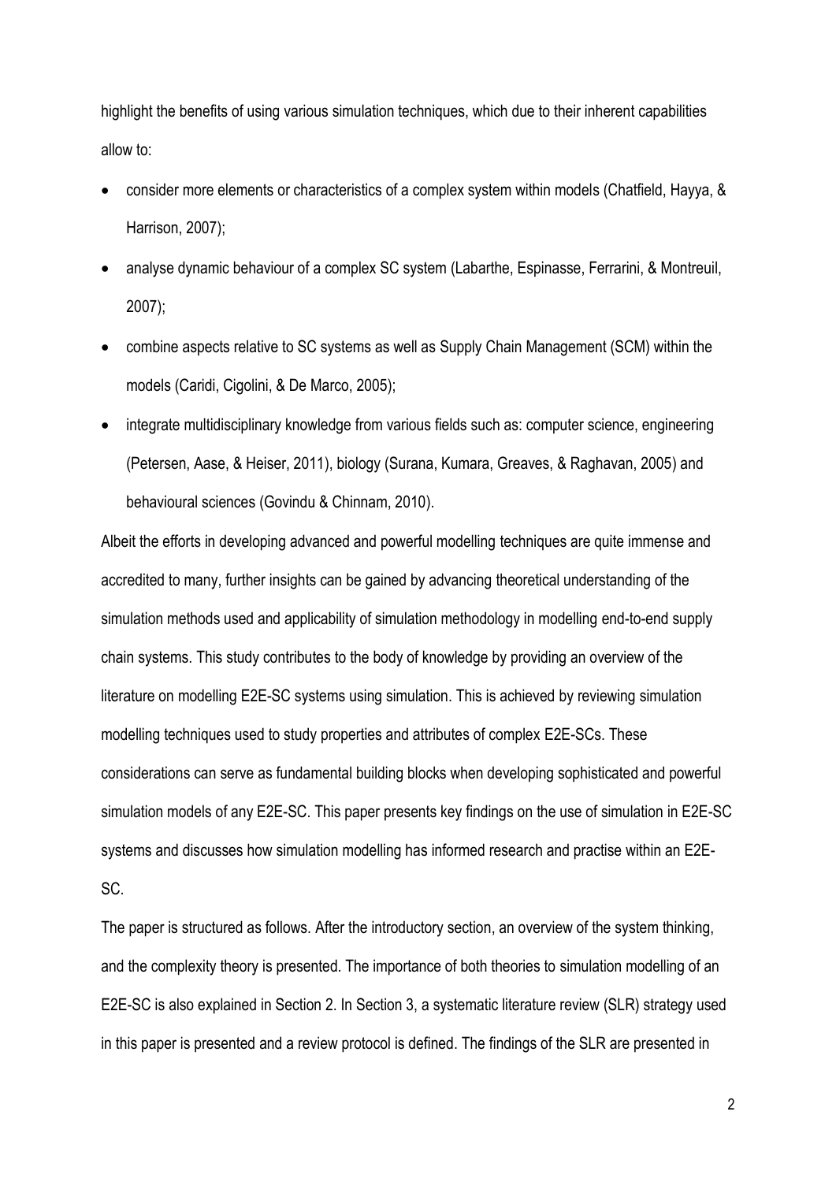highlight the benefits of using various simulation techniques, which due to their inherent capabilities allow to:

- consider more elements or characteristics of a complex system within models (Chatfield, Hayya, & Harrison, 2007);
- analyse dynamic behaviour of a complex SC system (Labarthe, Espinasse, Ferrarini, & Montreuil, 2007);
- combine aspects relative to SC systems as well as Supply Chain Management (SCM) within the models (Caridi, Cigolini, & De Marco, 2005);
- integrate multidisciplinary knowledge from various fields such as: computer science, engineering (Petersen, Aase, & Heiser, 2011), biology (Surana, Kumara, Greaves, & Raghavan, 2005) and behavioural sciences (Govindu & Chinnam, 2010).

Albeit the efforts in developing advanced and powerful modelling techniques are quite immense and accredited to many, further insights can be gained by advancing theoretical understanding of the simulation methods used and applicability of simulation methodology in modelling end-to-end supply chain systems. This study contributes to the body of knowledge by providing an overview of the literature on modelling E2E-SC systems using simulation. This is achieved by reviewing simulation modelling techniques used to study properties and attributes of complex E2E-SCs. These considerations can serve as fundamental building blocks when developing sophisticated and powerful simulation models of any E2E-SC. This paper presents key findings on the use of simulation in E2E-SC systems and discusses how simulation modelling has informed research and practise within an E2E-SC.

The paper is structured as follows. After the introductory section, an overview of the system thinking, and the complexity theory is presented. The importance of both theories to simulation modelling of an E2E-SC is also explained in Section 2. In Section 3, a systematic literature review (SLR) strategy used in this paper is presented and a review protocol is defined. The findings of the SLR are presented in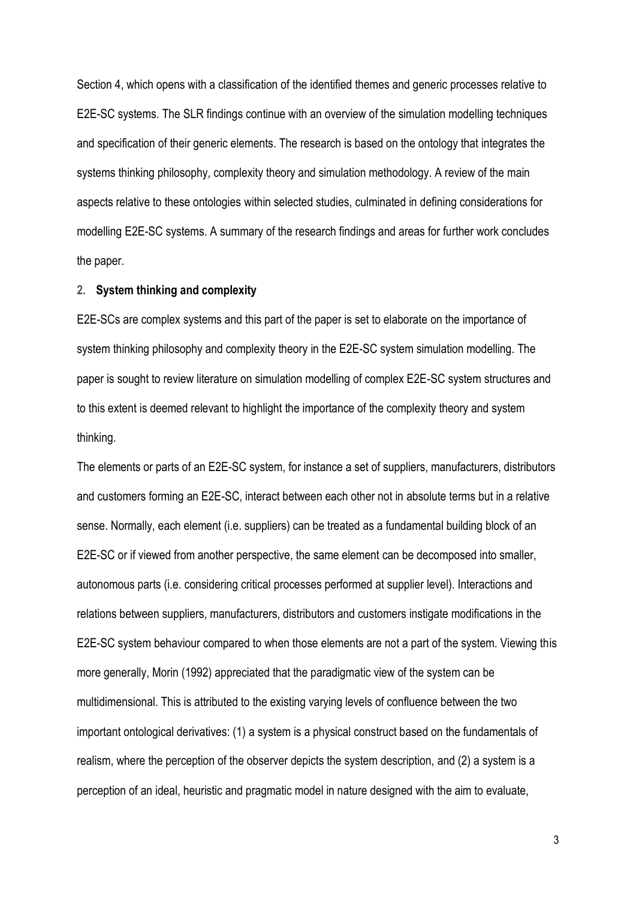Section 4, which opens with a classification of the identified themes and generic processes relative to E2E-SC systems. The SLR findings continue with an overview of the simulation modelling techniques and specification of their generic elements. The research is based on the ontology that integrates the systems thinking philosophy, complexity theory and simulation methodology. A review of the main aspects relative to these ontologies within selected studies, culminated in defining considerations for modelling E2E-SC systems. A summary of the research findings and areas for further work concludes the paper.

## 2. System thinking and complexity

E2E-SCs are complex systems and this part of the paper is set to elaborate on the importance of system thinking philosophy and complexity theory in the E2E-SC system simulation modelling. The paper is sought to review literature on simulation modelling of complex E2E-SC system structures and to this extent is deemed relevant to highlight the importance of the complexity theory and system thinking.

The elements or parts of an E2E-SC system, for instance a set of suppliers, manufacturers, distributors and customers forming an E2E-SC, interact between each other not in absolute terms but in a relative sense. Normally, each element (i.e. suppliers) can be treated as a fundamental building block of an E2E-SC or if viewed from another perspective, the same element can be decomposed into smaller, autonomous parts (i.e. considering critical processes performed at supplier level). Interactions and relations between suppliers, manufacturers, distributors and customers instigate modifications in the E2E-SC system behaviour compared to when those elements are not a part of the system. Viewing this more generally, Morin (1992) appreciated that the paradigmatic view of the system can be multidimensional. This is attributed to the existing varying levels of confluence between the two important ontological derivatives: (1) a system is a physical construct based on the fundamentals of realism, where the perception of the observer depicts the system description, and (2) a system is a perception of an ideal, heuristic and pragmatic model in nature designed with the aim to evaluate,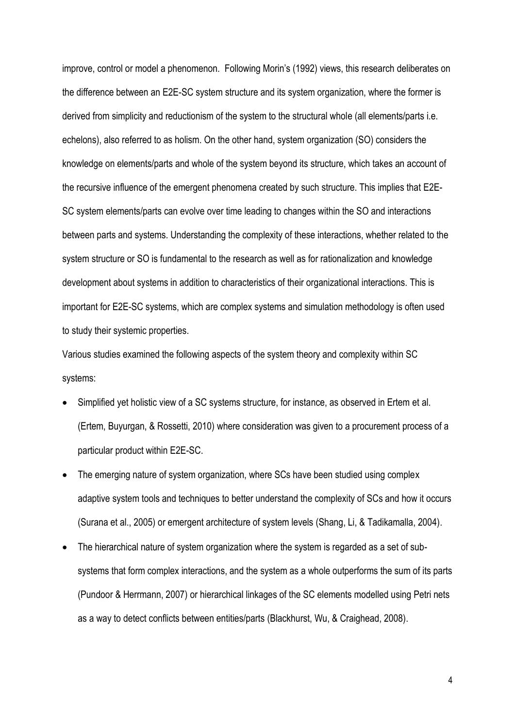improve, control or model a phenomenon. Following Morin's (1992) views, this research deliberates on the difference between an E2E-SC system structure and its system organization, where the former is derived from simplicity and reductionism of the system to the structural whole (all elements/parts i.e. echelons), also referred to as holism. On the other hand, system organization (SO) considers the knowledge on elements/parts and whole of the system beyond its structure, which takes an account of the recursive influence of the emergent phenomena created by such structure. This implies that E2E-SC system elements/parts can evolve over time leading to changes within the SO and interactions between parts and systems. Understanding the complexity of these interactions, whether related to the system structure or SO is fundamental to the research as well as for rationalization and knowledge development about systems in addition to characteristics of their organizational interactions. This is important for E2E-SC systems, which are complex systems and simulation methodology is often used to study their systemic properties.

Various studies examined the following aspects of the system theory and complexity within SC systems:

- Simplified yet holistic view of a SC systems structure, for instance, as observed in Ertem et al. (Ertem, Buyurgan, & Rossetti, 2010) where consideration was given to a procurement process of a particular product within E2E-SC.
- The emerging nature of system organization, where SCs have been studied using complex adaptive system tools and techniques to better understand the complexity of SCs and how it occurs (Surana et al., 2005) or emergent architecture of system levels (Shang, Li, & Tadikamalla, 2004).
- The hierarchical nature of system organization where the system is regarded as a set of sub-systems that form complex interactions, and the system as a whole outperforms the sum of its parts (Pundoor & Herrmann, 2007) or hierarchical linkages of the SC elements modelled using Petri nets as a way to detect conflicts between entities/parts (Blackhurst, Wu, & Craighead, 2008).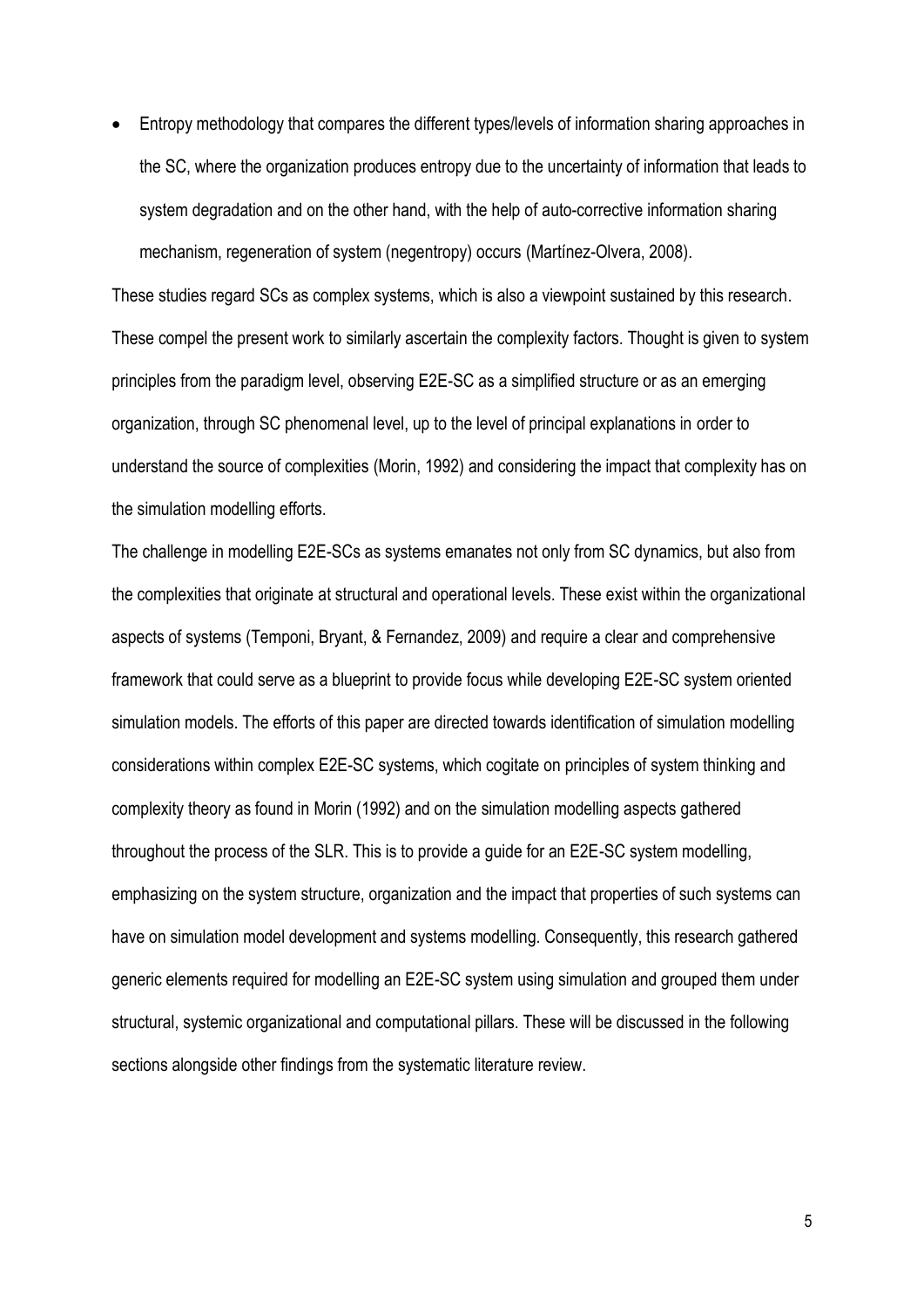- Entropy methodology that compares the different types/levels of information sharing approaches in the SC, where the organization produces entropy due to the uncertainty of information that leads to system degradation and on the other hand, with the help of auto-corrective information sharing mechanism, regeneration of system (negentropy) occurs (Martínez-Olvera, 2008).

These studies regard SCs as complex systems, which is also a viewpoint sustained by this research. These compel the present work to similarly ascertain the complexity factors. Thought is given to system principles from the paradigm level, observing E2E-SC as a simplified structure or as an emerging organization, through SC phenomenal level, up to the level of principal explanations in order to understand the source of complexities (Morin, 1992) and considering the impact that complexity has on the simulation modelling efforts.

The challenge in modelling E2E-SCs as systems emanates not only from SC dynamics, but also from the complexities that originate at structural and operational levels. These exist within the organizational aspects of systems (Temponi, Bryant, & Fernandez, 2009) and require a clear and comprehensive framework that could serve as a blueprint to provide focus while developing E2E-SC system oriented simulation models. The efforts of this paper are directed towards identification of simulation modelling considerations within complex E2E-SC systems, which cogitate on principles of system thinking and complexity theory as found in Morin (1992) and on the simulation modelling aspects gathered throughout the process of the SLR. This is to provide a guide for an E2E-SC system modelling, emphasizing on the system structure, organization and the impact that properties of such systems can have on simulation model development and systems modelling. Consequently, this research gathered generic elements required for modelling an E2E-SC system using simulation and grouped them under structural, systemic organizational and computational pillars. These will be discussed in the following sections alongside other findings from the systematic literature review.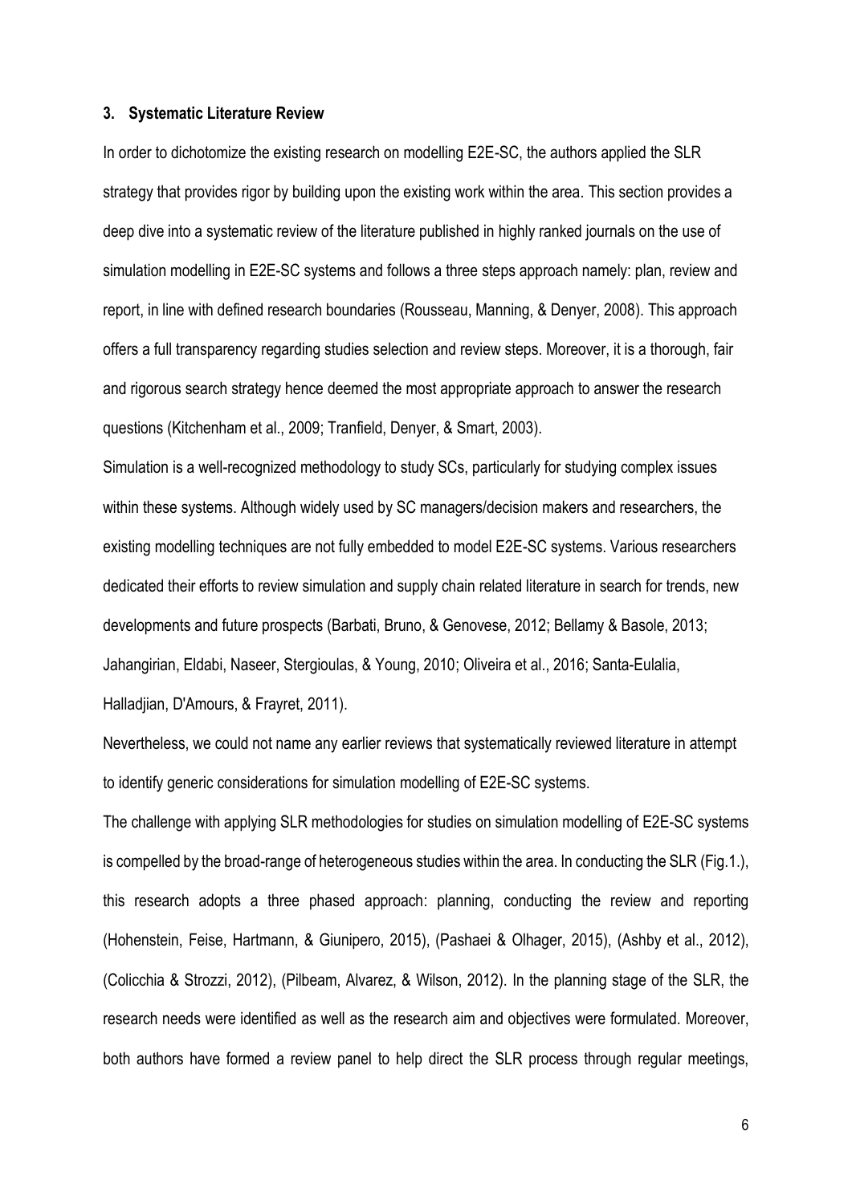### 3. Systematic Literature Review

In order to dichotomize the existing research on modelling E2E-SC, the authors applied the SLR strategy that provides rigor by building upon the existing work within the area. This section provides a deep dive into a systematic review of the literature published in highly ranked journals on the use of simulation modelling in E2E-SC systems and follows a three steps approach namely: plan, review and report, in line with defined research boundaries (Rousseau, Manning, & Denyer, 2008). This approach offers a full transparency regarding studies selection and review steps. Moreover, it is a thorough, fair and rigorous search strategy hence deemed the most appropriate approach to answer the research questions (Kitchenham et al., 2009; Tranfield, Denyer, & Smart, 2003).

Simulation is a well-recognized methodology to study SCs, particularly for studying complex issues within these systems. Although widely used by SC managers/decision makers and researchers, the existing modelling techniques are not fully embedded to model E2E-SC systems. Various researchers dedicated their efforts to review simulation and supply chain related literature in search for trends, new developments and future prospects (Barbati, Bruno, & Genovese, 2012; Bellamy & Basole, 2013; Jahangirian, Eldabi, Naseer, Stergioulas, & Young, 2010; Oliveira et al., 2016; Santa-Eulalia, Halladjian, D'Amours, & Frayret, 2011).

Nevertheless, we could not name any earlier reviews that systematically reviewed literature in attempt to identify generic considerations for simulation modelling of E2E-SC systems.

The challenge with applying SLR methodologies for studies on simulation modelling of E2E-SC systems is compelled by the broad-range of heterogeneous studies within the area. In conducting the SLR (Fig.1.), this research adopts a three phased approach: planning, conducting the review and reporting (Hohenstein, Feise, Hartmann, & Giunipero, 2015), (Pashaei & Olhager, 2015), (Ashby et al., 2012), (Colicchia & Strozzi, 2012), (Pilbeam, Alvarez, & Wilson, 2012). In the planning stage of the SLR, the research needs were identified as well as the research aim and objectives were formulated. Moreover, both authors have formed a review panel to help direct the SLR process through regular meetings,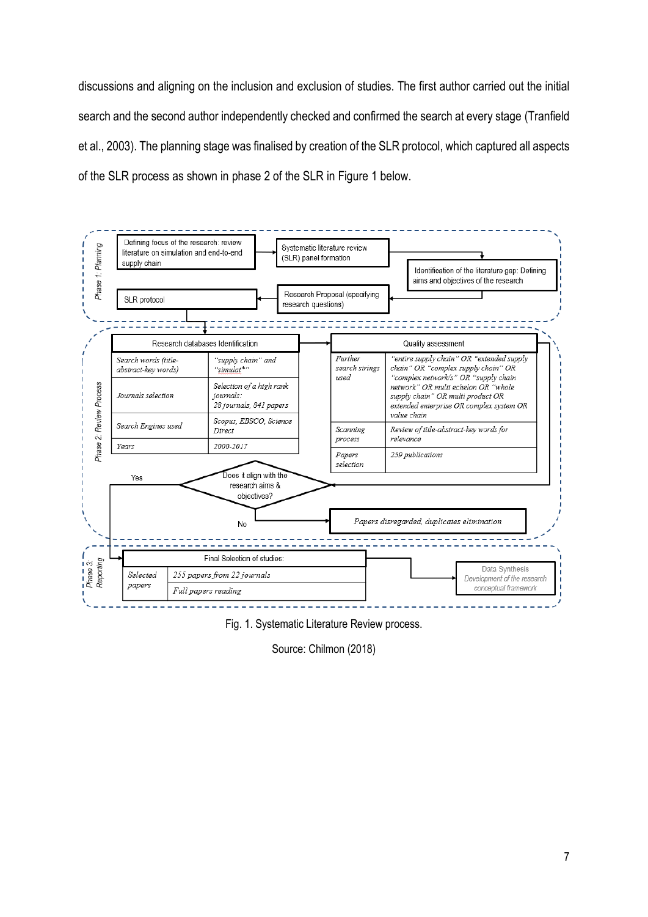discussions and aligning on the inclusion and exclusion of studies. The first author carried out the initial search and the second author independently checked and confirmed the search at every stage (Tranfield et al., 2003). The planning stage was finalised by creation of the SLR protocol, which captured all aspects of the SLR process as shown in phase 2 of the SLR in Figure 1 below.

Fig. 1. Systematic Literature Review process.

Source: Chilmon (2018)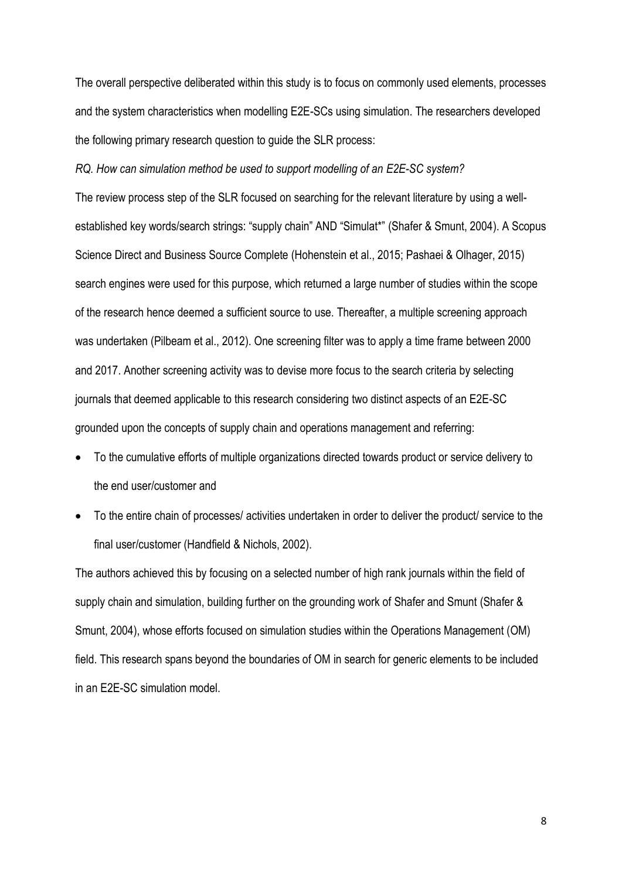The overall perspective deliberated within this study is to focus on commonly used elements, processes and the system characteristics when modelling E2E-SCs using simulation. The researchers developed the following primary research question to guide the SLR process:

*RQ. How can simulation method be used to support modelling of an E2E-SC system?*

The review process step of the SLR focused on searching for the relevant literature by using a well-established key words/search strings: "supply chain" AND "Simulat*" (Shafer & Smunt, 2004). A Scopus Science Direct and Business Source Complete (Hohenstein et al., 2015; Pashaei & Olhager, 2015) search engines were used for this purpose, which returned a large number of studies within the scope of the research hence deemed a sufficient source to use. Thereafter, a multiple screening approach was undertaken (Pilbeam et al., 2012). One screening filter was to apply a time frame between 2000 and 2017. Another screening activity was to devise more focus to the search criteria by selecting journals that deemed applicable to this research considering two distinct aspects of an E2E-SC grounded upon the concepts of supply chain and operations management and referring:

- To the cumulative efforts of multiple organizations directed towards product or service delivery to the end user/customer and
- To the entire chain of processes/ activities undertaken in order to deliver the product/ service to the final user/customer (Handfield & Nichols, 2002).

The authors achieved this by focusing on a selected number of high rank journals within the field of supply chain and simulation, building further on the grounding work of Shafer and Smunt (Shafer & Smunt, 2004), whose efforts focused on simulation studies within the Operations Management (OM) field. This research spans beyond the boundaries of OM in search for generic elements to be included in an E2E-SC simulation model.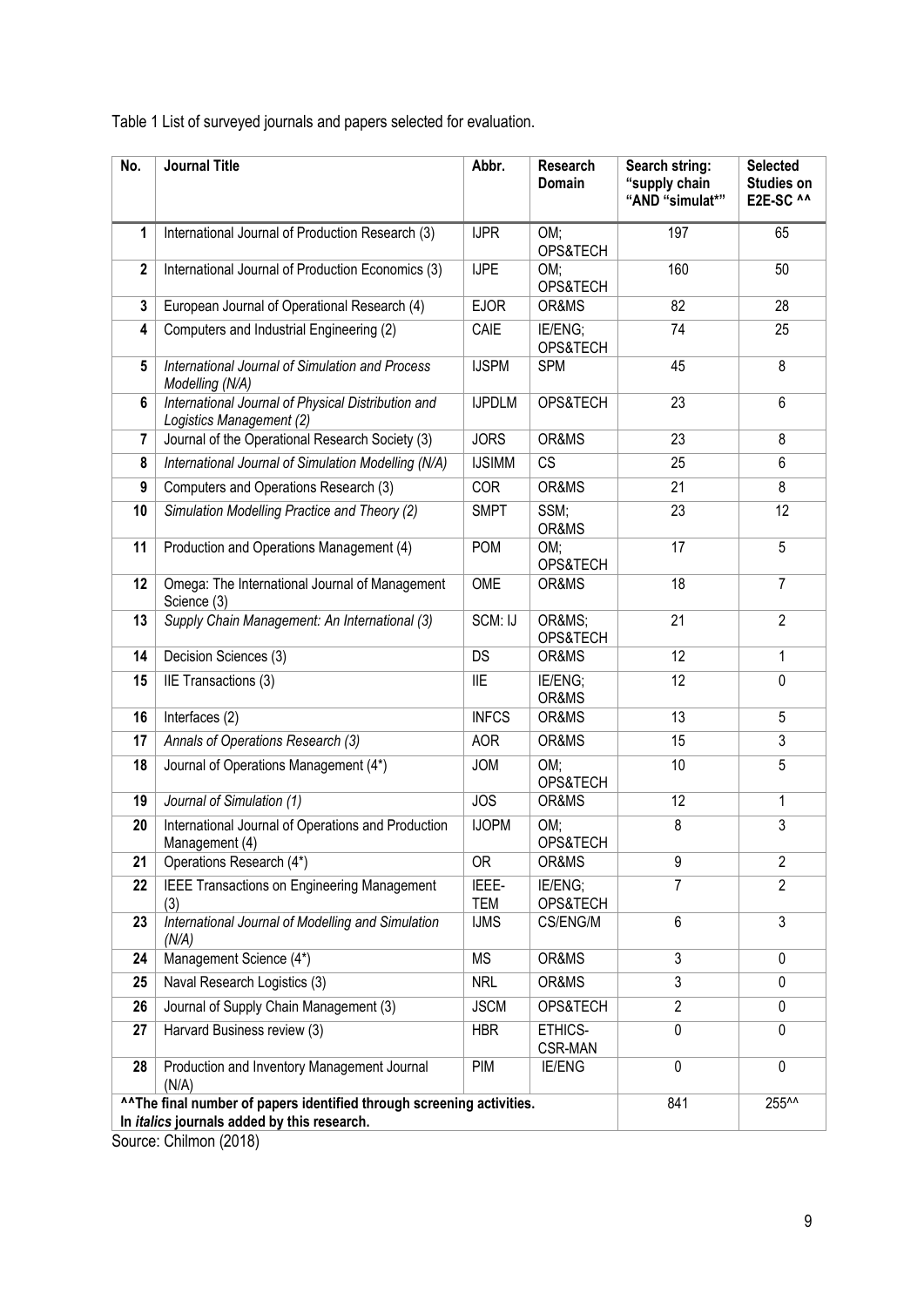Table 1 List of surveyed journals and papers selected for evaluation.

| No. | Journal Title | Abbr. | Research Domain | Search string: "supply chain "AND "simulat*" | Selected Studies on E2E-SC ^^ |
|---|---|---|---|---|---|
| 1 | International Journal of Production Research (3) | IJPR | OM; OPS&TECH | 197 | 65 |
| 2 | International Journal of Production Economics (3) | IJPE | OM; OPS&TECH | 160 | 50 |
| 3 | European Journal of Operational Research (4) | EJOR | OR&MS | 82 | 28 |
| 4 | Computers and Industrial Engineering (2) | CAIE | IE/ENG; OPS&TECH | 74 | 25 |
| 5 | *International Journal of Simulation and Process Modelling (N/A)* | IJSPM | SPM | 45 | 8 |
| 6 | *International Journal of Physical Distribution and Logistics Management (2)* | IJPDLM | OPS&TECH | 23 | 6 |
| 7 | Journal of the Operational Research Society (3) | JORS | OR&MS | 23 | 8 |
| 8 | *International Journal of Simulation Modelling (N/A)* | IJSIMM | CS | 25 | 6 |
| 9 | Computers and Operations Research (3) | COR | OR&MS | 21 | 8 |
| 10 | *Simulation Modelling Practice and Theory (2)* | SMPT | SSM; OR&MS | 23 | 12 |
| 11 | Production and Operations Management (4) | POM | OM; OPS&TECH | 17 | 5 |
| 12 | Omega: The International Journal of Management Science (3) | OME | OR&MS | 18 | 7 |
| 13 | *Supply Chain Management: An International (3)* | SCM: IJ | OR&MS; OPS&TECH | 21 | 2 |
| 14 | Decision Sciences (3) | DS | OR&MS | 12 | 1 |
| 15 | IIE Transactions (3) | IIE | IE/ENG; OR&MS | 12 | 0 |
| 16 | Interfaces (2) | INFCS | OR&MS | 13 | 5 |
| 17 | *Annals of Operations Research (3)* | AOR | OR&MS | 15 | 3 |
| 18 | Journal of Operations Management (4*) | JOM | OM; OPS&TECH | 10 | 5 |
| 19 | *Journal of Simulation (1)* | JOS | OR&MS | 12 | 1 |
| 20 | International Journal of Operations and Production Management (4) | IJOPM | OM; OPS&TECH | 8 | 3 |
| 21 | Operations Research (4*) | OR | OR&MS | 9 | 2 |
| 22 | IEEE Transactions on Engineering Management (3) | IEEE-TEM | IE/ENG; OPS&TECH | 7 | 2 |
| 23 | *International Journal of Modelling and Simulation (N/A)* | IJMS | CS/ENG/M | 6 | 3 |
| 24 | Management Science (4*) | MS | OR&MS | 3 | 0 |
| 25 | Naval Research Logistics (3) | NRL | OR&MS | 3 | 0 |
| 26 | Journal of Supply Chain Management (3) | JSCM | OPS&TECH | 2 | 0 |
| 27 | Harvard Business review (3) | HBR | ETHICS-CSR-MAN | 0 | 0 |
| 28 | Production and Inventory Management Journal (N/A) | PIM | IE/ENG | 0 | 0 |
| **^^The final number of papers identified through screening activities. In *italics* journals added by this research.** | | | | 841 | 255^^ |

Source: Chilmon (2018)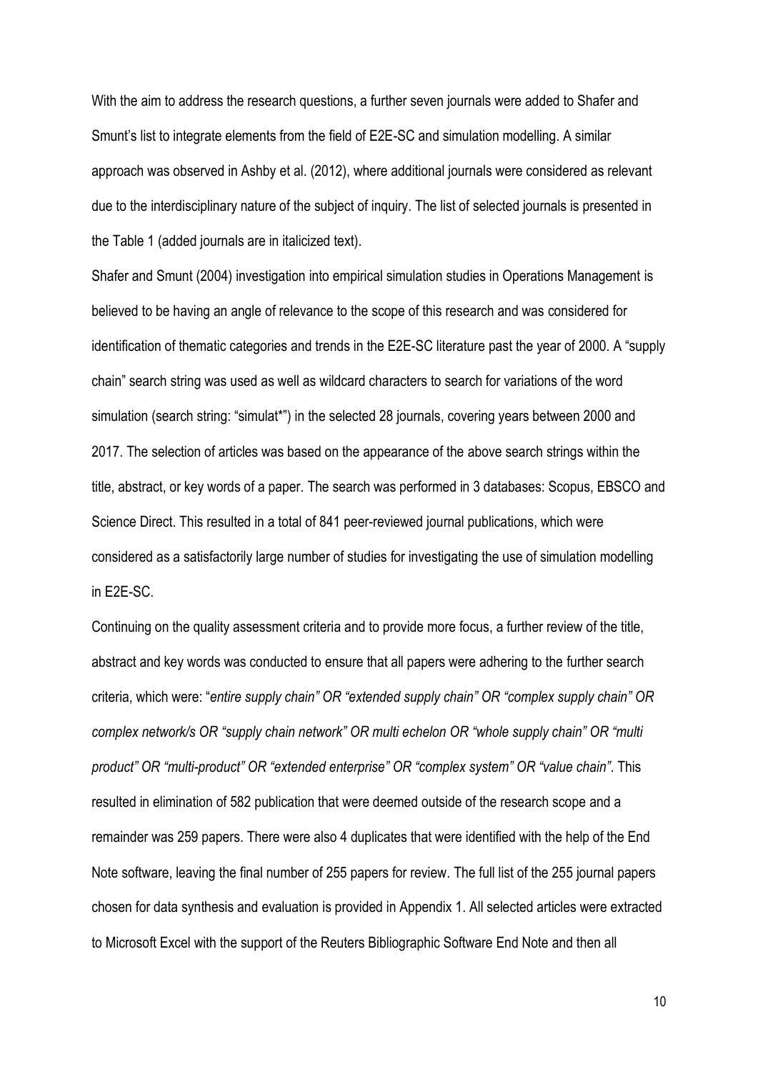With the aim to address the research questions, a further seven journals were added to Shafer and Smunt's list to integrate elements from the field of E2E-SC and simulation modelling. A similar approach was observed in Ashby et al. (2012), where additional journals were considered as relevant due to the interdisciplinary nature of the subject of inquiry. The list of selected journals is presented in the Table 1 (added journals are in italicized text).

Shafer and Smunt (2004) investigation into empirical simulation studies in Operations Management is believed to be having an angle of relevance to the scope of this research and was considered for identification of thematic categories and trends in the E2E-SC literature past the year of 2000. A "supply chain" search string was used as well as wildcard characters to search for variations of the word simulation (search string: "simulat*") in the selected 28 journals, covering years between 2000 and 2017. The selection of articles was based on the appearance of the above search strings within the title, abstract, or key words of a paper. The search was performed in 3 databases: Scopus, EBSCO and Science Direct. This resulted in a total of 841 peer-reviewed journal publications, which were considered as a satisfactorily large number of studies for investigating the use of simulation modelling in E2E-SC.

Continuing on the quality assessment criteria and to provide more focus, a further review of the title, abstract and key words was conducted to ensure that all papers were adhering to the further search criteria, which were: "*entire supply chain" OR "extended supply chain" OR "complex supply chain" OR complex network/s OR "supply chain network" OR multi echelon OR "whole supply chain" OR "multi product" OR "multi-product" OR "extended enterprise" OR "complex system" OR "value chain"*. This resulted in elimination of 582 publication that were deemed outside of the research scope and a remainder was 259 papers. There were also 4 duplicates that were identified with the help of the End Note software, leaving the final number of 255 papers for review. The full list of the 255 journal papers chosen for data synthesis and evaluation is provided in Appendix 1. All selected articles were extracted to Microsoft Excel with the support of the Reuters Bibliographic Software End Note and then all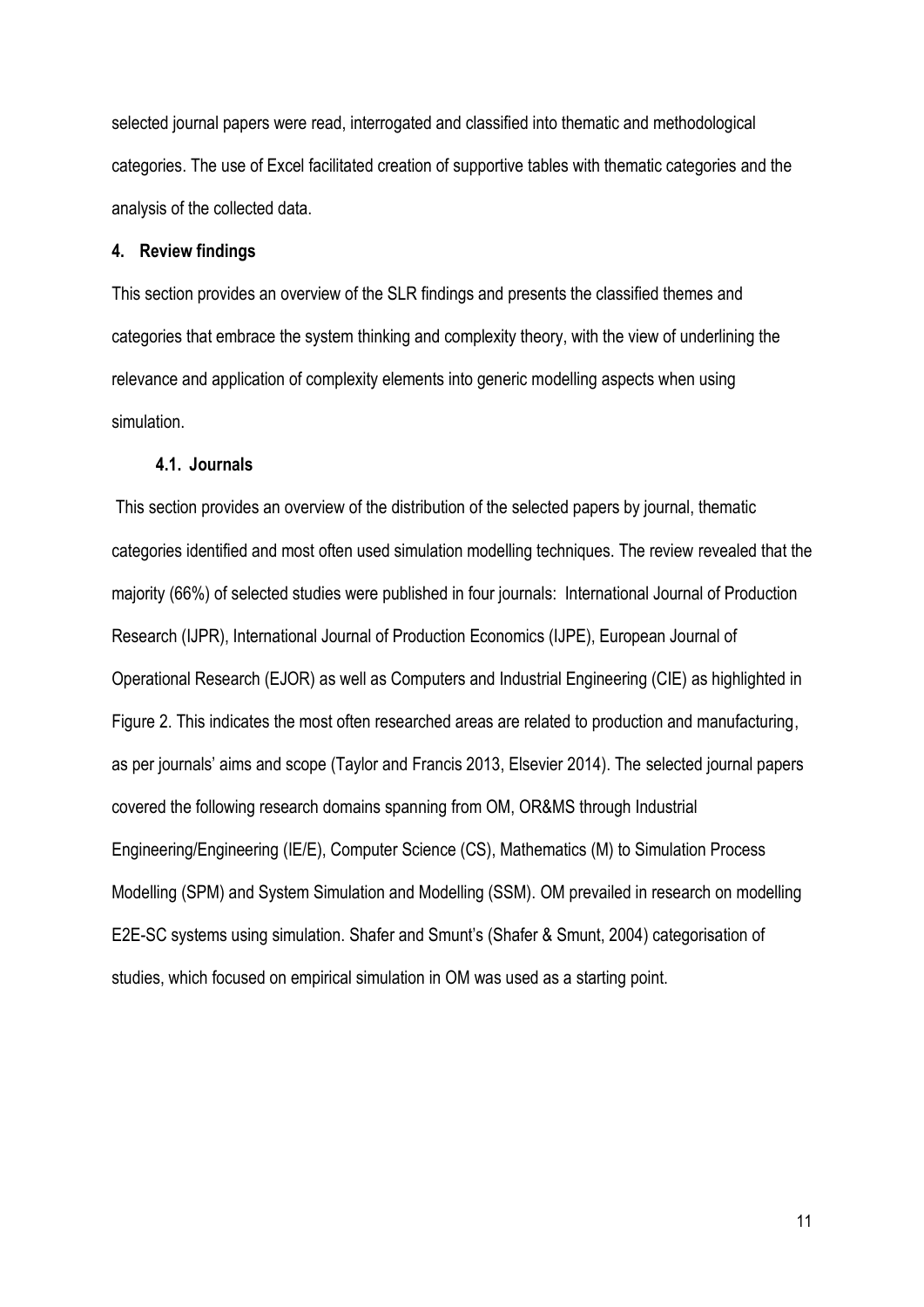selected journal papers were read, interrogated and classified into thematic and methodological categories. The use of Excel facilitated creation of supportive tables with thematic categories and the analysis of the collected data.

## 4. Review findings

This section provides an overview of the SLR findings and presents the classified themes and categories that embrace the system thinking and complexity theory, with the view of underlining the relevance and application of complexity elements into generic modelling aspects when using simulation.

### 4.1. Journals

This section provides an overview of the distribution of the selected papers by journal, thematic categories identified and most often used simulation modelling techniques. The review revealed that the majority (66%) of selected studies were published in four journals: International Journal of Production Research (IJPR), International Journal of Production Economics (IJPE), European Journal of Operational Research (EJOR) as well as Computers and Industrial Engineering (CIE) as highlighted in Figure 2. This indicates the most often researched areas are related to production and manufacturing, as per journals' aims and scope (Taylor and Francis 2013, Elsevier 2014). The selected journal papers covered the following research domains spanning from OM, OR&MS through Industrial Engineering/Engineering (IE/E), Computer Science (CS), Mathematics (M) to Simulation Process Modelling (SPM) and System Simulation and Modelling (SSM). OM prevailed in research on modelling E2E-SC systems using simulation. Shafer and Smunt's (Shafer & Smunt, 2004) categorisation of studies, which focused on empirical simulation in OM was used as a starting point.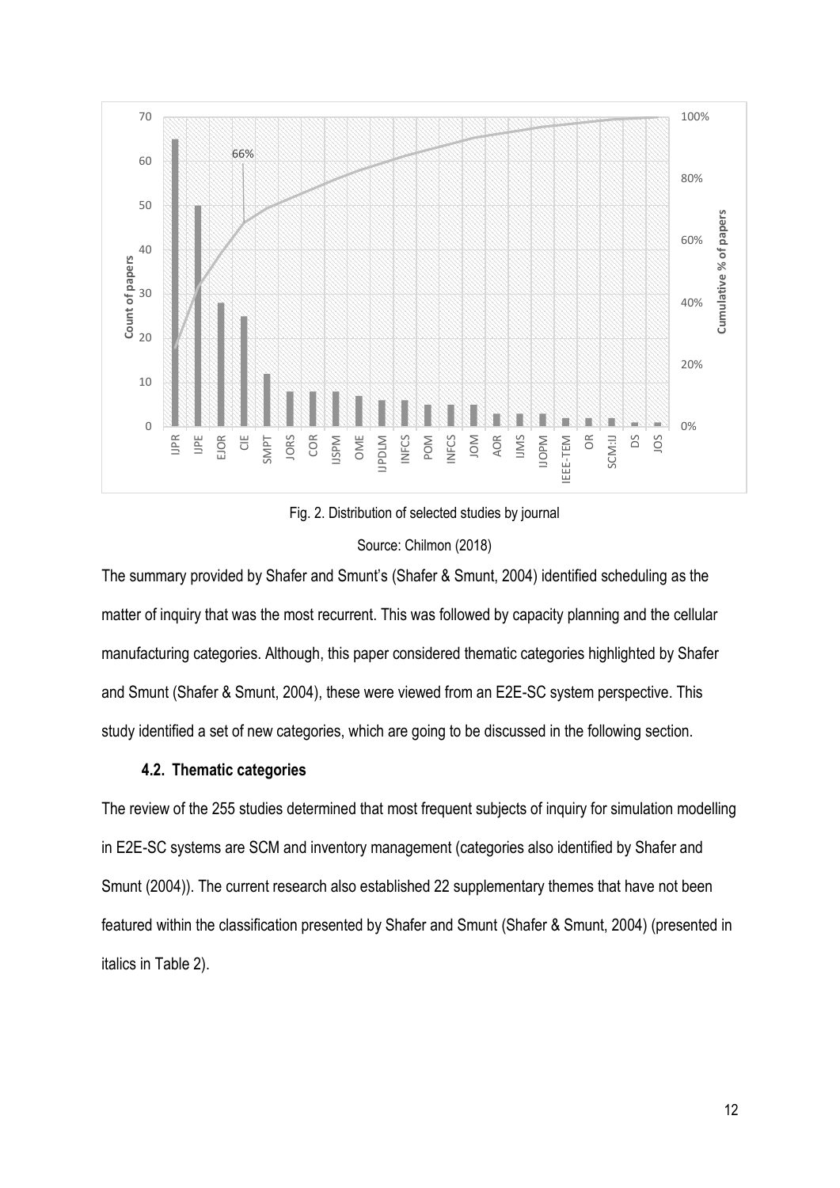Fig. 2. Distribution of selected studies by journal

Source: Chilmon (2018)

The summary provided by Shafer and Smunt's (Shafer & Smunt, 2004) identified scheduling as the matter of inquiry that was the most recurrent. This was followed by capacity planning and the cellular manufacturing categories. Although, this paper considered thematic categories highlighted by Shafer and Smunt (Shafer & Smunt, 2004), these were viewed from an E2E-SC system perspective. This study identified a set of new categories, which are going to be discussed in the following section.

### 4.2. Thematic categories

The review of the 255 studies determined that most frequent subjects of inquiry for simulation modelling in E2E-SC systems are SCM and inventory management (categories also identified by Shafer and Smunt (2004)). The current research also established 22 supplementary themes that have not been featured within the classification presented by Shafer and Smunt (Shafer & Smunt, 2004) (presented in italics in Table 2).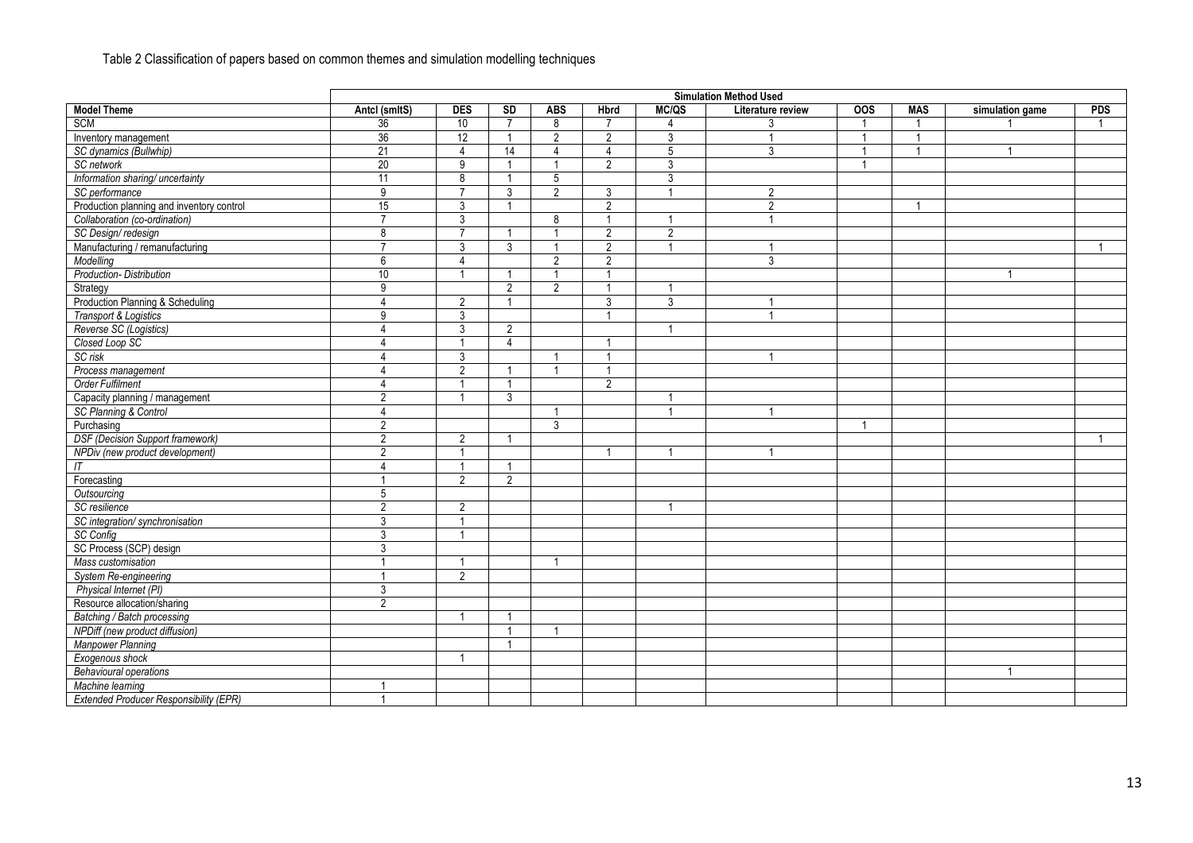Table 2 Classification of papers based on common themes and simulation modelling techniques

| | Simulation Method Used | | | | | | | | | | |
|---|---|---|---|---|---|---|---|---|---|---|---|
| **Model Theme** | **Antcl (smltS)** | **DES** | **SD** | **ABS** | **Hbrd** | **MC/QS** | **Literature review** | **OOS** | **MAS** | **simulation game** | **PDS** |
| SCM | 36 | 10 | 7 | 8 | 7 | 4 | 3 | 1 | 1 | 1 | 1 |
| Inventory management | 36 | 12 | 1 | 2 | 2 | 3 | 1 | 1 | 1 | | |
| *SC dynamics (Bullwhip)* | 21 | 4 | 14 | 4 | 4 | 5 | 3 | 1 | 1 | 1 | |
| *SC network* | 20 | 9 | 1 | 1 | 2 | 3 | | 1 | | | |
| *Information sharing/ uncertainty* | 11 | 8 | 1 | 5 | | 3 | | | | | |
| *SC performance* | 9 | 7 | 3 | 2 | 3 | 1 | 2 | | | | |
| Production planning and inventory control | 15 | 3 | 1 | | 2 | | 2 | | 1 | | |
| *Collaboration (co-ordination)* | 7 | 3 | | 8 | 1 | 1 | 1 | | | | |
| *SC Design/ redesign* | 8 | 7 | 1 | 1 | 2 | 2 | | | | | |
| Manufacturing / remanufacturing | 7 | 3 | 3 | 1 | 2 | 1 | 1 | | | | 1 |
| *Modelling* | 6 | 4 | | 2 | 2 | | 3 | | | | |
| *Production- Distribution* | 10 | 1 | 1 | 1 | 1 | | | | | 1 | |
| Strategy | 9 | | 2 | 2 | 1 | 1 | | | | | |
| Production Planning & Scheduling | 4 | 2 | 1 | | 3 | 3 | 1 | | | | |
| *Transport & Logistics* | 9 | 3 | | | 1 | | 1 | | | | |
| *Reverse SC (Logistics)* | 4 | 3 | 2 | | | 1 | | | | | |
| *Closed Loop SC* | 4 | 1 | 4 | | 1 | | | | | | |
| *SC risk* | 4 | 3 | | 1 | 1 | | 1 | | | | |
| *Process management* | 4 | 2 | 1 | 1 | 1 | | | | | | |
| *Order Fulfilment* | 4 | 1 | 1 | | 2 | | | | | | |
| Capacity planning / management | 2 | 1 | 3 | | | 1 | | | | | |
| *SC Planning & Control* | 4 | | | 1 | | 1 | 1 | | | | |
| Purchasing | 2 | | | 3 | | | | 1 | | | |
| *DSF (Decision Support framework)* | 2 | 2 | 1 | | | | | | | | 1 |
| *NPDiv (new product development)* | 2 | 1 | | | 1 | 1 | 1 | | | | |
| *IT* | 4 | 1 | 1 | | | | | | | | |
| Forecasting | 1 | 2 | 2 | | | | | | | | |
| *Outsourcing* | 5 | | | | | | | | | | |
| *SC resilience* | 2 | 2 | | | | 1 | | | | | |
| *SC integration/ synchronisation* | 3 | 1 | | | | | | | | | |
| *SC Config* | 3 | 1 | | | | | | | | | |
| SC Process (SCP) design | 3 | | | | | | | | | | |
| *Mass customisation* | 1 | 1 | | 1 | | | | | | | |
| *System Re-engineering* | 1 | 2 | | | | | | | | | |
| *Physical Internet (PI)* | 3 | | | | | | | | | | |
| Resource allocation/sharing | 2 | | | | | | | | | | |
| *Batching / Batch processing* | | 1 | 1 | | | | | | | | |
| *NPDiff (new product diffusion)* | | | 1 | 1 | | | | | | | |
| *Manpower Planning* | | | 1 | | | | | | | | |
| *Exogenous shock* | | 1 | | | | | | | | | |
| *Behavioural operations* | | | | | | | | | | 1 | |
| *Machine learning* | 1 | | | | | | | | | | |
| *Extended Producer Responsibility (EPR)* | 1 | | | | | | | | | | |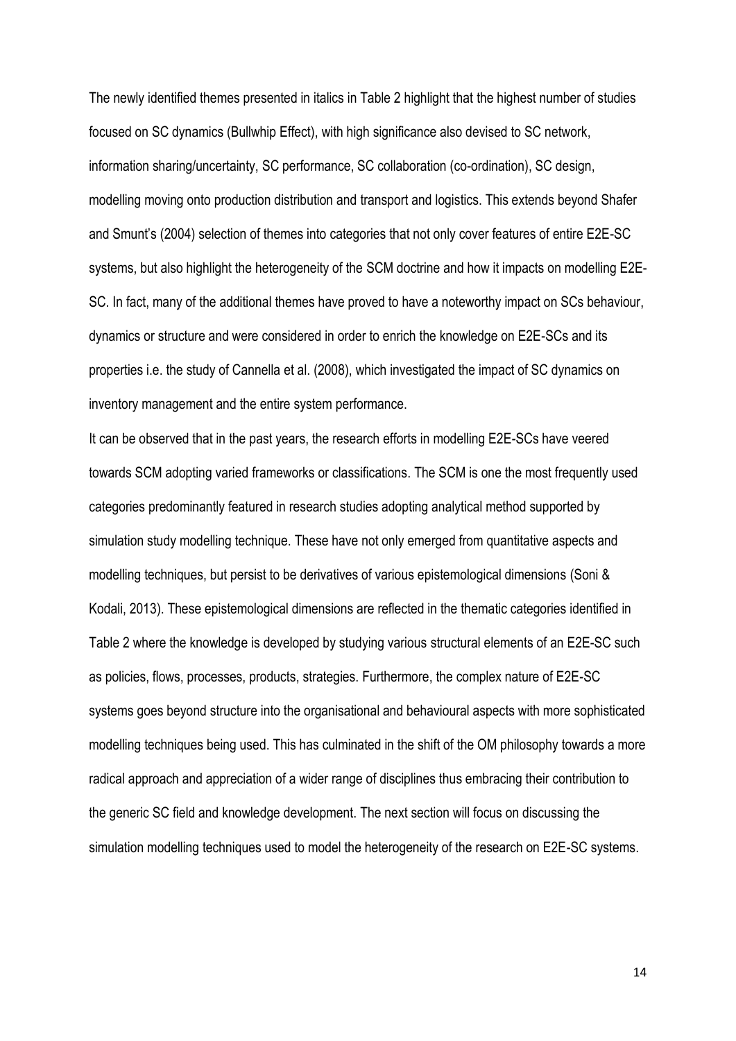The newly identified themes presented in italics in Table 2 highlight that the highest number of studies focused on SC dynamics (Bullwhip Effect), with high significance also devised to SC network, information sharing/uncertainty, SC performance, SC collaboration (co-ordination), SC design, modelling moving onto production distribution and transport and logistics. This extends beyond Shafer and Smunt's (2004) selection of themes into categories that not only cover features of entire E2E-SC systems, but also highlight the heterogeneity of the SCM doctrine and how it impacts on modelling E2E-SC. In fact, many of the additional themes have proved to have a noteworthy impact on SCs behaviour, dynamics or structure and were considered in order to enrich the knowledge on E2E-SCs and its properties i.e. the study of Cannella et al. (2008), which investigated the impact of SC dynamics on inventory management and the entire system performance.

It can be observed that in the past years, the research efforts in modelling E2E-SCs have veered towards SCM adopting varied frameworks or classifications. The SCM is one the most frequently used categories predominantly featured in research studies adopting analytical method supported by simulation study modelling technique. These have not only emerged from quantitative aspects and modelling techniques, but persist to be derivatives of various epistemological dimensions (Soni & Kodali, 2013). These epistemological dimensions are reflected in the thematic categories identified in Table 2 where the knowledge is developed by studying various structural elements of an E2E-SC such as policies, flows, processes, products, strategies. Furthermore, the complex nature of E2E-SC systems goes beyond structure into the organisational and behavioural aspects with more sophisticated modelling techniques being used. This has culminated in the shift of the OM philosophy towards a more radical approach and appreciation of a wider range of disciplines thus embracing their contribution to the generic SC field and knowledge development. The next section will focus on discussing the simulation modelling techniques used to model the heterogeneity of the research on E2E-SC systems.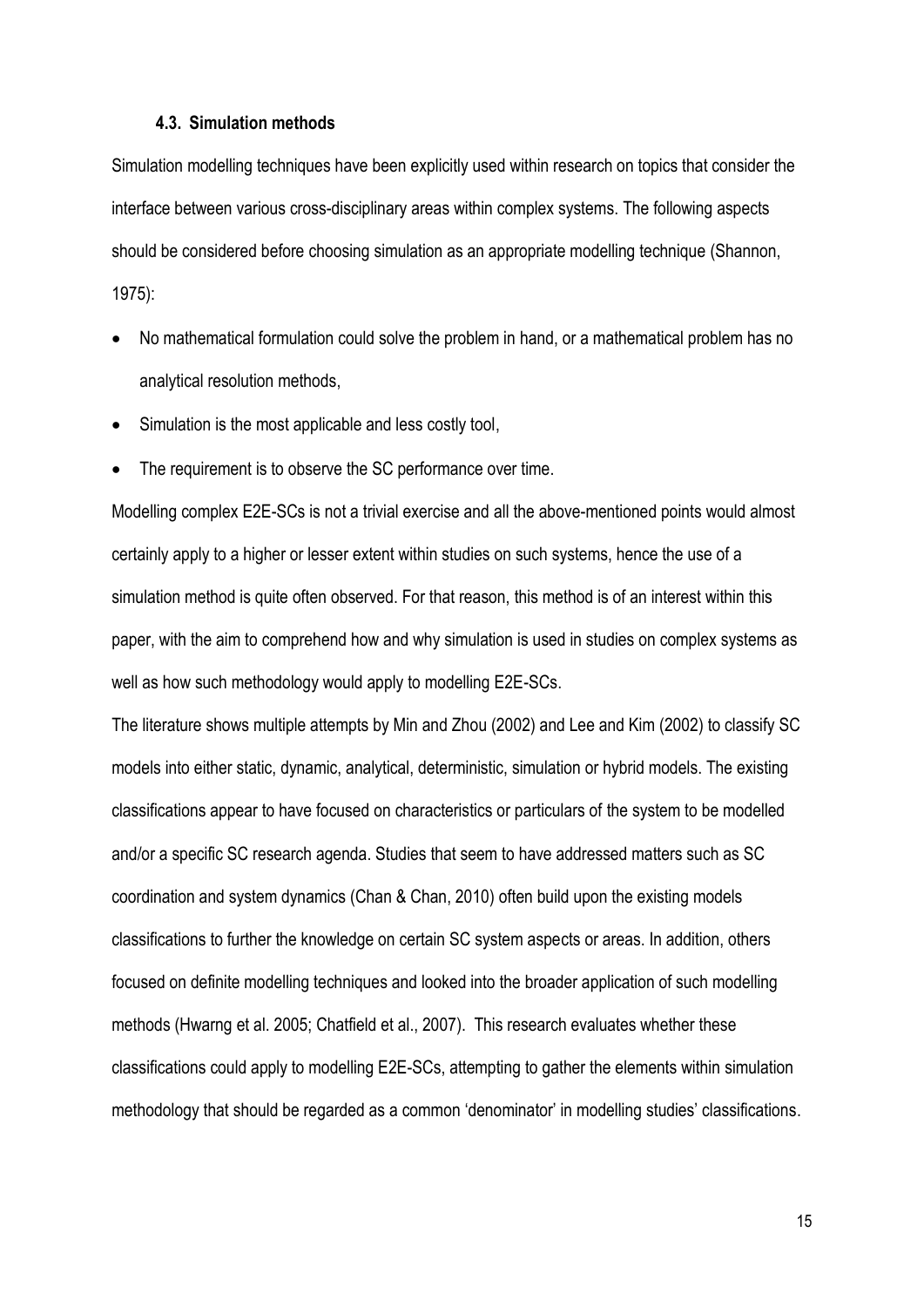### 4.3. Simulation methods

Simulation modelling techniques have been explicitly used within research on topics that consider the interface between various cross-disciplinary areas within complex systems. The following aspects should be considered before choosing simulation as an appropriate modelling technique (Shannon, 1975):

- No mathematical formulation could solve the problem in hand, or a mathematical problem has no analytical resolution methods,
- Simulation is the most applicable and less costly tool,
- The requirement is to observe the SC performance over time.

Modelling complex E2E-SCs is not a trivial exercise and all the above-mentioned points would almost certainly apply to a higher or lesser extent within studies on such systems, hence the use of a simulation method is quite often observed. For that reason, this method is of an interest within this paper, with the aim to comprehend how and why simulation is used in studies on complex systems as well as how such methodology would apply to modelling E2E-SCs.

The literature shows multiple attempts by Min and Zhou (2002) and Lee and Kim (2002) to classify SC models into either static, dynamic, analytical, deterministic, simulation or hybrid models. The existing classifications appear to have focused on characteristics or particulars of the system to be modelled and/or a specific SC research agenda. Studies that seem to have addressed matters such as SC coordination and system dynamics (Chan & Chan, 2010) often build upon the existing models classifications to further the knowledge on certain SC system aspects or areas. In addition, others focused on definite modelling techniques and looked into the broader application of such modelling methods (Hwarng et al. 2005; Chatfield et al., 2007). This research evaluates whether these classifications could apply to modelling E2E-SCs, attempting to gather the elements within simulation methodology that should be regarded as a common 'denominator' in modelling studies' classifications.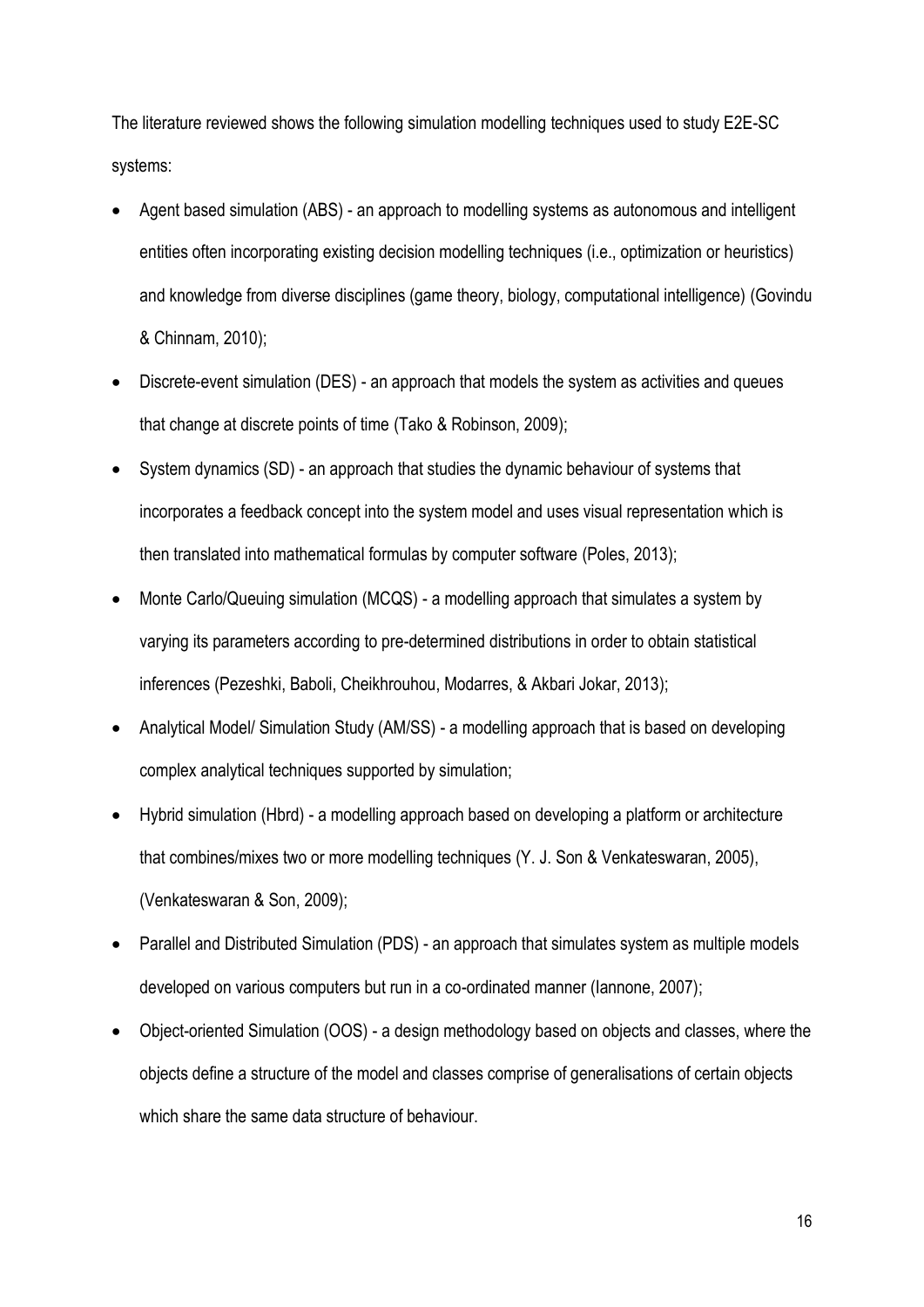The literature reviewed shows the following simulation modelling techniques used to study E2E-SC systems:

- Agent based simulation (ABS) - an approach to modelling systems as autonomous and intelligent entities often incorporating existing decision modelling techniques (i.e., optimization or heuristics) and knowledge from diverse disciplines (game theory, biology, computational intelligence) (Govindu & Chinnam, 2010);
- Discrete-event simulation (DES) - an approach that models the system as activities and queues that change at discrete points of time (Tako & Robinson, 2009);
- System dynamics (SD) - an approach that studies the dynamic behaviour of systems that incorporates a feedback concept into the system model and uses visual representation which is then translated into mathematical formulas by computer software (Poles, 2013);
- Monte Carlo/Queuing simulation (MCQS) - a modelling approach that simulates a system by varying its parameters according to pre-determined distributions in order to obtain statistical inferences (Pezeshki, Baboli, Cheikhrouhou, Modarres, & Akbari Jokar, 2013);
- Analytical Model/ Simulation Study (AM/SS) - a modelling approach that is based on developing complex analytical techniques supported by simulation;
- Hybrid simulation (Hbrd) - a modelling approach based on developing a platform or architecture that combines/mixes two or more modelling techniques (Y. J. Son & Venkateswaran, 2005), (Venkateswaran & Son, 2009);
- Parallel and Distributed Simulation (PDS) - an approach that simulates system as multiple models developed on various computers but run in a co-ordinated manner (Iannone, 2007);
- Object-oriented Simulation (OOS) - a design methodology based on objects and classes, where the objects define a structure of the model and classes comprise of generalisations of certain objects which share the same data structure of behaviour.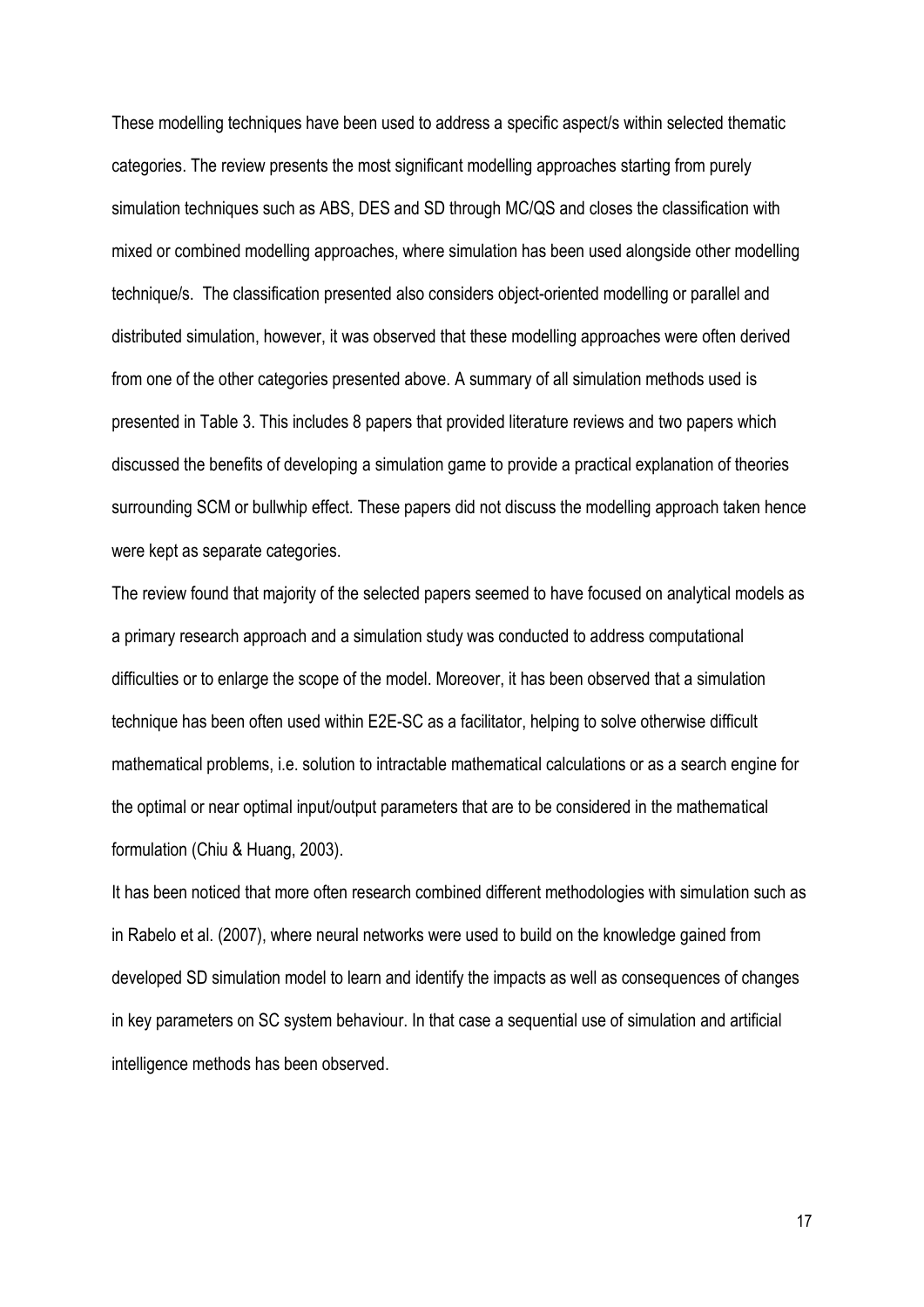These modelling techniques have been used to address a specific aspect/s within selected thematic categories. The review presents the most significant modelling approaches starting from purely simulation techniques such as ABS, DES and SD through MC/QS and closes the classification with mixed or combined modelling approaches, where simulation has been used alongside other modelling technique/s. The classification presented also considers object-oriented modelling or parallel and distributed simulation, however, it was observed that these modelling approaches were often derived from one of the other categories presented above. A summary of all simulation methods used is presented in Table 3. This includes 8 papers that provided literature reviews and two papers which discussed the benefits of developing a simulation game to provide a practical explanation of theories surrounding SCM or bullwhip effect. These papers did not discuss the modelling approach taken hence were kept as separate categories.

The review found that majority of the selected papers seemed to have focused on analytical models as a primary research approach and a simulation study was conducted to address computational difficulties or to enlarge the scope of the model. Moreover, it has been observed that a simulation technique has been often used within E2E-SC as a facilitator, helping to solve otherwise difficult mathematical problems, i.e. solution to intractable mathematical calculations or as a search engine for the optimal or near optimal input/output parameters that are to be considered in the mathematical formulation (Chiu & Huang, 2003).

It has been noticed that more often research combined different methodologies with simulation such as in Rabelo et al. (2007), where neural networks were used to build on the knowledge gained from developed SD simulation model to learn and identify the impacts as well as consequences of changes in key parameters on SC system behaviour. In that case a sequential use of simulation and artificial intelligence methods has been observed.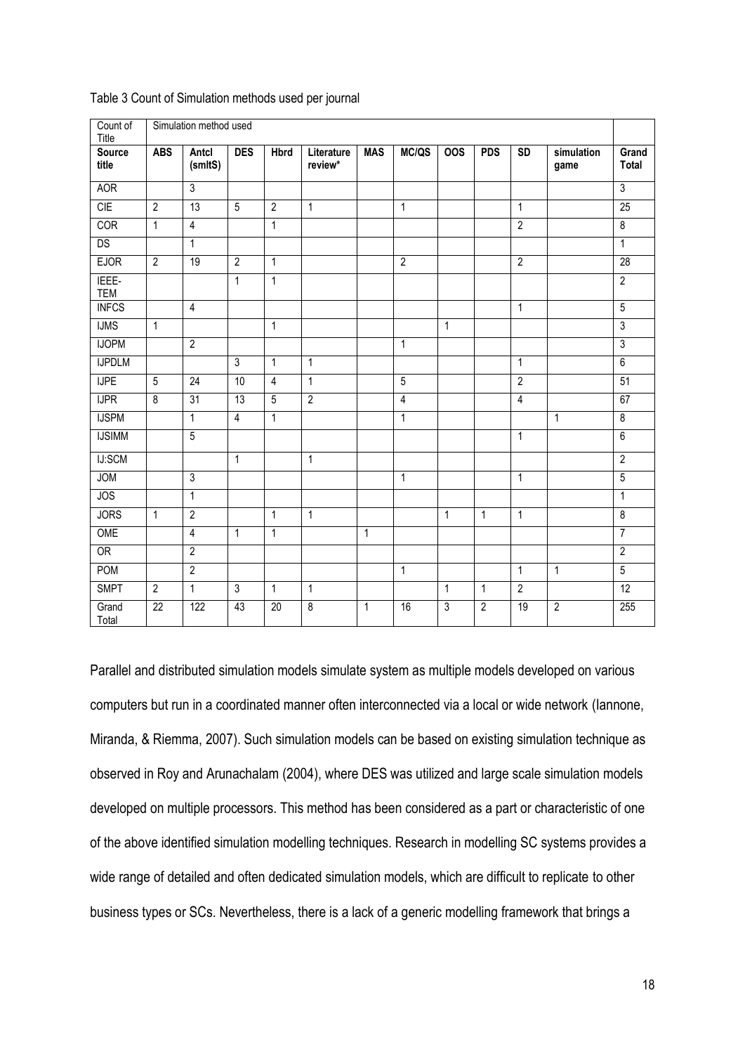Table 3 Count of Simulation methods used per journal

| Count of Title | Simulation method used | | | | | | | | | | | |
|---|---|---|---|---|---|---|---|---|---|---|---|---|
| **Source title** | **ABS** | **Antcl (smltS)** | **DES** | **Hbrd** | **Literature review*** | **MAS** | **MC/QS** | **OOS** | **PDS** | **SD** | **simulation game** | **Grand Total** |
| AOR | | 3 | | | | | | | | | | 3 |
| CIE | 2 | 13 | 5 | 2 | 1 | | 1 | | | 1 | | 25 |
| COR | 1 | 4 | | 1 | | | | | | 2 | | 8 |
| DS | | 1 | | | | | | | | | | 1 |
| EJOR | 2 | 19 | 2 | 1 | | | 2 | | | 2 | | 28 |
| IEEE-TEM | | | 1 | 1 | | | | | | | | 2 |
| INFCS | | 4 | | | | | | | | 1 | | 5 |
| IJMS | 1 | | | 1 | | | | 1 | | | | 3 |
| IJOPM | | 2 | | | | | 1 | | | | | 3 |
| IJPDLM | | | 3 | 1 | 1 | | | | | 1 | | 6 |
| IJPE | 5 | 24 | 10 | 4 | 1 | | 5 | | | 2 | | 51 |
| IJPR | 8 | 31 | 13 | 5 | 2 | | 4 | | | 4 | | 67 |
| IJSPM | | 1 | 4 | 1 | | | 1 | | | | 1 | 8 |
| IJSIMM | | 5 | | | | | | | | 1 | | 6 |
| IJ:SCM | | | 1 | | 1 | | | | | | | 2 |
| JOM | | 3 | | | | | 1 | | | 1 | | 5 |
| JOS | | 1 | | | | | | | | | | 1 |
| JORS | 1 | 2 | | 1 | 1 | | | 1 | 1 | 1 | | 8 |
| OME | | 4 | 1 | 1 | | 1 | | | | | | 7 |
| OR | | 2 | | | | | | | | | | 2 |
| POM | | 2 | | | | | 1 | | | 1 | 1 | 5 |
| SMPT | 2 | 1 | 3 | 1 | 1 | | | 1 | 1 | 2 | | 12 |
| Grand Total | 22 | 122 | 43 | 20 | 8 | 1 | 16 | 3 | 2 | 19 | 2 | 255 |

Parallel and distributed simulation models simulate system as multiple models developed on various computers but run in a coordinated manner often interconnected via a local or wide network (Iannone, Miranda, & Riemma, 2007). Such simulation models can be based on existing simulation technique as observed in Roy and Arunachalam (2004), where DES was utilized and large scale simulation models developed on multiple processors. This method has been considered as a part or characteristic of one of the above identified simulation modelling techniques. Research in modelling SC systems provides a wide range of detailed and often dedicated simulation models, which are difficult to replicate to other business types or SCs. Nevertheless, there is a lack of a generic modelling framework that brings a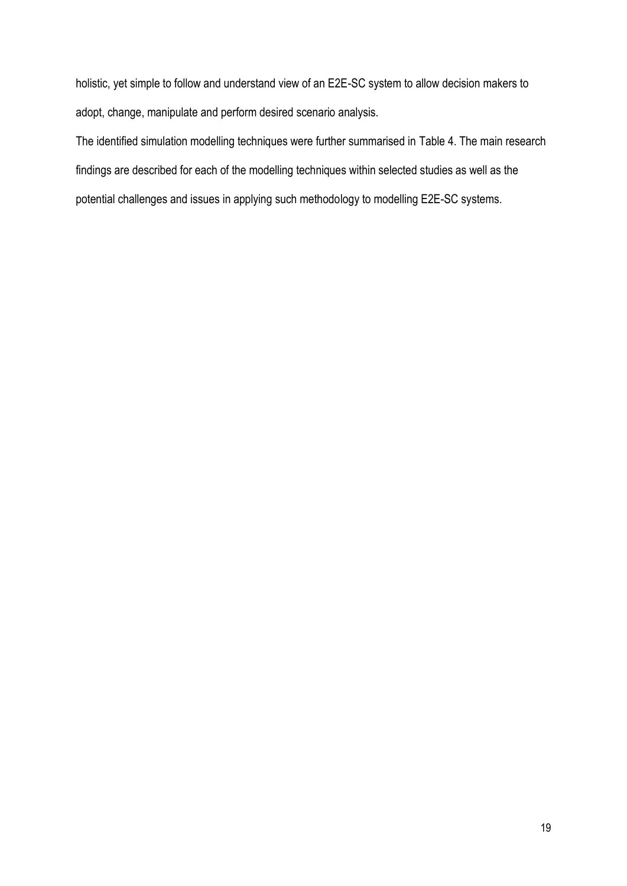holistic, yet simple to follow and understand view of an E2E-SC system to allow decision makers to adopt, change, manipulate and perform desired scenario analysis.

The identified simulation modelling techniques were further summarised in Table 4. The main research findings are described for each of the modelling techniques within selected studies as well as the potential challenges and issues in applying such methodology to modelling E2E-SC systems.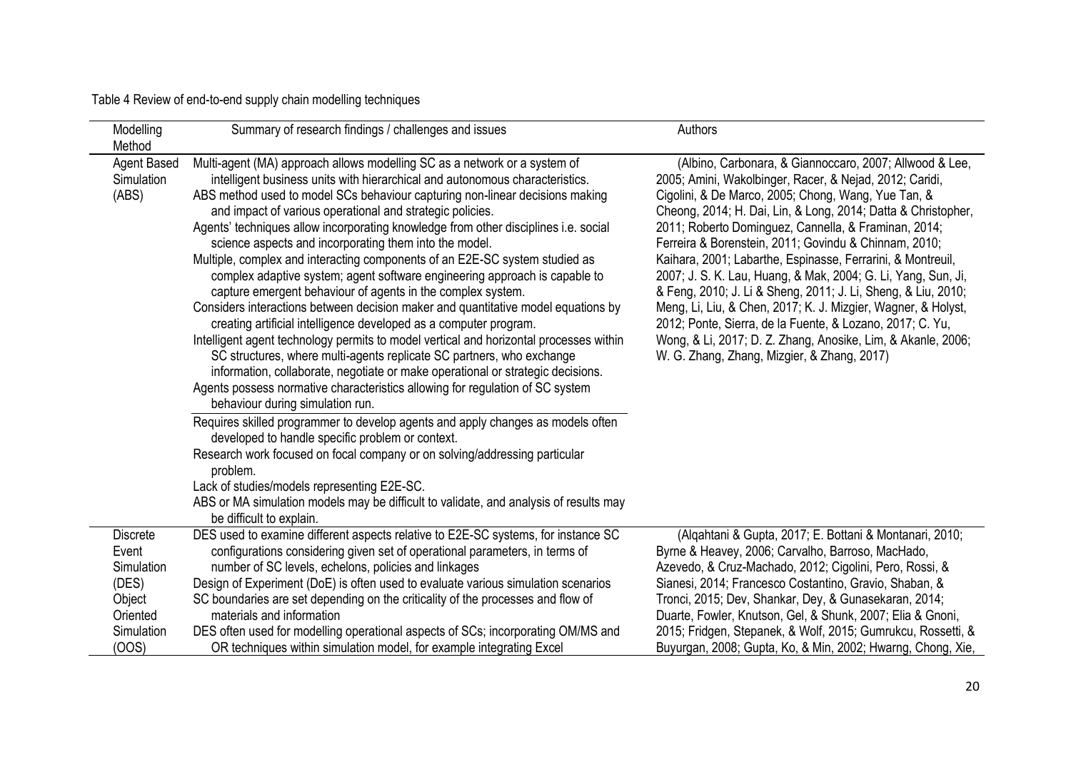Table 4 Review of end-to-end supply chain modelling techniques

| Modelling Method | Summary of research findings / challenges and issues | Authors |
|---|---|---|
| Agent Based Simulation (ABS) | Multi-agent (MA) approach allows modelling SC as a network or a system of intelligent business units with hierarchical and autonomous characteristics.<br>ABS method used to model SCs behaviour capturing non-linear decisions making and impact of various operational and strategic policies.<br>Agents' techniques allow incorporating knowledge from other disciplines i.e. social science aspects and incorporating them into the model.<br>Multiple, complex and interacting components of an E2E-SC system studied as complex adaptive system; agent software engineering approach is capable to capture emergent behaviour of agents in the complex system.<br>Considers interactions between decision maker and quantitative model equations by creating artificial intelligence developed as a computer program.<br>Intelligent agent technology permits to model vertical and horizontal processes within SC structures, where multi-agents replicate SC partners, who exchange information, collaborate, negotiate or make operational or strategic decisions.<br>Agents possess normative characteristics allowing for regulation of SC system behaviour during simulation run.<br>Requires skilled programmer to develop agents and apply changes as models often developed to handle specific problem or context.<br>Research work focused on focal company or on solving/addressing particular problem.<br>Lack of studies/models representing E2E-SC.<br>ABS or MA simulation models may be difficult to validate, and analysis of results may be difficult to explain. | (Albino, Carbonara, & Giannoccaro, 2007; Allwood & Lee, 2005; Amini, Wakolbinger, Racer, & Nejad, 2012; Caridi, Cigolini, & De Marco, 2005; Chong, Wang, Yue Tan, & Cheong, 2014; H. Dai, Lin, & Long, 2014; Datta & Christopher, 2011; Roberto Dominguez, Cannella, & Framinan, 2014; Ferreira & Borenstein, 2011; Govindu & Chinnam, 2010; Kaihara, 2001; Labarthe, Espinasse, Ferrarini, & Montreuil, 2007; J. S. K. Lau, Huang, & Mak, 2004; G. Li, Yang, Sun, Ji, & Feng, 2010; J. Li & Sheng, 2011; J. Li, Sheng, & Liu, 2010; Meng, Li, Liu, & Chen, 2017; K. J. Mizgier, Wagner, & Holyst, 2012; Ponte, Sierra, de la Fuente, & Lozano, 2017; C. Yu, Wong, & Li, 2017; D. Z. Zhang, Anosike, Lim, & Akanle, 2006; W. G. Zhang, Zhang, Mizgier, & Zhang, 2017) |
| Discrete Event Simulation (DES) Object Oriented Simulation (OOS) | DES used to examine different aspects relative to E2E-SC systems, for instance SC configurations considering given set of operational parameters, in terms of number of SC levels, echelons, policies and linkages<br>Design of Experiment (DoE) is often used to evaluate various simulation scenarios<br>SC boundaries are set depending on the criticality of the processes and flow of materials and information<br>DES often used for modelling operational aspects of SCs; incorporating OM/MS and OR techniques within simulation model, for example integrating Excel | (Alqahtani & Gupta, 2017; E. Bottani & Montanari, 2010; Byrne & Heavey, 2006; Carvalho, Barroso, MacHado, Azevedo, & Cruz-Machado, 2012; Cigolini, Pero, Rossi, & Sianesi, 2014; Francesco Costantino, Gravio, Shaban, & Tronci, 2015; Dev, Shankar, Dey, & Gunasekaran, 2014; Duarte, Fowler, Knutson, Gel, & Shunk, 2007; Elia & Gnoni, 2015; Fridgen, Stepanek, & Wolf, 2015; Gumrukcu, Rossetti, & Buyurgan, 2008; Gupta, Ko, & Min, 2002; Hwarng, Chong, Xie, |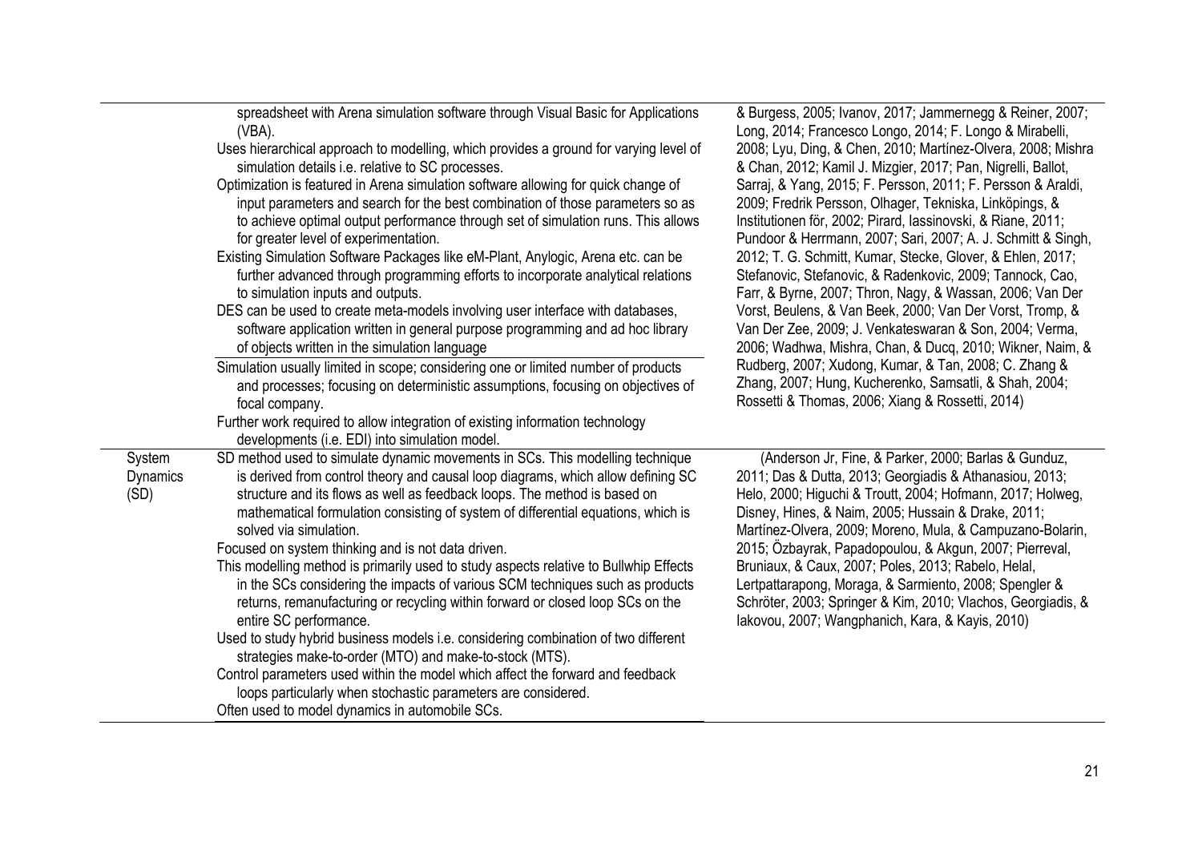| | | |
|---|---|---|
| | spreadsheet with Arena simulation software through Visual Basic for Applications (VBA).<br>Uses hierarchical approach to modelling, which provides a ground for varying level of simulation details i.e. relative to SC processes.<br>Optimization is featured in Arena simulation software allowing for quick change of input parameters and search for the best combination of those parameters so as to achieve optimal output performance through set of simulation runs. This allows for greater level of experimentation.<br>Existing Simulation Software Packages like eM-Plant, Anylogic, Arena etc. can be further advanced through programming efforts to incorporate analytical relations to simulation inputs and outputs.<br>DES can be used to create meta-models involving user interface with databases, software application written in general purpose programming and ad hoc library of objects written in the simulation language<br>Simulation usually limited in scope; considering one or limited number of products and processes; focusing on deterministic assumptions, focusing on objectives of focal company.<br>Further work required to allow integration of existing information technology developments (i.e. EDI) into simulation model. | & Burgess, 2005; Ivanov, 2017; Jammernegg & Reiner, 2007; Long, 2014; Francesco Longo, 2014; F. Longo & Mirabelli, 2008; Lyu, Ding, & Chen, 2010; Martínez-Olvera, 2008; Mishra & Chan, 2012; Kamil J. Mizgier, 2017; Pan, Nigrelli, Ballot, Sarraj, & Yang, 2015; F. Persson, 2011; F. Persson & Araldi, 2009; Fredrik Persson, Olhager, Tekniska, Linköpings, & Institutionen för, 2002; Pirard, Iassinovski, & Riane, 2011; Pundoor & Herrmann, 2007; Sari, 2007; A. J. Schmitt & Singh, 2012; T. G. Schmitt, Kumar, Stecke, Glover, & Ehlen, 2017; Stefanovic, Stefanovic, & Radenkovic, 2009; Tannock, Cao, Farr, & Byrne, 2007; Thron, Nagy, & Wassan, 2006; Van Der Vorst, Beulens, & Van Beek, 2000; Van Der Vorst, Tromp, & Van Der Zee, 2009; J. Venkateswaran & Son, 2004; Verma, 2006; Wadhwa, Mishra, Chan, & Ducq, 2010; Wikner, Naim, & Rudberg, 2007; Xudong, Kumar, & Tan, 2008; C. Zhang & Zhang, 2007; Hung, Kucherenko, Samsatli, & Shah, 2004; Rossetti & Thomas, 2006; Xiang & Rossetti, 2014) |
| System Dynamics (SD) | SD method used to simulate dynamic movements in SCs. This modelling technique is derived from control theory and causal loop diagrams, which allow defining SC structure and its flows as well as feedback loops. The method is based on mathematical formulation consisting of system of differential equations, which is solved via simulation.<br>Focused on system thinking and is not data driven.<br>This modelling method is primarily used to study aspects relative to Bullwhip Effects in the SCs considering the impacts of various SCM techniques such as products returns, remanufacturing or recycling within forward or closed loop SCs on the entire SC performance.<br>Used to study hybrid business models i.e. considering combination of two different strategies make-to-order (MTO) and make-to-stock (MTS).<br>Control parameters used within the model which affect the forward and feedback loops particularly when stochastic parameters are considered.<br>Often used to model dynamics in automobile SCs. | (Anderson Jr, Fine, & Parker, 2000; Barlas & Gunduz, 2011; Das & Dutta, 2013; Georgiadis & Athanasiou, 2013; Helo, 2000; Higuchi & Troutt, 2004; Hofmann, 2017; Holweg, Disney, Hines, & Naim, 2005; Hussain & Drake, 2011; Martínez-Olvera, 2009; Moreno, Mula, & Campuzano-Bolarin, 2015; Özbayrak, Papadopoulou, & Akgun, 2007; Pierreval, Bruniaux, & Caux, 2007; Poles, 2013; Rabelo, Helal, Lertpattarapong, Moraga, & Sarmiento, 2008; Spengler & Schröter, 2003; Springer & Kim, 2010; Vlachos, Georgiadis, & Iakovou, 2007; Wangphanich, Kara, & Kayis, 2010) |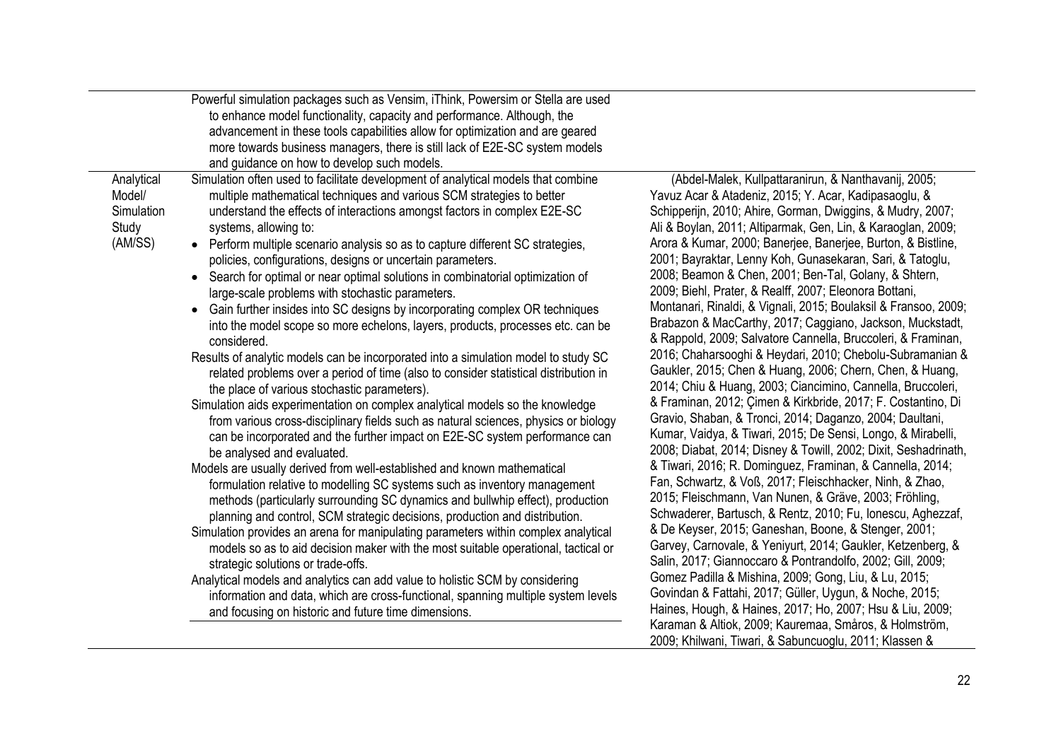| | | |
|---|---|---|
| | Powerful simulation packages such as Vensim, iThink, Powersim or Stella are used to enhance model functionality, capacity and performance. Although, the advancement in these tools capabilities allow for optimization and are geared more towards business managers, there is still lack of E2E-SC system models and guidance on how to develop such models. | |
| Analytical Model/ Simulation Study (AM/SS) | Simulation often used to facilitate development of analytical models that combine multiple mathematical techniques and various SCM strategies to better understand the effects of interactions amongst factors in complex E2E-SC systems, allowing to:<br>• Perform multiple scenario analysis so as to capture different SC strategies, policies, configurations, designs or uncertain parameters.<br>• Search for optimal or near optimal solutions in combinatorial optimization of large-scale problems with stochastic parameters.<br>• Gain further insides into SC designs by incorporating complex OR techniques into the model scope so more echelons, layers, products, processes etc. can be considered.<br>Results of analytic models can be incorporated into a simulation model to study SC related problems over a period of time (also to consider statistical distribution in the place of various stochastic parameters).<br>Simulation aids experimentation on complex analytical models so the knowledge from various cross-disciplinary fields such as natural sciences, physics or biology can be incorporated and the further impact on E2E-SC system performance can be analysed and evaluated.<br>Models are usually derived from well-established and known mathematical formulation relative to modelling SC systems such as inventory management methods (particularly surrounding SC dynamics and bullwhip effect), production planning and control, SCM strategic decisions, production and distribution.<br>Simulation provides an arena for manipulating parameters within complex analytical models so as to aid decision maker with the most suitable operational, tactical or strategic solutions or trade-offs.<br>Analytical models and analytics can add value to holistic SCM by considering information and data, which are cross-functional, spanning multiple system levels and focusing on historic and future time dimensions. | (Abdel-Malek, Kullpattaranirun, & Nanthavanij, 2005; Yavuz Acar & Atadeniz, 2015; Y. Acar, Kadipasaoglu, & Schipperijn, 2010; Ahire, Gorman, Dwiggins, & Mudry, 2007; Ali & Boylan, 2011; Altiparmak, Gen, Lin, & Karaoglan, 2009; Arora & Kumar, 2000; Banerjee, Banerjee, Burton, & Bistline, 2001; Bayraktar, Lenny Koh, Gunasekaran, Sari, & Tatoglu, 2008; Beamon & Chen, 2001; Ben-Tal, Golany, & Shtern, 2009; Biehl, Prater, & Realff, 2007; Eleonora Bottani, Montanari, Rinaldi, & Vignali, 2015; Boulaksil & Fransoo, 2009; Brabazon & MacCarthy, 2017; Caggiano, Jackson, Muckstadt, & Rappold, 2009; Salvatore Cannella, Bruccoleri, & Framinan, 2016; Chaharsooghi & Heydari, 2010; Chebolu-Subramanian & Gaukler, 2015; Chen & Huang, 2006; Chern, Chen, & Huang, 2014; Chiu & Huang, 2003; Ciancimino, Cannella, Bruccoleri, & Framinan, 2012; Çimen & Kirkbride, 2017; F. Costantino, Di Gravio, Shaban, & Tronci, 2014; Daganzo, 2004; Daultani, Kumar, Vaidya, & Tiwari, 2015; De Sensi, Longo, & Mirabelli, 2008; Diabat, 2014; Disney & Towill, 2002; Dixit, Seshadrinath, & Tiwari, 2016; R. Dominguez, Framinan, & Cannella, 2014; Fan, Schwartz, & Voß, 2017; Fleischhacker, Ninh, & Zhao, 2015; Fleischmann, Van Nunen, & Gräve, 2003; Fröhling, Schwaderer, Bartusch, & Rentz, 2010; Fu, Ionescu, Aghezzaf, & De Keyser, 2015; Ganeshan, Boone, & Stenger, 2001; Garvey, Carnovale, & Yeniyurt, 2014; Gaukler, Ketzenberg, & Salin, 2017; Giannoccaro & Pontrandolfo, 2002; Gill, 2009; Gomez Padilla & Mishina, 2009; Gong, Liu, & Lu, 2015; Govindan & Fattahi, 2017; Güller, Uygun, & Noche, 2015; Haines, Hough, & Haines, 2017; Ho, 2007; Hsu & Liu, 2009; Karaman & Altiok, 2009; Kauremaa, Småros, & Holmström, 2009; Khilwani, Tiwari, & Sabuncuoglu, 2011; Klassen & |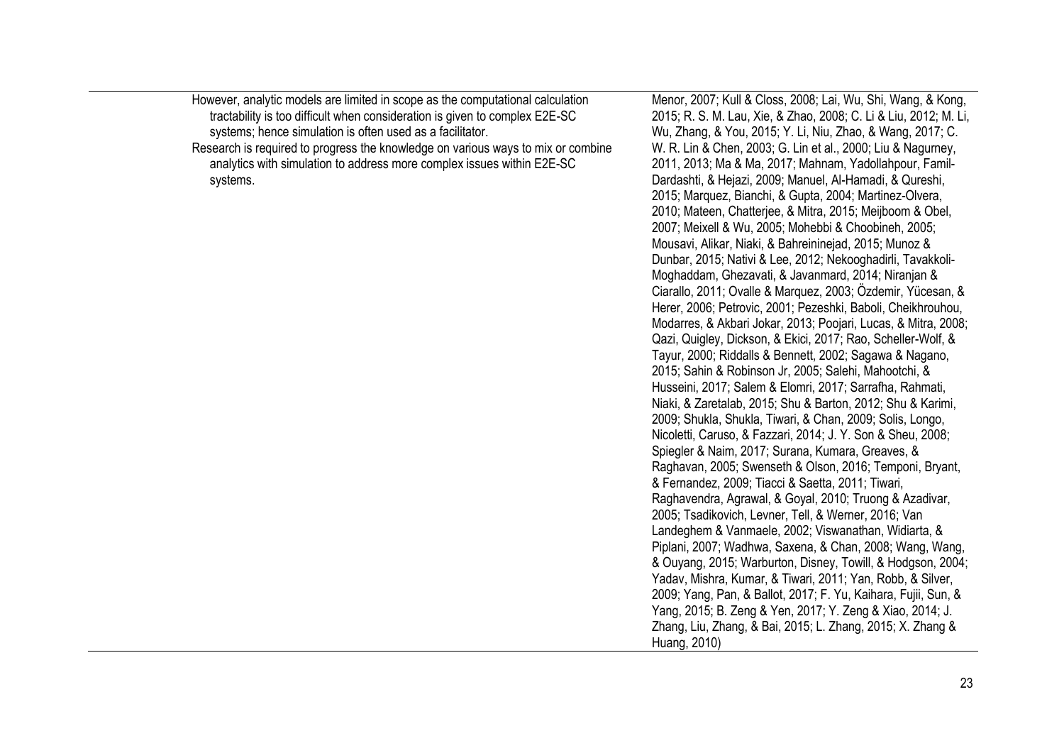| | | |
|---|---|---|
| | However, analytic models are limited in scope as the computational calculation tractability is too difficult when consideration is given to complex E2E-SC systems; hence simulation is often used as a facilitator. Research is required to progress the knowledge on various ways to mix or combine analytics with simulation to address more complex issues within E2E-SC systems. | Menor, 2007; Kull & Closs, 2008; Lai, Wu, Shi, Wang, & Kong, 2015; R. S. M. Lau, Xie, & Zhao, 2008; C. Li & Liu, 2012; M. Li, Wu, Zhang, & You, 2015; Y. Li, Niu, Zhao, & Wang, 2017; C. W. R. Lin & Chen, 2003; G. Lin et al., 2000; Liu & Nagurney, 2011, 2013; Ma & Ma, 2017; Mahnam, Yadollahpour, Famil-Dardashti, & Hejazi, 2009; Manuel, Al-Hamadi, & Qureshi, 2015; Marquez, Bianchi, & Gupta, 2004; Martinez-Olvera, 2010; Mateen, Chatterjee, & Mitra, 2015; Meijboom & Obel, 2007; Meixell & Wu, 2005; Mohebbi & Choobineh, 2005; Mousavi, Alikar, Niaki, & Bahreininejad, 2015; Munoz & Dunbar, 2015; Nativi & Lee, 2012; Nekooghadirli, Tavakkoli-Moghaddam, Ghezavati, & Javanmard, 2014; Niranjan & Ciarallo, 2011; Ovalle & Marquez, 2003; Özdemir, Yücesan, & Herer, 2006; Petrovic, 2001; Pezeshki, Baboli, Cheikhrouhou, Modarres, & Akbari Jokar, 2013; Poojari, Lucas, & Mitra, 2008; Qazi, Quigley, Dickson, & Ekici, 2017; Rao, Scheller-Wolf, & Tayur, 2000; Riddalls & Bennett, 2002; Sagawa & Nagano, 2015; Sahin & Robinson Jr, 2005; Salehi, Mahootchi, & Husseini, 2017; Salem & Elomri, 2017; Sarrafha, Rahmati, Niaki, & Zaretalab, 2015; Shu & Barton, 2012; Shu & Karimi, 2009; Shukla, Shukla, Tiwari, & Chan, 2009; Solis, Longo, Nicoletti, Caruso, & Fazzari, 2014; J. Y. Son & Sheu, 2008; Spiegler & Naim, 2017; Surana, Kumara, Greaves, & Raghavan, 2005; Swenseth & Olson, 2016; Temponi, Bryant, & Fernandez, 2009; Tiacci & Saetta, 2011; Tiwari, Raghavendra, Agrawal, & Goyal, 2010; Truong & Azadivar, 2005; Tsadikovich, Levner, Tell, & Werner, 2016; Van Landeghem & Vanmaele, 2002; Viswanathan, Widiarta, & Piplani, 2007; Wadhwa, Saxena, & Chan, 2008; Wang, Wang, & Ouyang, 2015; Warburton, Disney, Towill, & Hodgson, 2004; Yadav, Mishra, Kumar, & Tiwari, 2011; Yan, Robb, & Silver, 2009; Yang, Pan, & Ballot, 2017; F. Yu, Kaihara, Fujii, Sun, & Yang, 2015; B. Zeng & Yen, 2017; Y. Zeng & Xiao, 2014; J. Zhang, Liu, Zhang, & Bai, 2015; L. Zhang, 2015; X. Zhang & Huang, 2010) |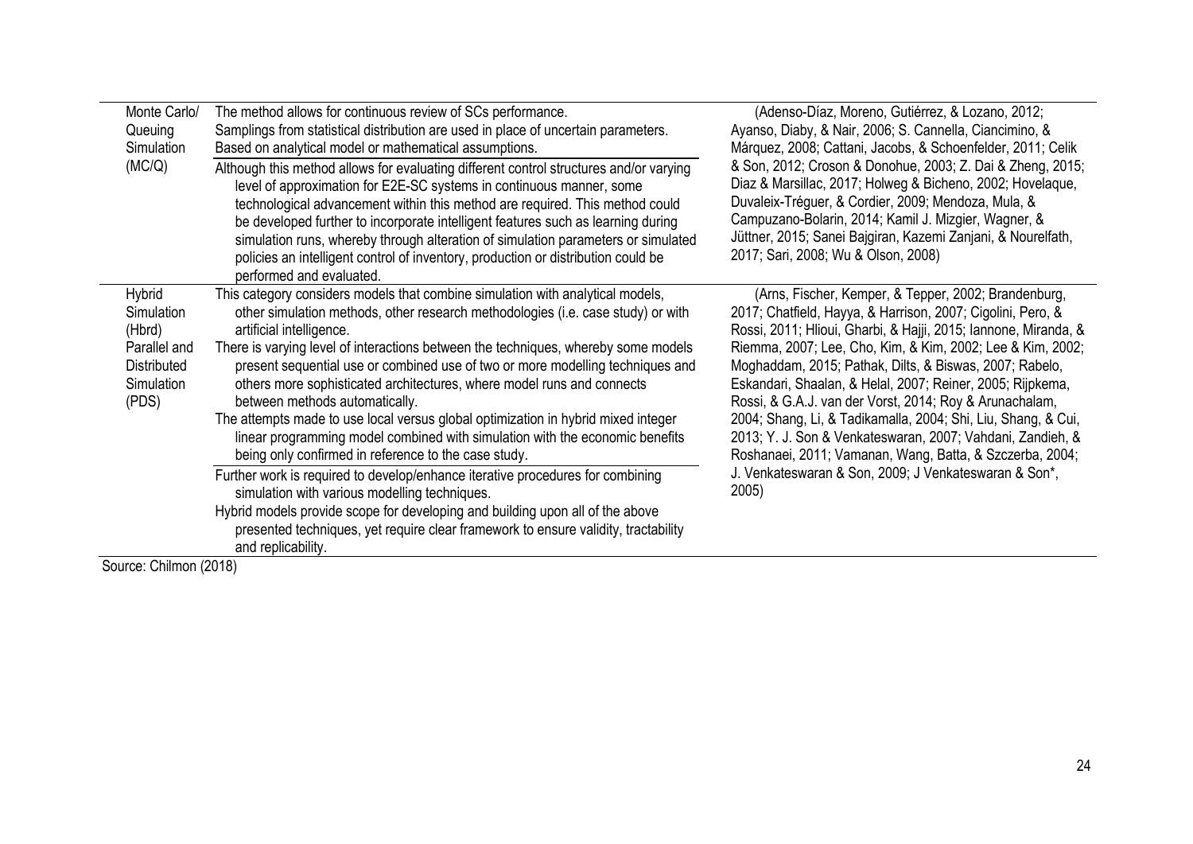| | | |
|---|---|---|
| Monte Carlo/ Queuing Simulation (MC/Q) | The method allows for continuous review of SCs performance.<br>Samplings from statistical distribution are used in place of uncertain parameters.<br>Based on analytical model or mathematical assumptions.<br>Although this method allows for evaluating different control structures and/or varying level of approximation for E2E-SC systems in continuous manner, some technological advancement within this method are required. This method could be developed further to incorporate intelligent features such as learning during simulation runs, whereby through alteration of simulation parameters or simulated policies an intelligent control of inventory, production or distribution could be performed and evaluated. | (Adenso-Díaz, Moreno, Gutiérrez, & Lozano, 2012; Ayanso, Diaby, & Nair, 2006; S. Cannella, Ciancimino, & Márquez, 2008; Cattani, Jacobs, & Schoenfelder, 2011; Celik & Son, 2012; Croson & Donohue, 2003; Z. Dai & Zheng, 2015; Diaz & Marsillac, 2017; Holweg & Bicheno, 2002; Hovelaque, Duvaleix-Tréguer, & Cordier, 2009; Mendoza, Mula, & Campuzano-Bolarin, 2014; Kamil J. Mizgier, Wagner, & Jüttner, 2015; Sanei Bajgiran, Kazemi Zanjani, & Nourelfath, 2017; Sari, 2008; Wu & Olson, 2008) |
| Hybrid Simulation (Hbrd)<br>Parallel and Distributed Simulation (PDS) | This category considers models that combine simulation with analytical models, other simulation methods, other research methodologies (i.e. case study) or with artificial intelligence.<br>There is varying level of interactions between the techniques, whereby some models present sequential use or combined use of two or more modelling techniques and others more sophisticated architectures, where model runs and connects between methods automatically.<br>The attempts made to use local versus global optimization in hybrid mixed integer linear programming model combined with simulation with the economic benefits being only confirmed in reference to the case study.<br>Further work is required to develop/enhance iterative procedures for combining simulation with various modelling techniques.<br>Hybrid models provide scope for developing and building upon all of the above presented techniques, yet require clear framework to ensure validity, tractability and replicability. | (Arns, Fischer, Kemper, & Tepper, 2002; Brandenburg, 2017; Chatfield, Hayya, & Harrison, 2007; Cigolini, Pero, & Rossi, 2011; Hlioui, Gharbi, & Hajji, 2015; Iannone, Miranda, & Riemma, 2007; Lee, Cho, Kim, & Kim, 2002; Lee & Kim, 2002; Moghaddam, 2015; Pathak, Dilts, & Biswas, 2007; Rabelo, Eskandari, Shaalan, & Helal, 2007; Reiner, 2005; Rijpkema, Rossi, & G.A.J. van der Vorst, 2014; Roy & Arunachalam, 2004; Shang, Li, & Tadikamalla, 2004; Shi, Liu, Shang, & Cui, 2013; Y. J. Son & Venkateswaran, 2007; Vahdani, Zandieh, & Roshanaei, 2011; Vamanan, Wang, Batta, & Szczerba, 2004; J. Venkateswaran & Son, 2009; J Venkateswaran & Son*, 2005) |

Source: Chilmon (2018)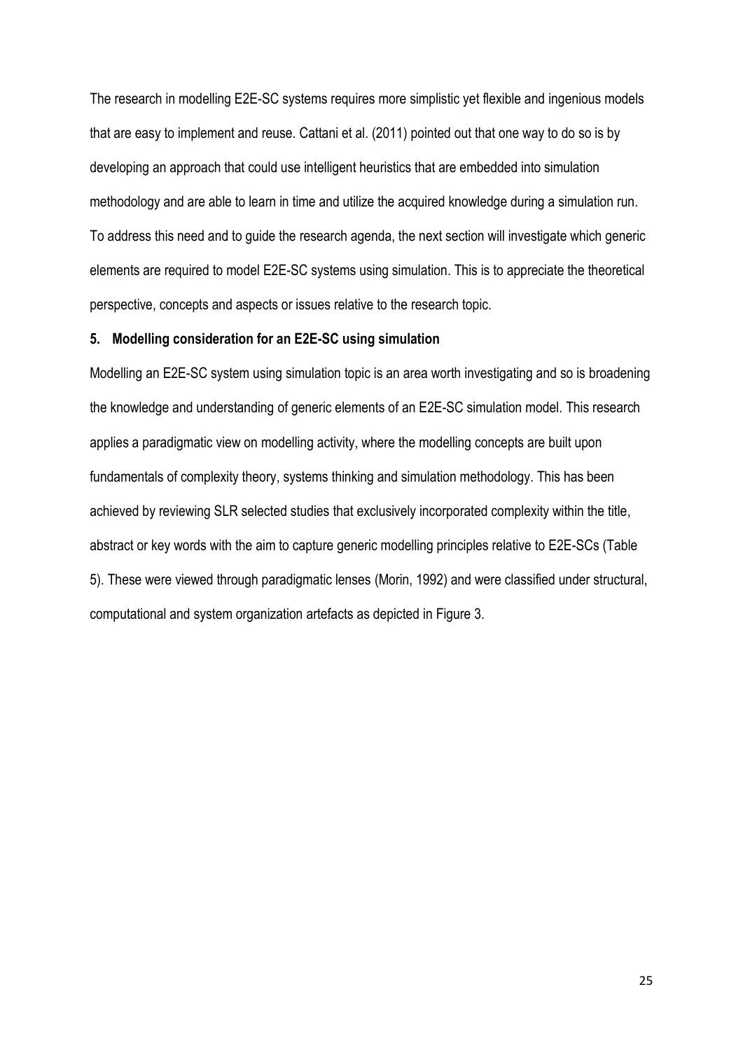The research in modelling E2E-SC systems requires more simplistic yet flexible and ingenious models that are easy to implement and reuse. Cattani et al. (2011) pointed out that one way to do so is by developing an approach that could use intelligent heuristics that are embedded into simulation methodology and are able to learn in time and utilize the acquired knowledge during a simulation run. To address this need and to guide the research agenda, the next section will investigate which generic elements are required to model E2E-SC systems using simulation. This is to appreciate the theoretical perspective, concepts and aspects or issues relative to the research topic.

## 5. Modelling consideration for an E2E-SC using simulation

Modelling an E2E-SC system using simulation topic is an area worth investigating and so is broadening the knowledge and understanding of generic elements of an E2E-SC simulation model. This research applies a paradigmatic view on modelling activity, where the modelling concepts are built upon fundamentals of complexity theory, systems thinking and simulation methodology. This has been achieved by reviewing SLR selected studies that exclusively incorporated complexity within the title, abstract or key words with the aim to capture generic modelling principles relative to E2E-SCs (Table 5). These were viewed through paradigmatic lenses (Morin, 1992) and were classified under structural, computational and system organization artefacts as depicted in Figure 3.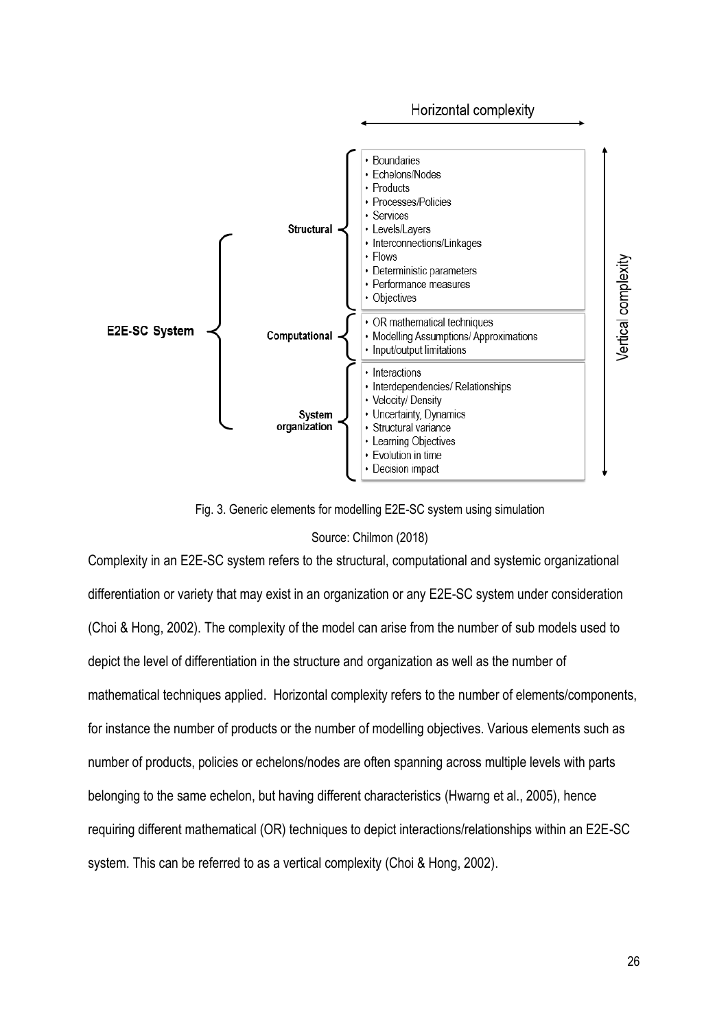Horizontal complexity

**E2E-SC System**

- **Structural**
  - Boundaries
  - Echelons/Nodes
  - Products
  - Processes/Policies
  - Services
  - Levels/Layers
  - Interconnections/Linkages
  - Flows
  - Deterministic parameters
  - Performance measures
  - Objectives
- **Computational**
  - OR mathematical techniques
  - Modelling Assumptions/ Approximations
  - Input/output limitations
- **System organization**
  - Interactions
  - Interdependencies/ Relationships
  - Velocity/ Density
  - Uncertainty, Dynamics
  - Structural variance
  - Learning Objectives
  - Evolution in time
  - Decision impact

Vertical complexity

Fig. 3. Generic elements for modelling E2E-SC system using simulation

Source: Chilmon (2018)

Complexity in an E2E-SC system refers to the structural, computational and systemic organizational differentiation or variety that may exist in an organization or any E2E-SC system under consideration (Choi & Hong, 2002). The complexity of the model can arise from the number of sub models used to depict the level of differentiation in the structure and organization as well as the number of mathematical techniques applied. Horizontal complexity refers to the number of elements/components, for instance the number of products or the number of modelling objectives. Various elements such as number of products, policies or echelons/nodes are often spanning across multiple levels with parts belonging to the same echelon, but having different characteristics (Hwarng et al., 2005), hence requiring different mathematical (OR) techniques to depict interactions/relationships within an E2E-SC system. This can be referred to as a vertical complexity (Choi & Hong, 2002).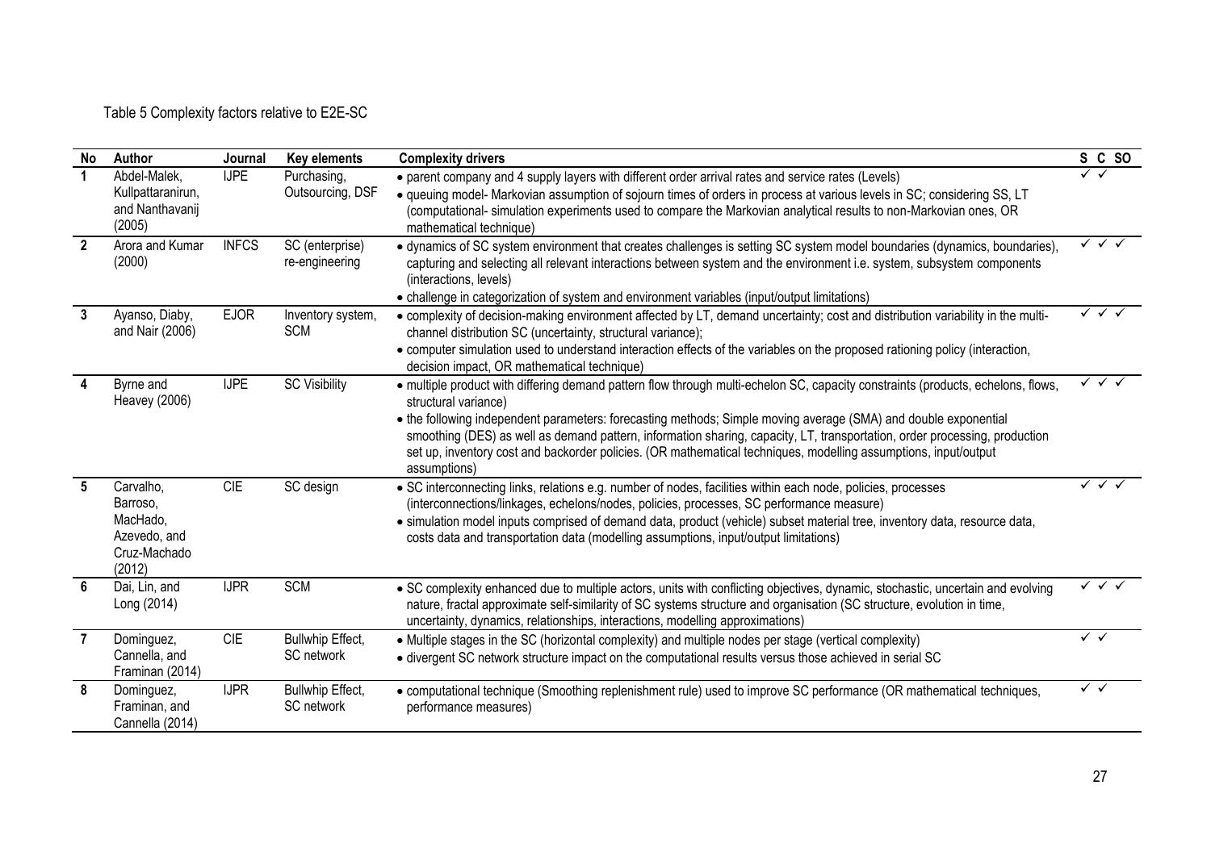Table 5 Complexity factors relative to E2E-SC

| No | Author | Journal | Key elements | Complexity drivers | S | C | SO |
|---|---|---|---|---|---|---|---|
| 1 | Abdel-Malek, Kullpattaranirun, and Nanthavanij (2005) | IJPE | Purchasing, Outsourcing, DSF | • parent company and 4 supply layers with different order arrival rates and service rates (Levels)<br>• queuing model- Markovian assumption of sojourn times of orders in process at various levels in SC; considering SS, LT (computational- simulation experiments used to compare the Markovian analytical results to non-Markovian ones, OR mathematical technique) | ✓ | ✓ | |
| 2 | Arora and Kumar (2000) | INFCS | SC (enterprise) re-engineering | • dynamics of SC system environment that creates challenges is setting SC system model boundaries (dynamics, boundaries), capturing and selecting all relevant interactions between system and the environment i.e. system, subsystem components (interactions, levels)<br>• challenge in categorization of system and environment variables (input/output limitations) | ✓ | ✓ | ✓ |
| 3 | Ayanso, Diaby, and Nair (2006) | EJOR | Inventory system, SCM | • complexity of decision-making environment affected by LT, demand uncertainty; cost and distribution variability in the multi-channel distribution SC (uncertainty, structural variance);<br>• computer simulation used to understand interaction effects of the variables on the proposed rationing policy (interaction, decision impact, OR mathematical technique) | ✓ | ✓ | ✓ |
| 4 | Byrne and Heavey (2006) | IJPE | SC Visibility | • multiple product with differing demand pattern flow through multi-echelon SC, capacity constraints (products, echelons, flows, structural variance)<br>• the following independent parameters: forecasting methods; Simple moving average (SMA) and double exponential smoothing (DES) as well as demand pattern, information sharing, capacity, LT, transportation, order processing, production set up, inventory cost and backorder policies. (OR mathematical techniques, modelling assumptions, input/output assumptions) | ✓ | ✓ | ✓ |
| 5 | Carvalho, Barroso, MacHado, Azevedo, and Cruz-Machado (2012) | CIE | SC design | • SC interconnecting links, relations e.g. number of nodes, facilities within each node, policies, processes (interconnections/linkages, echelons/nodes, policies, processes, SC performance measure)<br>• simulation model inputs comprised of demand data, product (vehicle) subset material tree, inventory data, resource data, costs data and transportation data (modelling assumptions, input/output limitations) | ✓ | ✓ | ✓ |
| 6 | Dai, Lin, and Long (2014) | IJPR | SCM | • SC complexity enhanced due to multiple actors, units with conflicting objectives, dynamic, stochastic, uncertain and evolving nature, fractal approximate self-similarity of SC systems structure and organisation (SC structure, evolution in time, uncertainty, dynamics, relationships, interactions, modelling approximations) | ✓ | ✓ | ✓ |
| 7 | Dominguez, Cannella, and Framinan (2014) | CIE | Bullwhip Effect, SC network | • Multiple stages in the SC (horizontal complexity) and multiple nodes per stage (vertical complexity)<br>• divergent SC network structure impact on the computational results versus those achieved in serial SC | ✓ | ✓ | |
| 8 | Dominguez, Framinan, and Cannella (2014) | IJPR | Bullwhip Effect, SC network | • computational technique (Smoothing replenishment rule) used to improve SC performance (OR mathematical techniques, performance measures) | ✓ | ✓ | |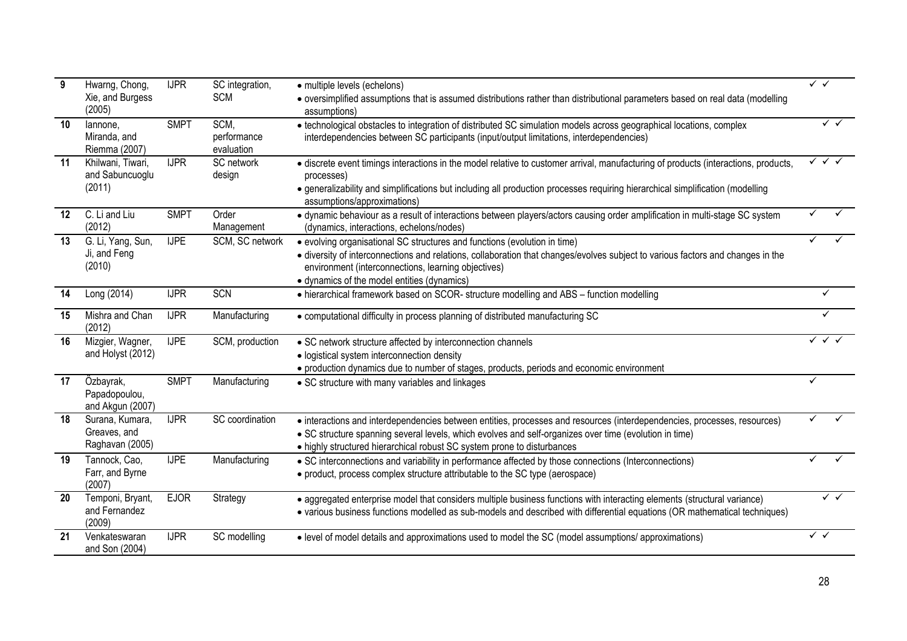| | | | | | | | |
|---|---|---|---|---|---|---|---|
| **9** | Hwarng, Chong, Xie, and Burgess (2005) | IJPR | SC integration, SCM | • multiple levels (echelons)<br>• oversimplified assumptions that is assumed distributions rather than distributional parameters based on real data (modelling assumptions) | ✓ | ✓ | |
| **10** | Iannone, Miranda, and Riemma (2007) | SMPT | SCM, performance evaluation | • technological obstacles to integration of distributed SC simulation models across geographical locations, complex interdependencies between SC participants (input/output limitations, interdependencies) | | ✓ | ✓ |
| **11** | Khilwani, Tiwari, and Sabuncuoglu (2011) | IJPR | SC network design | • discrete event timings interactions in the model relative to customer arrival, manufacturing of products (interactions, products, processes)<br>• generalizability and simplifications but including all production processes requiring hierarchical simplification (modelling assumptions/approximations) | ✓ | ✓ | ✓ |
| **12** | C. Li and Liu (2012) | SMPT | Order Management | • dynamic behaviour as a result of interactions between players/actors causing order amplification in multi-stage SC system (dynamics, interactions, echelons/nodes) | ✓ | | ✓ |
| **13** | G. Li, Yang, Sun, Ji, and Feng (2010) | IJPE | SCM, SC network | • evolving organisational SC structures and functions (evolution in time)<br>• diversity of interconnections and relations, collaboration that changes/evolves subject to various factors and changes in the environment (interconnections, learning objectives)<br>• dynamics of the model entities (dynamics) | ✓ | | ✓ |
| **14** | Long (2014) | IJPR | SCN | • hierarchical framework based on SCOR- structure modelling and ABS – function modelling | | ✓ | |
| **15** | Mishra and Chan (2012) | IJPR | Manufacturing | • computational difficulty in process planning of distributed manufacturing SC | | ✓ | |
| **16** | Mizgier, Wagner, and Holyst (2012) | IJPE | SCM, production | • SC network structure affected by interconnection channels<br>• logistical system interconnection density<br>• production dynamics due to number of stages, products, periods and economic environment | ✓ | ✓ | ✓ |
| **17** | Özbayrak, Papadopoulou, and Akgun (2007) | SMPT | Manufacturing | • SC structure with many variables and linkages | ✓ | | |
| **18** | Surana, Kumara, Greaves, and Raghavan (2005) | IJPR | SC coordination | • interactions and interdependencies between entities, processes and resources (interdependencies, processes, resources)<br>• SC structure spanning several levels, which evolves and self-organizes over time (evolution in time)<br>• highly structured hierarchical robust SC system prone to disturbances | ✓ | | ✓ |
| **19** | Tannock, Cao, Farr, and Byrne (2007) | IJPE | Manufacturing | • SC interconnections and variability in performance affected by those connections (Interconnections)<br>• product, process complex structure attributable to the SC type (aerospace) | ✓ | | ✓ |
| **20** | Temponi, Bryant, and Fernandez (2009) | EJOR | Strategy | • aggregated enterprise model that considers multiple business functions with interacting elements (structural variance)<br>• various business functions modelled as sub-models and described with differential equations (OR mathematical techniques) | | ✓ | ✓ |
| **21** | Venkateswaran and Son (2004) | IJPR | SC modelling | • level of model details and approximations used to model the SC (model assumptions/ approximations) | ✓ | ✓ | |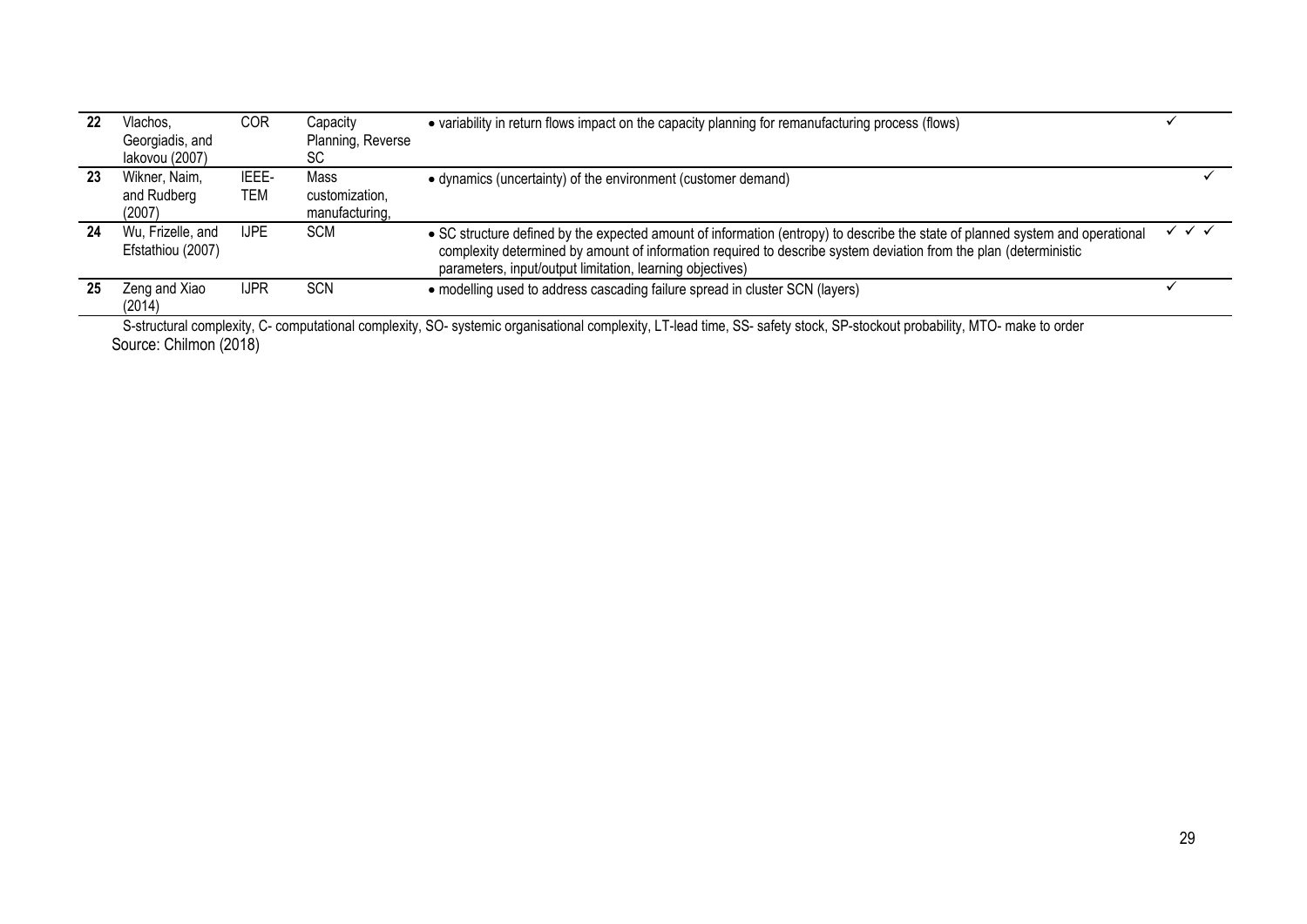| | | | | | | | |
|---|---|---|---|---|---|---|---|
| 22 | Vlachos, Georgiadis, and Iakovou (2007) | COR | Capacity Planning, Reverse SC | • variability in return flows impact on the capacity planning for remanufacturing process (flows) | ✓ | | |
| 23 | Wikner, Naim, and Rudberg (2007) | IEEE-TEM | Mass customization, manufacturing, | • dynamics (uncertainty) of the environment (customer demand) | | | ✓ |
| 24 | Wu, Frizelle, and Efstathiou (2007) | IJPE | SCM | • SC structure defined by the expected amount of information (entropy) to describe the state of planned system and operational complexity determined by amount of information required to describe system deviation from the plan (deterministic parameters, input/output limitation, learning objectives) | ✓ | ✓ | ✓ |
| 25 | Zeng and Xiao (2014) | IJPR | SCN | • modelling used to address cascading failure spread in cluster SCN (layers) | ✓ | | |

S-structural complexity, C- computational complexity, SO- systemic organisational complexity, LT-lead time, SS- safety stock, SP-stockout probability, MTO- make to order

Source: Chilmon (2018)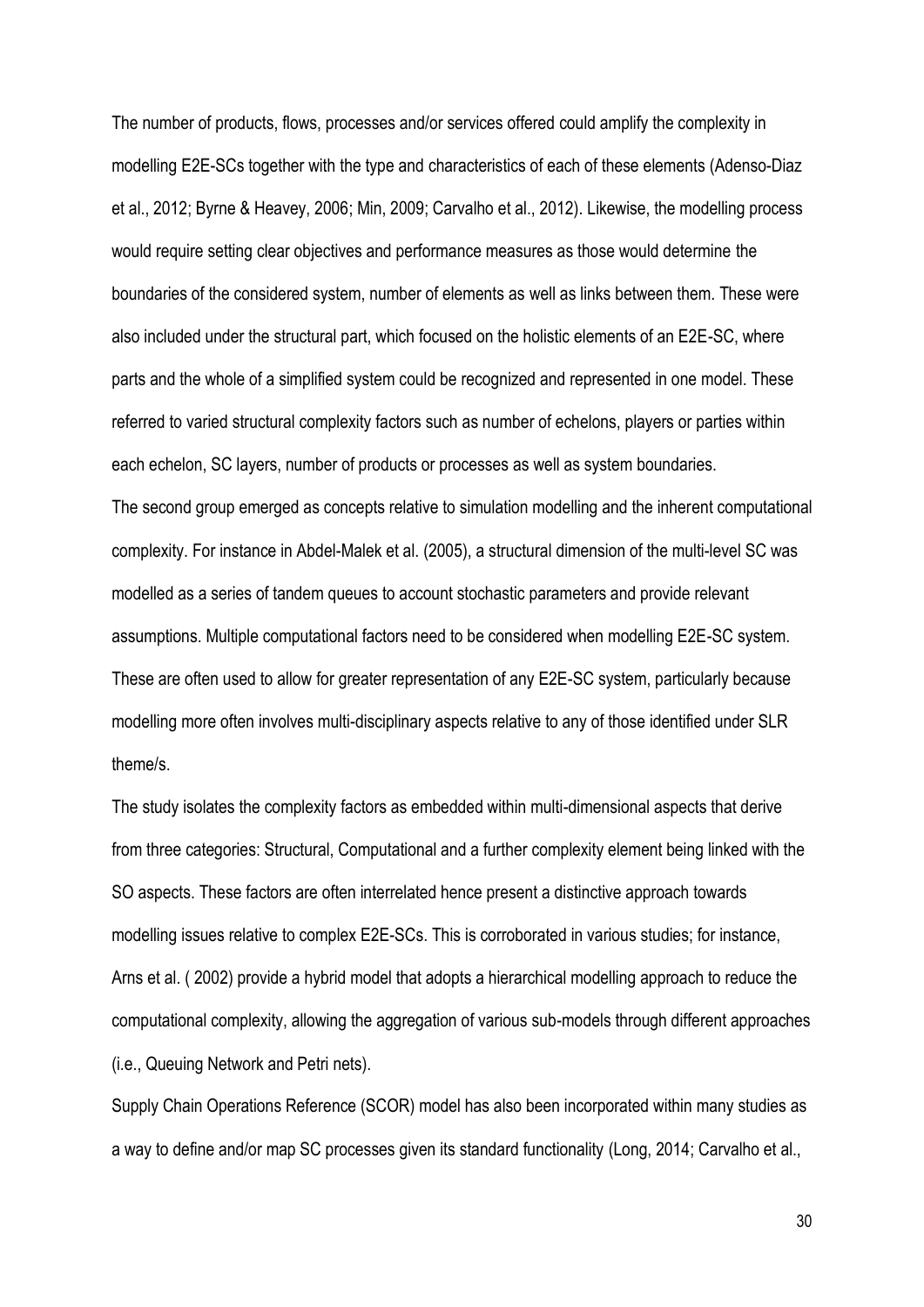The number of products, flows, processes and/or services offered could amplify the complexity in modelling E2E-SCs together with the type and characteristics of each of these elements (Adenso-Diaz et al., 2012; Byrne & Heavey, 2006; Min, 2009; Carvalho et al., 2012). Likewise, the modelling process would require setting clear objectives and performance measures as those would determine the boundaries of the considered system, number of elements as well as links between them. These were also included under the structural part, which focused on the holistic elements of an E2E-SC, where parts and the whole of a simplified system could be recognized and represented in one model. These referred to varied structural complexity factors such as number of echelons, players or parties within each echelon, SC layers, number of products or processes as well as system boundaries.

The second group emerged as concepts relative to simulation modelling and the inherent computational complexity. For instance in Abdel-Malek et al. (2005), a structural dimension of the multi-level SC was modelled as a series of tandem queues to account stochastic parameters and provide relevant assumptions. Multiple computational factors need to be considered when modelling E2E-SC system. These are often used to allow for greater representation of any E2E-SC system, particularly because modelling more often involves multi-disciplinary aspects relative to any of those identified under SLR theme/s.

The study isolates the complexity factors as embedded within multi-dimensional aspects that derive from three categories: Structural, Computational and a further complexity element being linked with the SO aspects. These factors are often interrelated hence present a distinctive approach towards modelling issues relative to complex E2E-SCs. This is corroborated in various studies; for instance, Arns et al. ( 2002) provide a hybrid model that adopts a hierarchical modelling approach to reduce the computational complexity, allowing the aggregation of various sub-models through different approaches (i.e., Queuing Network and Petri nets).

Supply Chain Operations Reference (SCOR) model has also been incorporated within many studies as a way to define and/or map SC processes given its standard functionality (Long, 2014; Carvalho et al.,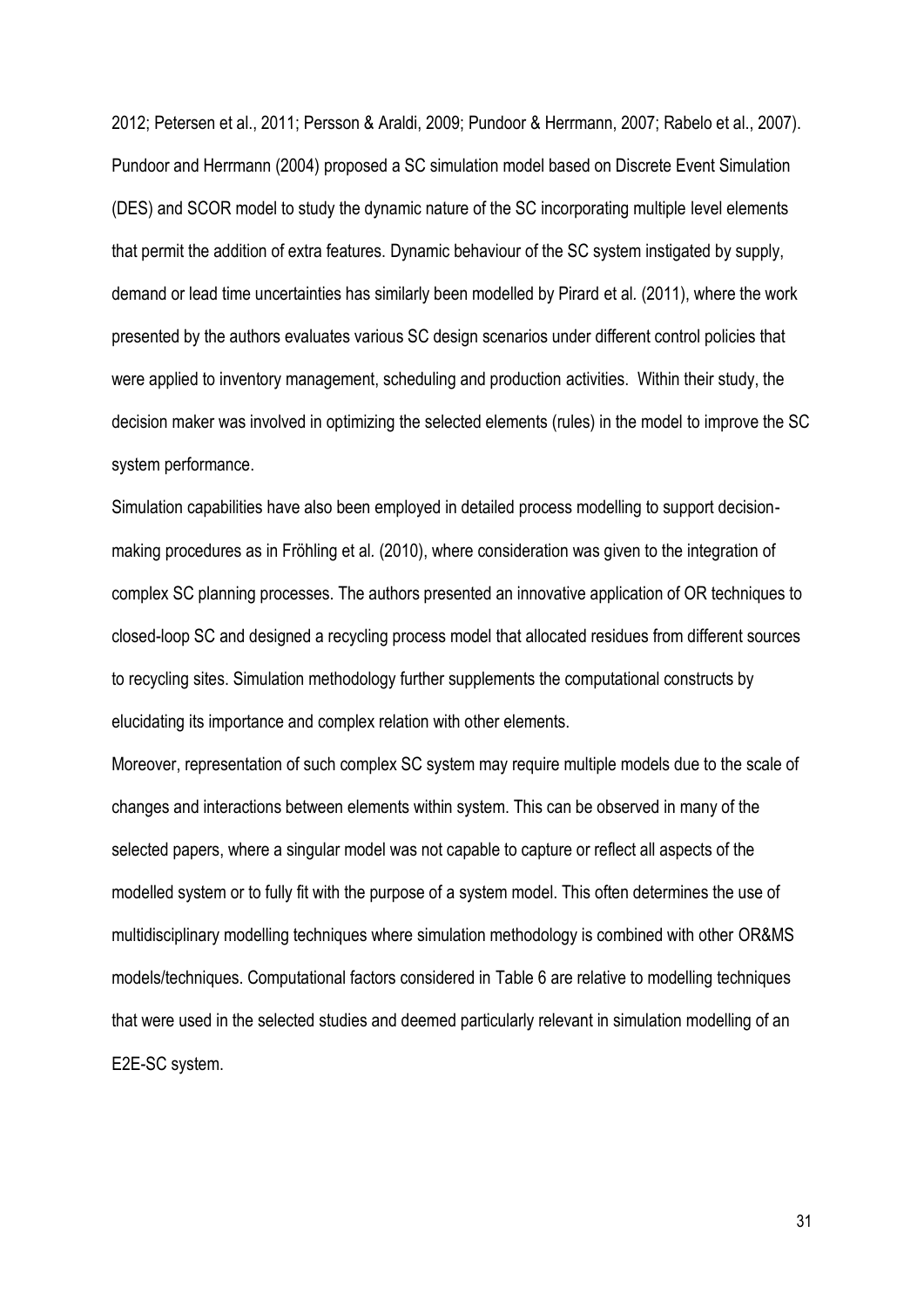2012; Petersen et al., 2011; Persson & Araldi, 2009; Pundoor & Herrmann, 2007; Rabelo et al., 2007). Pundoor and Herrmann (2004) proposed a SC simulation model based on Discrete Event Simulation (DES) and SCOR model to study the dynamic nature of the SC incorporating multiple level elements that permit the addition of extra features. Dynamic behaviour of the SC system instigated by supply, demand or lead time uncertainties has similarly been modelled by Pirard et al. (2011), where the work presented by the authors evaluates various SC design scenarios under different control policies that were applied to inventory management, scheduling and production activities. Within their study, the decision maker was involved in optimizing the selected elements (rules) in the model to improve the SC system performance.

Simulation capabilities have also been employed in detailed process modelling to support decision-making procedures as in Fröhling et al. (2010), where consideration was given to the integration of complex SC planning processes. The authors presented an innovative application of OR techniques to closed-loop SC and designed a recycling process model that allocated residues from different sources to recycling sites. Simulation methodology further supplements the computational constructs by elucidating its importance and complex relation with other elements.

Moreover, representation of such complex SC system may require multiple models due to the scale of changes and interactions between elements within system. This can be observed in many of the selected papers, where a singular model was not capable to capture or reflect all aspects of the modelled system or to fully fit with the purpose of a system model. This often determines the use of multidisciplinary modelling techniques where simulation methodology is combined with other OR&MS models/techniques. Computational factors considered in Table 6 are relative to modelling techniques that were used in the selected studies and deemed particularly relevant in simulation modelling of an E2E-SC system.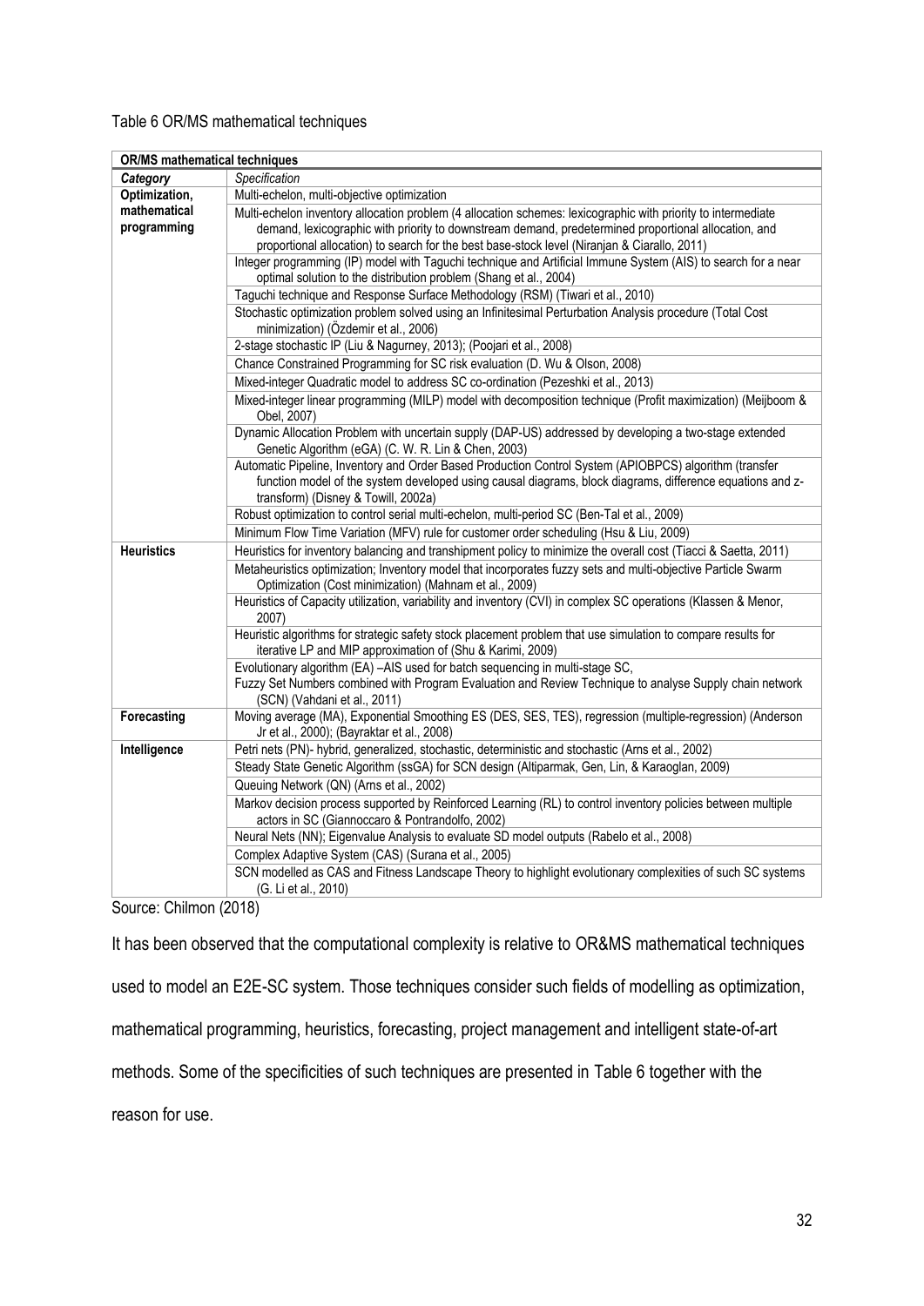Table 6 OR/MS mathematical techniques

| OR/MS mathematical techniques | |
|---|---|
| ***Category*** | ***Specification*** |
| **Optimization, mathematical programming** | Multi-echelon, multi-objective optimization |
| | Multi-echelon inventory allocation problem (4 allocation schemes: lexicographic with priority to intermediate demand, lexicographic with priority to downstream demand, predetermined proportional allocation, and proportional allocation) to search for the best base-stock level (Niranjan & Ciarallo, 2011) |
| | Integer programming (IP) model with Taguchi technique and Artificial Immune System (AIS) to search for a near optimal solution to the distribution problem (Shang et al., 2004) |
| | Taguchi technique and Response Surface Methodology (RSM) (Tiwari et al., 2010) |
| | Stochastic optimization problem solved using an Infinitesimal Perturbation Analysis procedure (Total Cost minimization) (Özdemir et al., 2006) |
| | 2-stage stochastic IP (Liu & Nagurney, 2013); (Poojari et al., 2008) |
| | Chance Constrained Programming for SC risk evaluation (D. Wu & Olson, 2008) |
| | Mixed-integer Quadratic model to address SC co-ordination (Pezeshki et al., 2013) |
| | Mixed-integer linear programming (MILP) model with decomposition technique (Profit maximization) (Meijboom & Obel, 2007) |
| | Dynamic Allocation Problem with uncertain supply (DAP-US) addressed by developing a two-stage extended Genetic Algorithm (eGA) (C. W. R. Lin & Chen, 2003) |
| | Automatic Pipeline, Inventory and Order Based Production Control System (APIOBPCS) algorithm (transfer function model of the system developed using causal diagrams, block diagrams, difference equations and z-transform) (Disney & Towill, 2002a) |
| | Robust optimization to control serial multi-echelon, multi-period SC (Ben-Tal et al., 2009) |
| | Minimum Flow Time Variation (MFV) rule for customer order scheduling (Hsu & Liu, 2009) |
| **Heuristics** | Heuristics for inventory balancing and transhipment policy to minimize the overall cost (Tiacci & Saetta, 2011) |
| | Metaheuristics optimization; Inventory model that incorporates fuzzy sets and multi-objective Particle Swarm Optimization (Cost minimization) (Mahnam et al., 2009) |
| | Heuristics of Capacity utilization, variability and inventory (CVI) in complex SC operations (Klassen & Menor, 2007) |
| | Heuristic algorithms for strategic safety stock placement problem that use simulation to compare results for iterative LP and MIP approximation of (Shu & Karimi, 2009) |
| | Evolutionary algorithm (EA) –AIS used for batch sequencing in multi-stage SC, Fuzzy Set Numbers combined with Program Evaluation and Review Technique to analyse Supply chain network (SCN) (Vahdani et al., 2011) |
| **Forecasting** | Moving average (MA), Exponential Smoothing ES (DES, SES, TES), regression (multiple-regression) (Anderson Jr et al., 2000); (Bayraktar et al., 2008) |
| **Intelligence** | Petri nets (PN)- hybrid, generalized, stochastic, deterministic and stochastic (Arns et al., 2002) |
| | Steady State Genetic Algorithm (ssGA) for SCN design (Altiparmak, Gen, Lin, & Karaoglan, 2009) |
| | Queuing Network (QN) (Arns et al., 2002) |
| | Markov decision process supported by Reinforced Learning (RL) to control inventory policies between multiple actors in SC (Giannoccaro & Pontrandolfo, 2002) |
| | Neural Nets (NN); Eigenvalue Analysis to evaluate SD model outputs (Rabelo et al., 2008) |
| | Complex Adaptive System (CAS) (Surana et al., 2005) |
| | SCN modelled as CAS and Fitness Landscape Theory to highlight evolutionary complexities of such SC systems (G. Li et al., 2010) |

Source: Chilmon (2018)

It has been observed that the computational complexity is relative to OR&MS mathematical techniques used to model an E2E-SC system. Those techniques consider such fields of modelling as optimization, mathematical programming, heuristics, forecasting, project management and intelligent state-of-art methods. Some of the specificities of such techniques are presented in Table 6 together with the reason for use.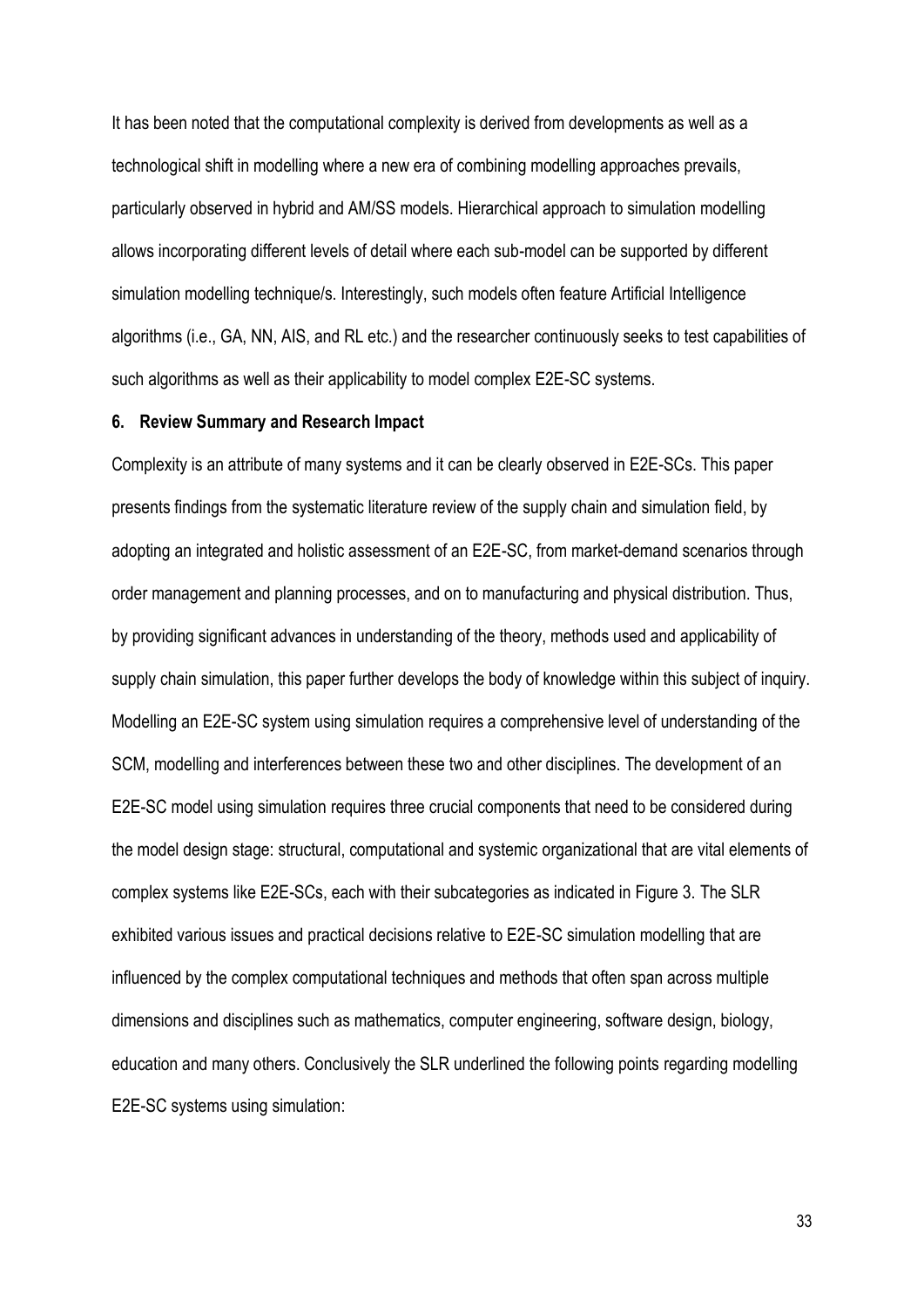It has been noted that the computational complexity is derived from developments as well as a technological shift in modelling where a new era of combining modelling approaches prevails, particularly observed in hybrid and AM/SS models. Hierarchical approach to simulation modelling allows incorporating different levels of detail where each sub-model can be supported by different simulation modelling technique/s. Interestingly, such models often feature Artificial Intelligence algorithms (i.e., GA, NN, AIS, and RL etc.) and the researcher continuously seeks to test capabilities of such algorithms as well as their applicability to model complex E2E-SC systems.

## 6. Review Summary and Research Impact

Complexity is an attribute of many systems and it can be clearly observed in E2E-SCs. This paper presents findings from the systematic literature review of the supply chain and simulation field, by adopting an integrated and holistic assessment of an E2E-SC, from market-demand scenarios through order management and planning processes, and on to manufacturing and physical distribution. Thus, by providing significant advances in understanding of the theory, methods used and applicability of supply chain simulation, this paper further develops the body of knowledge within this subject of inquiry. Modelling an E2E-SC system using simulation requires a comprehensive level of understanding of the SCM, modelling and interferences between these two and other disciplines. The development of an E2E-SC model using simulation requires three crucial components that need to be considered during the model design stage: structural, computational and systemic organizational that are vital elements of complex systems like E2E-SCs, each with their subcategories as indicated in Figure 3. The SLR exhibited various issues and practical decisions relative to E2E-SC simulation modelling that are influenced by the complex computational techniques and methods that often span across multiple dimensions and disciplines such as mathematics, computer engineering, software design, biology, education and many others. Conclusively the SLR underlined the following points regarding modelling E2E-SC systems using simulation: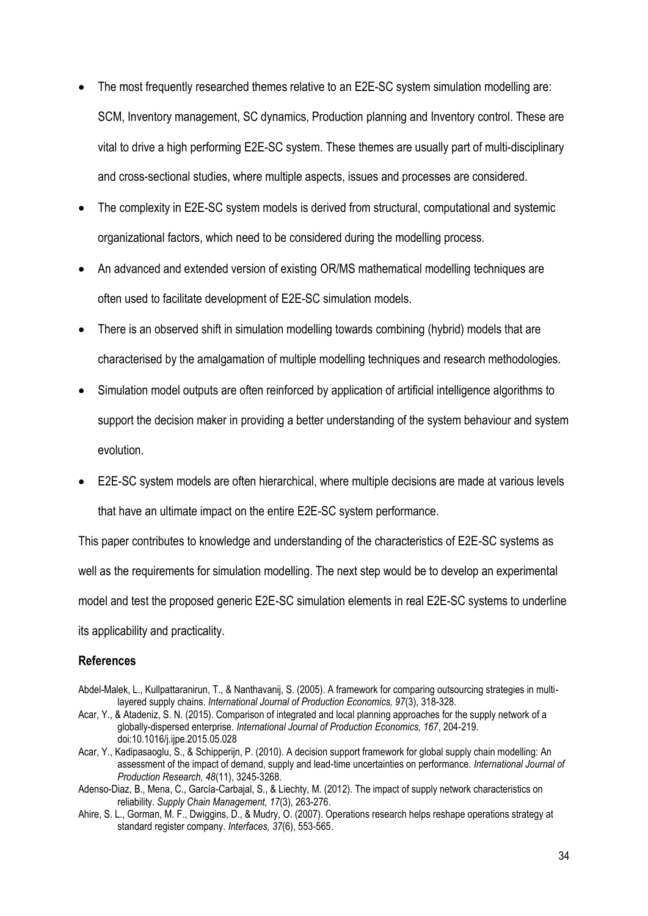- The most frequently researched themes relative to an E2E-SC system simulation modelling are: SCM, Inventory management, SC dynamics, Production planning and Inventory control. These are vital to drive a high performing E2E-SC system. These themes are usually part of multi-disciplinary and cross-sectional studies, where multiple aspects, issues and processes are considered.
- The complexity in E2E-SC system models is derived from structural, computational and systemic organizational factors, which need to be considered during the modelling process.
- An advanced and extended version of existing OR/MS mathematical modelling techniques are often used to facilitate development of E2E-SC simulation models.
- There is an observed shift in simulation modelling towards combining (hybrid) models that are characterised by the amalgamation of multiple modelling techniques and research methodologies.
- Simulation model outputs are often reinforced by application of artificial intelligence algorithms to support the decision maker in providing a better understanding of the system behaviour and system evolution.
- E2E-SC system models are often hierarchical, where multiple decisions are made at various levels that have an ultimate impact on the entire E2E-SC system performance.

This paper contributes to knowledge and understanding of the characteristics of E2E-SC systems as well as the requirements for simulation modelling. The next step would be to develop an experimental model and test the proposed generic E2E-SC simulation elements in real E2E-SC systems to underline its applicability and practicality.

## References

Abdel-Malek, L., Kullpattaranirun, T., & Nanthavanij, S. (2005). A framework for comparing outsourcing strategies in multi-layered supply chains. *International Journal of Production Economics, 97*(3), 318-328.

Acar, Y., & Atadeniz, S. N. (2015). Comparison of integrated and local planning approaches for the supply network of a globally-dispersed enterprise. *International Journal of Production Economics, 167*, 204-219. doi:10.1016/j.ijpe.2015.05.028

Acar, Y., Kadipasaoglu, S., & Schipperijn, P. (2010). A decision support framework for global supply chain modelling: An assessment of the impact of demand, supply and lead-time uncertainties on performance. *International Journal of Production Research, 48*(11), 3245-3268.

Adenso-Diaz, B., Mena, C., García-Carbajal, S., & Liechty, M. (2012). The impact of supply network characteristics on reliability. *Supply Chain Management, 17*(3), 263-276.

Ahire, S. L., Gorman, M. F., Dwiggins, D., & Mudry, O. (2007). Operations research helps reshape operations strategy at standard register company. *Interfaces, 37*(6), 553-565.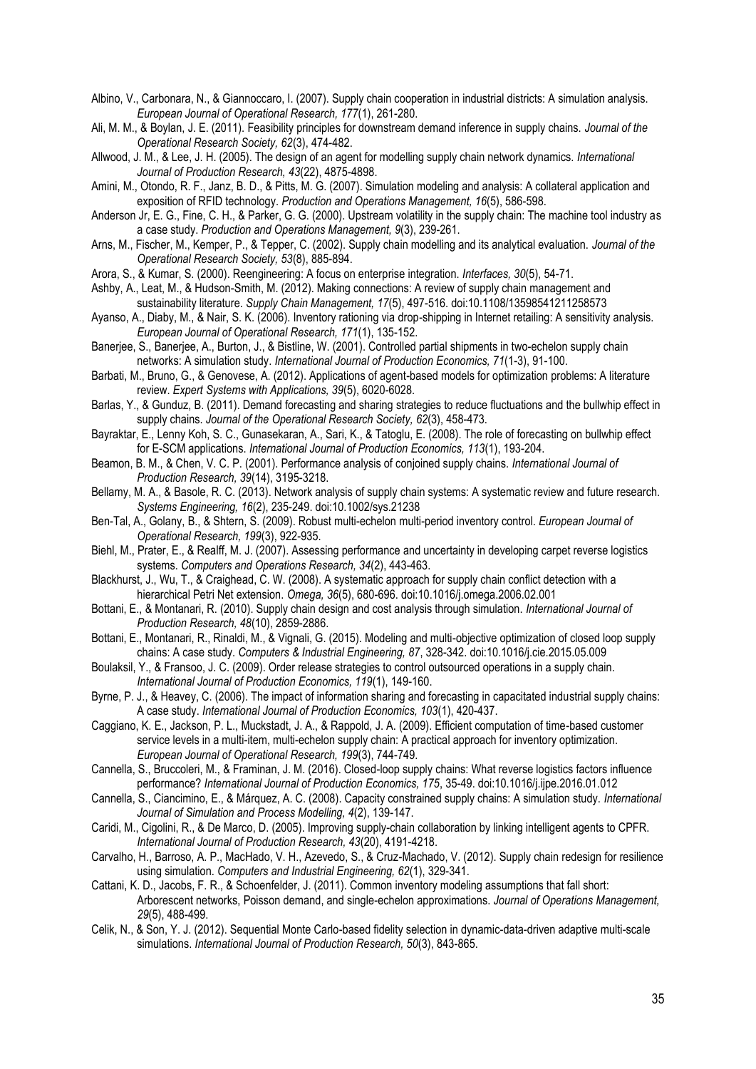Albino, V., Carbonara, N., & Giannoccaro, I. (2007). Supply chain cooperation in industrial districts: A simulation analysis. *European Journal of Operational Research, 177*(1), 261-280.

Ali, M. M., & Boylan, J. E. (2011). Feasibility principles for downstream demand inference in supply chains. *Journal of the Operational Research Society, 62*(3), 474-482.

Allwood, J. M., & Lee, J. H. (2005). The design of an agent for modelling supply chain network dynamics. *International Journal of Production Research, 43*(22), 4875-4898.

Amini, M., Otondo, R. F., Janz, B. D., & Pitts, M. G. (2007). Simulation modeling and analysis: A collateral application and exposition of RFID technology. *Production and Operations Management, 16*(5), 586-598.

Anderson Jr, E. G., Fine, C. H., & Parker, G. G. (2000). Upstream volatility in the supply chain: The machine tool industry as a case study. *Production and Operations Management, 9*(3), 239-261.

Arns, M., Fischer, M., Kemper, P., & Tepper, C. (2002). Supply chain modelling and its analytical evaluation. *Journal of the Operational Research Society, 53*(8), 885-894.

Arora, S., & Kumar, S. (2000). Reengineering: A focus on enterprise integration. *Interfaces, 30*(5), 54-71.

Ashby, A., Leat, M., & Hudson-Smith, M. (2012). Making connections: A review of supply chain management and sustainability literature. *Supply Chain Management, 17*(5), 497-516. doi:10.1108/13598541211258573

Ayanso, A., Diaby, M., & Nair, S. K. (2006). Inventory rationing via drop-shipping in Internet retailing: A sensitivity analysis. *European Journal of Operational Research, 171*(1), 135-152.

Banerjee, S., Banerjee, A., Burton, J., & Bistline, W. (2001). Controlled partial shipments in two-echelon supply chain networks: A simulation study. *International Journal of Production Economics, 71*(1-3), 91-100.

Barbati, M., Bruno, G., & Genovese, A. (2012). Applications of agent-based models for optimization problems: A literature review. *Expert Systems with Applications, 39*(5), 6020-6028.

Barlas, Y., & Gunduz, B. (2011). Demand forecasting and sharing strategies to reduce fluctuations and the bullwhip effect in supply chains. *Journal of the Operational Research Society, 62*(3), 458-473.

Bayraktar, E., Lenny Koh, S. C., Gunasekaran, A., Sari, K., & Tatoglu, E. (2008). The role of forecasting on bullwhip effect for E-SCM applications. *International Journal of Production Economics, 113*(1), 193-204.

Beamon, B. M., & Chen, V. C. P. (2001). Performance analysis of conjoined supply chains. *International Journal of Production Research, 39*(14), 3195-3218.

Bellamy, M. A., & Basole, R. C. (2013). Network analysis of supply chain systems: A systematic review and future research. *Systems Engineering, 16*(2), 235-249. doi:10.1002/sys.21238

Ben-Tal, A., Golany, B., & Shtern, S. (2009). Robust multi-echelon multi-period inventory control. *European Journal of Operational Research, 199*(3), 922-935.

Biehl, M., Prater, E., & Realff, M. J. (2007). Assessing performance and uncertainty in developing carpet reverse logistics systems. *Computers and Operations Research, 34*(2), 443-463.

Blackhurst, J., Wu, T., & Craighead, C. W. (2008). A systematic approach for supply chain conflict detection with a hierarchical Petri Net extension. *Omega, 36*(5), 680-696. doi:10.1016/j.omega.2006.02.001

Bottani, E., & Montanari, R. (2010). Supply chain design and cost analysis through simulation. *International Journal of Production Research, 48*(10), 2859-2886.

Bottani, E., Montanari, R., Rinaldi, M., & Vignali, G. (2015). Modeling and multi-objective optimization of closed loop supply chains: A case study. *Computers & Industrial Engineering, 87*, 328-342. doi:10.1016/j.cie.2015.05.009

Boulaksil, Y., & Fransoo, J. C. (2009). Order release strategies to control outsourced operations in a supply chain. *International Journal of Production Economics, 119*(1), 149-160.

Byrne, P. J., & Heavey, C. (2006). The impact of information sharing and forecasting in capacitated industrial supply chains: A case study. *International Journal of Production Economics, 103*(1), 420-437.

Caggiano, K. E., Jackson, P. L., Muckstadt, J. A., & Rappold, J. A. (2009). Efficient computation of time-based customer service levels in a multi-item, multi-echelon supply chain: A practical approach for inventory optimization. *European Journal of Operational Research, 199*(3), 744-749.

Cannella, S., Bruccoleri, M., & Framinan, J. M. (2016). Closed-loop supply chains: What reverse logistics factors influence performance? *International Journal of Production Economics, 175*, 35-49. doi:10.1016/j.ijpe.2016.01.012

Cannella, S., Ciancimino, E., & Márquez, A. C. (2008). Capacity constrained supply chains: A simulation study. *International Journal of Simulation and Process Modelling, 4*(2), 139-147.

Caridi, M., Cigolini, R., & De Marco, D. (2005). Improving supply-chain collaboration by linking intelligent agents to CPFR. *International Journal of Production Research, 43*(20), 4191-4218.

Carvalho, H., Barroso, A. P., MacHado, V. H., Azevedo, S., & Cruz-Machado, V. (2012). Supply chain redesign for resilience using simulation. *Computers and Industrial Engineering, 62*(1), 329-341.

Cattani, K. D., Jacobs, F. R., & Schoenfelder, J. (2011). Common inventory modeling assumptions that fall short: Arborescent networks, Poisson demand, and single-echelon approximations. *Journal of Operations Management, 29*(5), 488-499.

Celik, N., & Son, Y. J. (2012). Sequential Monte Carlo-based fidelity selection in dynamic-data-driven adaptive multi-scale simulations. *International Journal of Production Research, 50*(3), 843-865.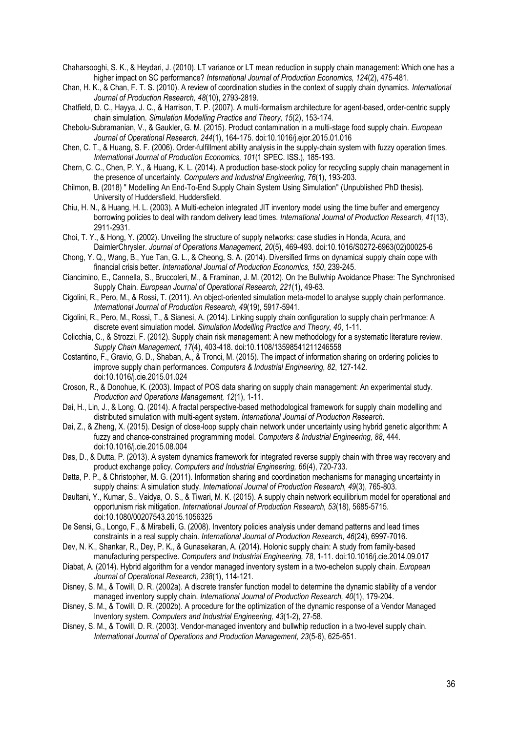Chaharsooghi, S. K., & Heydari, J. (2010). LT variance or LT mean reduction in supply chain management: Which one has a higher impact on SC performance? *International Journal of Production Economics, 124*(2), 475-481.

Chan, H. K., & Chan, F. T. S. (2010). A review of coordination studies in the context of supply chain dynamics. *International Journal of Production Research, 48*(10), 2793-2819.

Chatfield, D. C., Hayya, J. C., & Harrison, T. P. (2007). A multi-formalism architecture for agent-based, order-centric supply chain simulation. *Simulation Modelling Practice and Theory, 15*(2), 153-174.

Chebolu-Subramanian, V., & Gaukler, G. M. (2015). Product contamination in a multi-stage food supply chain. *European Journal of Operational Research, 244*(1), 164-175. doi:10.1016/j.ejor.2015.01.016

Chen, C. T., & Huang, S. F. (2006). Order-fulfillment ability analysis in the supply-chain system with fuzzy operation times. *International Journal of Production Economics, 101*(1 SPEC. ISS.), 185-193.

Chern, C. C., Chen, P. Y., & Huang, K. L. (2014). A production base-stock policy for recycling supply chain management in the presence of uncertainty. *Computers and Industrial Engineering, 76*(1), 193-203.

Chilmon, B. (2018) " Modelling An End-To-End Supply Chain System Using Simulation" (Unpublished PhD thesis). University of Huddersfield, Huddersfield.

Chiu, H. N., & Huang, H. L. (2003). A Multi-echelon integrated JIT inventory model using the time buffer and emergency borrowing policies to deal with random delivery lead times. *International Journal of Production Research, 41*(13), 2911-2931.

Choi, T. Y., & Hong, Y. (2002). Unveiling the structure of supply networks: case studies in Honda, Acura, and DaimlerChrysler. *Journal of Operations Management, 20*(5), 469-493. doi:10.1016/S0272-6963(02)00025-6

Chong, Y. Q., Wang, B., Yue Tan, G. L., & Cheong, S. A. (2014). Diversified firms on dynamical supply chain cope with financial crisis better. *International Journal of Production Economics, 150*, 239-245.

Ciancimino, E., Cannella, S., Bruccoleri, M., & Framinan, J. M. (2012). On the Bullwhip Avoidance Phase: The Synchronised Supply Chain. *European Journal of Operational Research, 221*(1), 49-63.

Cigolini, R., Pero, M., & Rossi, T. (2011). An object-oriented simulation meta-model to analyse supply chain performance. *International Journal of Production Research, 49*(19), 5917-5941.

Cigolini, R., Pero, M., Rossi, T., & Sianesi, A. (2014). Linking supply chain configuration to supply chain perfrmance: A discrete event simulation model. *Simulation Modelling Practice and Theory, 40*, 1-11.

Colicchia, C., & Strozzi, F. (2012). Supply chain risk management: A new methodology for a systematic literature review. *Supply Chain Management, 17*(4), 403-418. doi:10.1108/13598541211246558

Costantino, F., Gravio, G. D., Shaban, A., & Tronci, M. (2015). The impact of information sharing on ordering policies to improve supply chain performances. *Computers & Industrial Engineering, 82*, 127-142. doi:10.1016/j.cie.2015.01.024

Croson, R., & Donohue, K. (2003). Impact of POS data sharing on supply chain management: An experimental study. *Production and Operations Management, 12*(1), 1-11.

Dai, H., Lin, J., & Long, Q. (2014). A fractal perspective-based methodological framework for supply chain modelling and distributed simulation with multi-agent system. *International Journal of Production Research*.

Dai, Z., & Zheng, X. (2015). Design of close-loop supply chain network under uncertainty using hybrid genetic algorithm: A fuzzy and chance-constrained programming model. *Computers & Industrial Engineering, 88*, 444. doi:10.1016/j.cie.2015.08.004

Das, D., & Dutta, P. (2013). A system dynamics framework for integrated reverse supply chain with three way recovery and product exchange policy. *Computers and Industrial Engineering, 66*(4), 720-733.

Datta, P. P., & Christopher, M. G. (2011). Information sharing and coordination mechanisms for managing uncertainty in supply chains: A simulation study. *International Journal of Production Research, 49*(3), 765-803.

Daultani, Y., Kumar, S., Vaidya, O. S., & Tiwari, M. K. (2015). A supply chain network equilibrium model for operational and opportunism risk mitigation. *International Journal of Production Research, 53*(18), 5685-5715. doi:10.1080/00207543.2015.1056325

De Sensi, G., Longo, F., & Mirabelli, G. (2008). Inventory policies analysis under demand patterns and lead times constraints in a real supply chain. *International Journal of Production Research, 46*(24), 6997-7016.

Dev, N. K., Shankar, R., Dey, P. K., & Gunasekaran, A. (2014). Holonic supply chain: A study from family-based manufacturing perspective. *Computers and Industrial Engineering, 78*, 1-11. doi:10.1016/j.cie.2014.09.017

Diabat, A. (2014). Hybrid algorithm for a vendor managed inventory system in a two-echelon supply chain. *European Journal of Operational Research, 238*(1), 114-121.

Disney, S. M., & Towill, D. R. (2002a). A discrete transfer function model to determine the dynamic stability of a vendor managed inventory supply chain. *International Journal of Production Research, 40*(1), 179-204.

Disney, S. M., & Towill, D. R. (2002b). A procedure for the optimization of the dynamic response of a Vendor Managed Inventory system. *Computers and Industrial Engineering, 43*(1-2), 27-58.

Disney, S. M., & Towill, D. R. (2003). Vendor-managed inventory and bullwhip reduction in a two-level supply chain. *International Journal of Operations and Production Management, 23*(5-6), 625-651.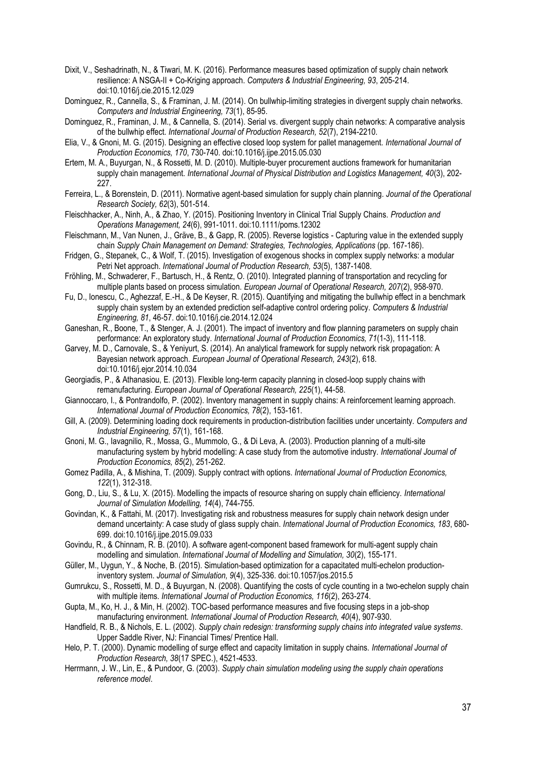Dixit, V., Seshadrinath, N., & Tiwari, M. K. (2016). Performance measures based optimization of supply chain network resilience: A NSGA-II + Co-Kriging approach. *Computers & Industrial Engineering, 93*, 205-214. doi:10.1016/j.cie.2015.12.029

Dominguez, R., Cannella, S., & Framinan, J. M. (2014). On bullwhip-limiting strategies in divergent supply chain networks. *Computers and Industrial Engineering, 73*(1), 85-95.

Dominguez, R., Framinan, J. M., & Cannella, S. (2014). Serial vs. divergent supply chain networks: A comparative analysis of the bullwhip effect. *International Journal of Production Research, 52*(7), 2194-2210.

Elia, V., & Gnoni, M. G. (2015). Designing an effective closed loop system for pallet management. *International Journal of Production Economics, 170*, 730-740. doi:10.1016/j.ijpe.2015.05.030

Ertem, M. A., Buyurgan, N., & Rossetti, M. D. (2010). Multiple-buyer procurement auctions framework for humanitarian supply chain management. *International Journal of Physical Distribution and Logistics Management, 40*(3), 202-227.

Ferreira, L., & Borenstein, D. (2011). Normative agent-based simulation for supply chain planning. *Journal of the Operational Research Society, 62*(3), 501-514.

Fleischhacker, A., Ninh, A., & Zhao, Y. (2015). Positioning Inventory in Clinical Trial Supply Chains. *Production and Operations Management, 24*(6), 991-1011. doi:10.1111/poms.12302

Fleischmann, M., Van Nunen, J., Gräve, B., & Gapp, R. (2005). Reverse logistics - Capturing value in the extended supply chain *Supply Chain Management on Demand: Strategies, Technologies, Applications* (pp. 167-186).

Fridgen, G., Stepanek, C., & Wolf, T. (2015). Investigation of exogenous shocks in complex supply networks: a modular Petri Net approach. *International Journal of Production Research, 53*(5), 1387-1408.

Fröhling, M., Schwaderer, F., Bartusch, H., & Rentz, O. (2010). Integrated planning of transportation and recycling for multiple plants based on process simulation. *European Journal of Operational Research, 207*(2), 958-970.

Fu, D., Ionescu, C., Aghezzaf, E.-H., & De Keyser, R. (2015). Quantifying and mitigating the bullwhip effect in a benchmark supply chain system by an extended prediction self-adaptive control ordering policy. *Computers & Industrial Engineering, 81*, 46-57. doi:10.1016/j.cie.2014.12.024

Ganeshan, R., Boone, T., & Stenger, A. J. (2001). The impact of inventory and flow planning parameters on supply chain performance: An exploratory study. *International Journal of Production Economics, 71*(1-3), 111-118.

Garvey, M. D., Carnovale, S., & Yeniyurt, S. (2014). An analytical framework for supply network risk propagation: A Bayesian network approach. *European Journal of Operational Research, 243*(2), 618. doi:10.1016/j.ejor.2014.10.034

Georgiadis, P., & Athanasiou, E. (2013). Flexible long-term capacity planning in closed-loop supply chains with remanufacturing. *European Journal of Operational Research, 225*(1), 44-58.

Giannoccaro, I., & Pontrandolfo, P. (2002). Inventory management in supply chains: A reinforcement learning approach. *International Journal of Production Economics, 78*(2), 153-161.

Gill, A. (2009). Determining loading dock requirements in production-distribution facilities under uncertainty. *Computers and Industrial Engineering, 57*(1), 161-168.

Gnoni, M. G., Iavagnilio, R., Mossa, G., Mummolo, G., & Di Leva, A. (2003). Production planning of a multi-site manufacturing system by hybrid modelling: A case study from the automotive industry. *International Journal of Production Economics, 85*(2), 251-262.

Gomez Padilla, A., & Mishina, T. (2009). Supply contract with options. *International Journal of Production Economics, 122*(1), 312-318.

Gong, D., Liu, S., & Lu, X. (2015). Modelling the impacts of resource sharing on supply chain efficiency. *International Journal of Simulation Modelling, 14*(4), 744-755.

Govindan, K., & Fattahi, M. (2017). Investigating risk and robustness measures for supply chain network design under demand uncertainty: A case study of glass supply chain. *International Journal of Production Economics, 183*, 680-699. doi:10.1016/j.ijpe.2015.09.033

Govindu, R., & Chinnam, R. B. (2010). A software agent-component based framework for multi-agent supply chain modelling and simulation. *International Journal of Modelling and Simulation, 30*(2), 155-171.

Güller, M., Uygun, Y., & Noche, B. (2015). Simulation-based optimization for a capacitated multi-echelon production-inventory system. *Journal of Simulation, 9*(4), 325-336. doi:10.1057/jos.2015.5

Gumrukcu, S., Rossetti, M. D., & Buyurgan, N. (2008). Quantifying the costs of cycle counting in a two-echelon supply chain with multiple items. *International Journal of Production Economics, 116*(2), 263-274.

Gupta, M., Ko, H. J., & Min, H. (2002). TOC-based performance measures and five focusing steps in a job-shop manufacturing environment. *International Journal of Production Research, 40*(4), 907-930.

Handfield, R. B., & Nichols, E. L. (2002). *Supply chain redesign: transforming supply chains into integrated value systems*. Upper Saddle River, NJ: Financial Times/ Prentice Hall.

Helo, P. T. (2000). Dynamic modelling of surge effect and capacity limitation in supply chains. *International Journal of Production Research, 38*(17 SPEC.), 4521-4533.

Herrmann, J. W., Lin, E., & Pundoor, G. (2003). *Supply chain simulation modeling using the supply chain operations reference model*.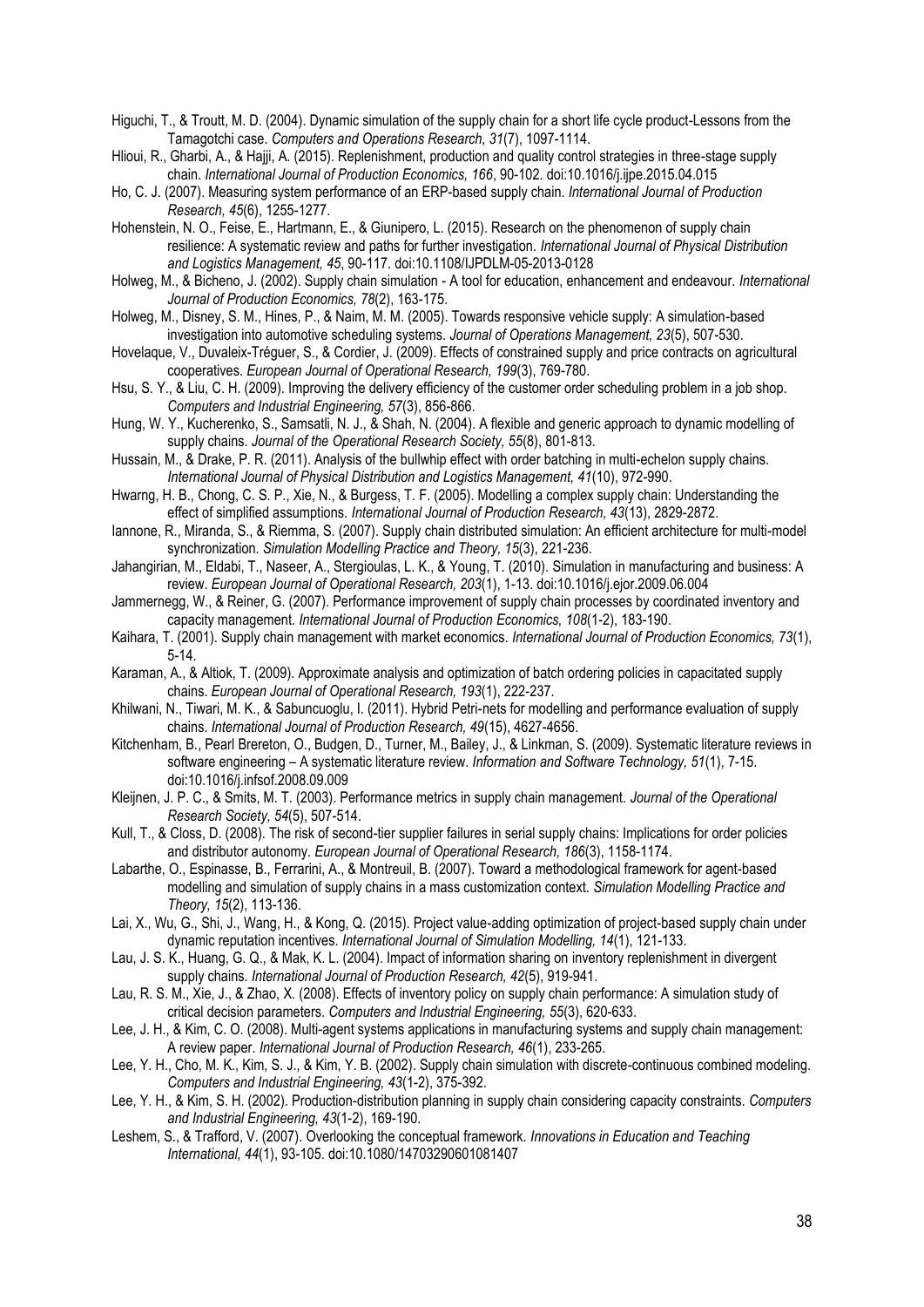Higuchi, T., & Troutt, M. D. (2004). Dynamic simulation of the supply chain for a short life cycle product-Lessons from the Tamagotchi case. *Computers and Operations Research, 31*(7), 1097-1114.

Hlioui, R., Gharbi, A., & Hajji, A. (2015). Replenishment, production and quality control strategies in three-stage supply chain. *International Journal of Production Economics, 166*, 90-102. doi:10.1016/j.ijpe.2015.04.015

Ho, C. J. (2007). Measuring system performance of an ERP-based supply chain. *International Journal of Production Research, 45*(6), 1255-1277.

Hohenstein, N. O., Feise, E., Hartmann, E., & Giunipero, L. (2015). Research on the phenomenon of supply chain resilience: A systematic review and paths for further investigation. *International Journal of Physical Distribution and Logistics Management, 45*, 90-117. doi:10.1108/IJPDLM-05-2013-0128

Holweg, M., & Bicheno, J. (2002). Supply chain simulation - A tool for education, enhancement and endeavour. *International Journal of Production Economics, 78*(2), 163-175.

Holweg, M., Disney, S. M., Hines, P., & Naim, M. M. (2005). Towards responsive vehicle supply: A simulation-based investigation into automotive scheduling systems. *Journal of Operations Management, 23*(5), 507-530.

Hovelaque, V., Duvaleix-Tréguer, S., & Cordier, J. (2009). Effects of constrained supply and price contracts on agricultural cooperatives. *European Journal of Operational Research, 199*(3), 769-780.

Hsu, S. Y., & Liu, C. H. (2009). Improving the delivery efficiency of the customer order scheduling problem in a job shop. *Computers and Industrial Engineering, 57*(3), 856-866.

Hung, W. Y., Kucherenko, S., Samsatli, N. J., & Shah, N. (2004). A flexible and generic approach to dynamic modelling of supply chains. *Journal of the Operational Research Society, 55*(8), 801-813.

Hussain, M., & Drake, P. R. (2011). Analysis of the bullwhip effect with order batching in multi-echelon supply chains. *International Journal of Physical Distribution and Logistics Management, 41*(10), 972-990.

Hwarng, H. B., Chong, C. S. P., Xie, N., & Burgess, T. F. (2005). Modelling a complex supply chain: Understanding the effect of simplified assumptions. *International Journal of Production Research, 43*(13), 2829-2872.

Iannone, R., Miranda, S., & Riemma, S. (2007). Supply chain distributed simulation: An efficient architecture for multi-model synchronization. *Simulation Modelling Practice and Theory, 15*(3), 221-236.

Jahangirian, M., Eldabi, T., Naseer, A., Stergioulas, L. K., & Young, T. (2010). Simulation in manufacturing and business: A review. *European Journal of Operational Research, 203*(1), 1-13. doi:10.1016/j.ejor.2009.06.004

Jammernegg, W., & Reiner, G. (2007). Performance improvement of supply chain processes by coordinated inventory and capacity management. *International Journal of Production Economics, 108*(1-2), 183-190.

Kaihara, T. (2001). Supply chain management with market economics. *International Journal of Production Economics, 73*(1), 5-14.

Karaman, A., & Altiok, T. (2009). Approximate analysis and optimization of batch ordering policies in capacitated supply chains. *European Journal of Operational Research, 193*(1), 222-237.

Khilwani, N., Tiwari, M. K., & Sabuncuoglu, I. (2011). Hybrid Petri-nets for modelling and performance evaluation of supply chains. *International Journal of Production Research, 49*(15), 4627-4656.

Kitchenham, B., Pearl Brereton, O., Budgen, D., Turner, M., Bailey, J., & Linkman, S. (2009). Systematic literature reviews in software engineering – A systematic literature review. *Information and Software Technology, 51*(1), 7-15. doi:10.1016/j.infsof.2008.09.009

Kleijnen, J. P. C., & Smits, M. T. (2003). Performance metrics in supply chain management. *Journal of the Operational Research Society, 54*(5), 507-514.

Kull, T., & Closs, D. (2008). The risk of second-tier supplier failures in serial supply chains: Implications for order policies and distributor autonomy. *European Journal of Operational Research, 186*(3), 1158-1174.

Labarthe, O., Espinasse, B., Ferrarini, A., & Montreuil, B. (2007). Toward a methodological framework for agent-based modelling and simulation of supply chains in a mass customization context. *Simulation Modelling Practice and Theory, 15*(2), 113-136.

Lai, X., Wu, G., Shi, J., Wang, H., & Kong, Q. (2015). Project value-adding optimization of project-based supply chain under dynamic reputation incentives. *International Journal of Simulation Modelling, 14*(1), 121-133.

Lau, J. S. K., Huang, G. Q., & Mak, K. L. (2004). Impact of information sharing on inventory replenishment in divergent supply chains. *International Journal of Production Research, 42*(5), 919-941.

Lau, R. S. M., Xie, J., & Zhao, X. (2008). Effects of inventory policy on supply chain performance: A simulation study of critical decision parameters. *Computers and Industrial Engineering, 55*(3), 620-633.

Lee, J. H., & Kim, C. O. (2008). Multi-agent systems applications in manufacturing systems and supply chain management: A review paper. *International Journal of Production Research, 46*(1), 233-265.

Lee, Y. H., Cho, M. K., Kim, S. J., & Kim, Y. B. (2002). Supply chain simulation with discrete-continuous combined modeling. *Computers and Industrial Engineering, 43*(1-2), 375-392.

Lee, Y. H., & Kim, S. H. (2002). Production-distribution planning in supply chain considering capacity constraints. *Computers and Industrial Engineering, 43*(1-2), 169-190.

Leshem, S., & Trafford, V. (2007). Overlooking the conceptual framework. *Innovations in Education and Teaching International, 44*(1), 93-105. doi:10.1080/14703290601081407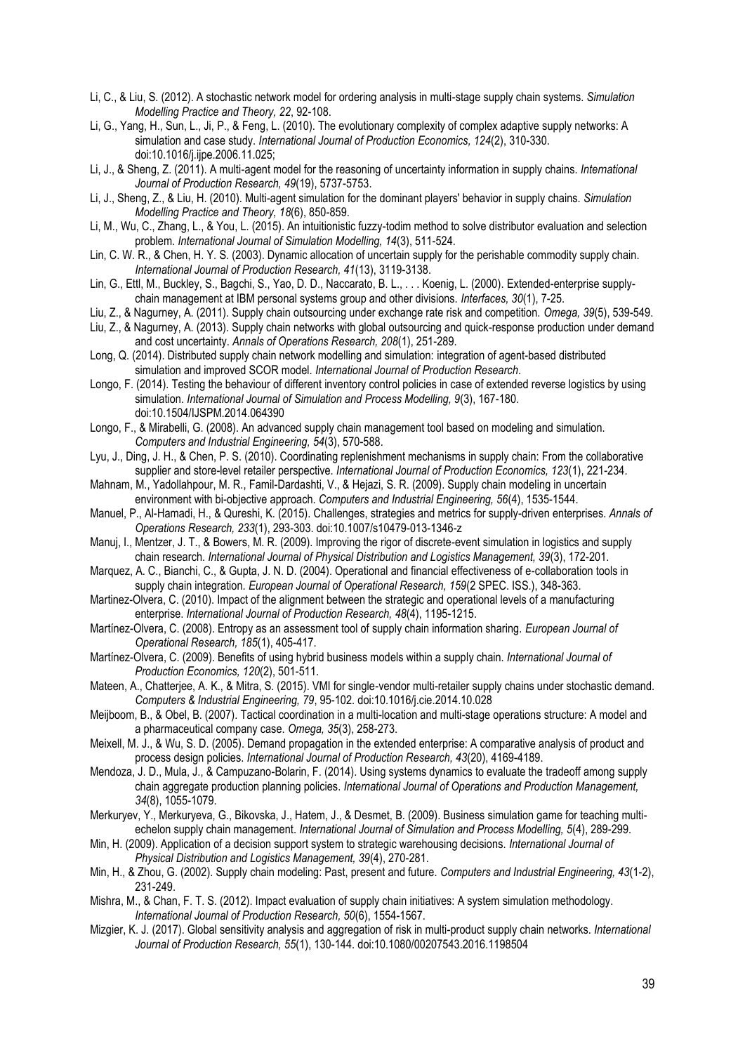Li, C., & Liu, S. (2012). A stochastic network model for ordering analysis in multi-stage supply chain systems. *Simulation Modelling Practice and Theory, 22*, 92-108.

Li, G., Yang, H., Sun, L., Ji, P., & Feng, L. (2010). The evolutionary complexity of complex adaptive supply networks: A simulation and case study. *International Journal of Production Economics, 124*(2), 310-330. doi:10.1016/j.ijpe.2006.11.025;

Li, J., & Sheng, Z. (2011). A multi-agent model for the reasoning of uncertainty information in supply chains. *International Journal of Production Research, 49*(19), 5737-5753.

Li, J., Sheng, Z., & Liu, H. (2010). Multi-agent simulation for the dominant players' behavior in supply chains. *Simulation Modelling Practice and Theory, 18*(6), 850-859.

Li, M., Wu, C., Zhang, L., & You, L. (2015). An intuitionistic fuzzy-todim method to solve distributor evaluation and selection problem. *International Journal of Simulation Modelling, 14*(3), 511-524.

Lin, C. W. R., & Chen, H. Y. S. (2003). Dynamic allocation of uncertain supply for the perishable commodity supply chain. *International Journal of Production Research, 41*(13), 3119-3138.

Lin, G., Ettl, M., Buckley, S., Bagchi, S., Yao, D. D., Naccarato, B. L., . . . Koenig, L. (2000). Extended-enterprise supply-chain management at IBM personal systems group and other divisions. *Interfaces, 30*(1), 7-25.

Liu, Z., & Nagurney, A. (2011). Supply chain outsourcing under exchange rate risk and competition. *Omega, 39*(5), 539-549.

Liu, Z., & Nagurney, A. (2013). Supply chain networks with global outsourcing and quick-response production under demand and cost uncertainty. *Annals of Operations Research, 208*(1), 251-289.

Long, Q. (2014). Distributed supply chain network modelling and simulation: integration of agent-based distributed simulation and improved SCOR model. *International Journal of Production Research*.

Longo, F. (2014). Testing the behaviour of different inventory control policies in case of extended reverse logistics by using simulation. *International Journal of Simulation and Process Modelling, 9*(3), 167-180. doi:10.1504/IJSPM.2014.064390

Longo, F., & Mirabelli, G. (2008). An advanced supply chain management tool based on modeling and simulation. *Computers and Industrial Engineering, 54*(3), 570-588.

Lyu, J., Ding, J. H., & Chen, P. S. (2010). Coordinating replenishment mechanisms in supply chain: From the collaborative supplier and store-level retailer perspective. *International Journal of Production Economics, 123*(1), 221-234.

Mahnam, M., Yadollahpour, M. R., Famil-Dardashti, V., & Hejazi, S. R. (2009). Supply chain modeling in uncertain environment with bi-objective approach. *Computers and Industrial Engineering, 56*(4), 1535-1544.

Manuel, P., Al-Hamadi, H., & Qureshi, K. (2015). Challenges, strategies and metrics for supply-driven enterprises. *Annals of Operations Research, 233*(1), 293-303. doi:10.1007/s10479-013-1346-z

Manuj, I., Mentzer, J. T., & Bowers, M. R. (2009). Improving the rigor of discrete-event simulation in logistics and supply chain research. *International Journal of Physical Distribution and Logistics Management, 39*(3), 172-201.

Marquez, A. C., Bianchi, C., & Gupta, J. N. D. (2004). Operational and financial effectiveness of e-collaboration tools in supply chain integration. *European Journal of Operational Research, 159*(2 SPEC. ISS.), 348-363.

Martinez-Olvera, C. (2010). Impact of the alignment between the strategic and operational levels of a manufacturing enterprise. *International Journal of Production Research, 48*(4), 1195-1215.

Martínez-Olvera, C. (2008). Entropy as an assessment tool of supply chain information sharing. *European Journal of Operational Research, 185*(1), 405-417.

Martínez-Olvera, C. (2009). Benefits of using hybrid business models within a supply chain. *International Journal of Production Economics, 120*(2), 501-511.

Mateen, A., Chatterjee, A. K., & Mitra, S. (2015). VMI for single-vendor multi-retailer supply chains under stochastic demand. *Computers & Industrial Engineering, 79*, 95-102. doi:10.1016/j.cie.2014.10.028

Meijboom, B., & Obel, B. (2007). Tactical coordination in a multi-location and multi-stage operations structure: A model and a pharmaceutical company case. *Omega, 35*(3), 258-273.

Meixell, M. J., & Wu, S. D. (2005). Demand propagation in the extended enterprise: A comparative analysis of product and process design policies. *International Journal of Production Research, 43*(20), 4169-4189.

Mendoza, J. D., Mula, J., & Campuzano-Bolarin, F. (2014). Using systems dynamics to evaluate the tradeoff among supply chain aggregate production planning policies. *International Journal of Operations and Production Management, 34*(8), 1055-1079.

Merkuryev, Y., Merkuryeva, G., Bikovska, J., Hatem, J., & Desmet, B. (2009). Business simulation game for teaching multi-echelon supply chain management. *International Journal of Simulation and Process Modelling, 5*(4), 289-299.

Min, H. (2009). Application of a decision support system to strategic warehousing decisions. *International Journal of Physical Distribution and Logistics Management, 39*(4), 270-281.

Min, H., & Zhou, G. (2002). Supply chain modeling: Past, present and future. *Computers and Industrial Engineering, 43*(1-2), 231-249.

Mishra, M., & Chan, F. T. S. (2012). Impact evaluation of supply chain initiatives: A system simulation methodology. *International Journal of Production Research, 50*(6), 1554-1567.

Mizgier, K. J. (2017). Global sensitivity analysis and aggregation of risk in multi-product supply chain networks. *International Journal of Production Research, 55*(1), 130-144. doi:10.1080/00207543.2016.1198504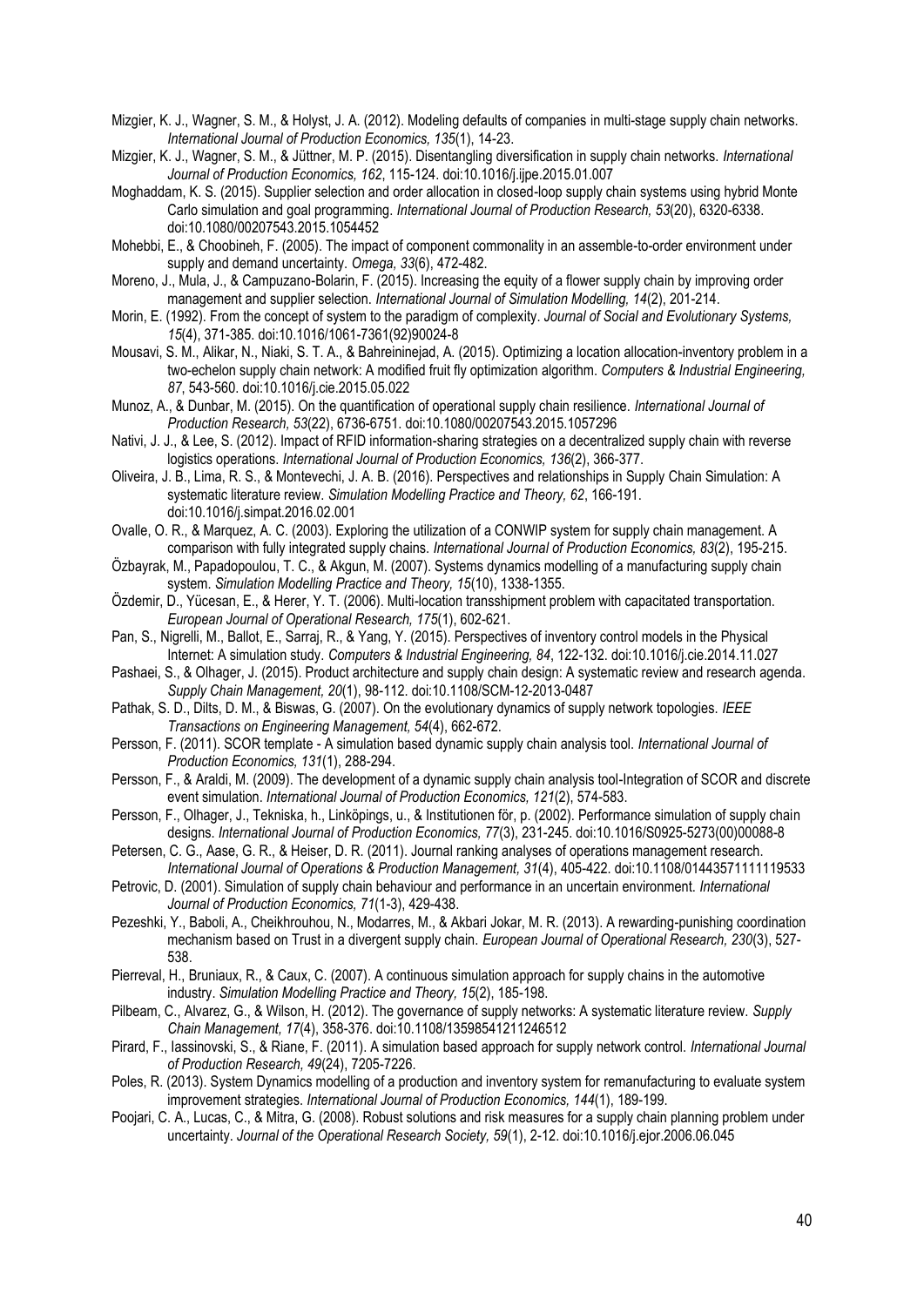Mizgier, K. J., Wagner, S. M., & Holyst, J. A. (2012). Modeling defaults of companies in multi-stage supply chain networks. *International Journal of Production Economics, 135*(1), 14-23.

Mizgier, K. J., Wagner, S. M., & Jüttner, M. P. (2015). Disentangling diversification in supply chain networks. *International Journal of Production Economics, 162*, 115-124. doi:10.1016/j.ijpe.2015.01.007

Moghaddam, K. S. (2015). Supplier selection and order allocation in closed-loop supply chain systems using hybrid Monte Carlo simulation and goal programming. *International Journal of Production Research, 53*(20), 6320-6338. doi:10.1080/00207543.2015.1054452

Mohebbi, E., & Choobineh, F. (2005). The impact of component commonality in an assemble-to-order environment under supply and demand uncertainty. *Omega, 33*(6), 472-482.

Moreno, J., Mula, J., & Campuzano-Bolarin, F. (2015). Increasing the equity of a flower supply chain by improving order management and supplier selection. *International Journal of Simulation Modelling, 14*(2), 201-214.

Morin, E. (1992). From the concept of system to the paradigm of complexity. *Journal of Social and Evolutionary Systems, 15*(4), 371-385. doi:10.1016/1061-7361(92)90024-8

Mousavi, S. M., Alikar, N., Niaki, S. T. A., & Bahreininejad, A. (2015). Optimizing a location allocation-inventory problem in a two-echelon supply chain network: A modified fruit fly optimization algorithm. *Computers & Industrial Engineering, 87*, 543-560. doi:10.1016/j.cie.2015.05.022

Munoz, A., & Dunbar, M. (2015). On the quantification of operational supply chain resilience. *International Journal of Production Research, 53*(22), 6736-6751. doi:10.1080/00207543.2015.1057296

Nativi, J. J., & Lee, S. (2012). Impact of RFID information-sharing strategies on a decentralized supply chain with reverse logistics operations. *International Journal of Production Economics, 136*(2), 366-377.

Oliveira, J. B., Lima, R. S., & Montevechi, J. A. B. (2016). Perspectives and relationships in Supply Chain Simulation: A systematic literature review. *Simulation Modelling Practice and Theory, 62*, 166-191. doi:10.1016/j.simpat.2016.02.001

Ovalle, O. R., & Marquez, A. C. (2003). Exploring the utilization of a CONWIP system for supply chain management. A comparison with fully integrated supply chains. *International Journal of Production Economics, 83*(2), 195-215.

Özbayrak, M., Papadopoulou, T. C., & Akgun, M. (2007). Systems dynamics modelling of a manufacturing supply chain system. *Simulation Modelling Practice and Theory, 15*(10), 1338-1355.

Özdemir, D., Yücesan, E., & Herer, Y. T. (2006). Multi-location transshipment problem with capacitated transportation. *European Journal of Operational Research, 175*(1), 602-621.

Pan, S., Nigrelli, M., Ballot, E., Sarraj, R., & Yang, Y. (2015). Perspectives of inventory control models in the Physical Internet: A simulation study. *Computers & Industrial Engineering, 84*, 122-132. doi:10.1016/j.cie.2014.11.027

Pashaei, S., & Olhager, J. (2015). Product architecture and supply chain design: A systematic review and research agenda. *Supply Chain Management, 20*(1), 98-112. doi:10.1108/SCM-12-2013-0487

Pathak, S. D., Dilts, D. M., & Biswas, G. (2007). On the evolutionary dynamics of supply network topologies. *IEEE Transactions on Engineering Management, 54*(4), 662-672.

Persson, F. (2011). SCOR template - A simulation based dynamic supply chain analysis tool. *International Journal of Production Economics, 131*(1), 288-294.

Persson, F., & Araldi, M. (2009). The development of a dynamic supply chain analysis tool-Integration of SCOR and discrete event simulation. *International Journal of Production Economics, 121*(2), 574-583.

Persson, F., Olhager, J., Tekniska, h., Linköpings, u., & Institutionen för, p. (2002). Performance simulation of supply chain designs. *International Journal of Production Economics, 77*(3), 231-245. doi:10.1016/S0925-5273(00)00088-8

Petersen, C. G., Aase, G. R., & Heiser, D. R. (2011). Journal ranking analyses of operations management research. *International Journal of Operations & Production Management, 31*(4), 405-422. doi:10.1108/01443571111119533

Petrovic, D. (2001). Simulation of supply chain behaviour and performance in an uncertain environment. *International Journal of Production Economics, 71*(1-3), 429-438.

Pezeshki, Y., Baboli, A., Cheikhrouhou, N., Modarres, M., & Akbari Jokar, M. R. (2013). A rewarding-punishing coordination mechanism based on Trust in a divergent supply chain. *European Journal of Operational Research, 230*(3), 527-538.

Pierreval, H., Bruniaux, R., & Caux, C. (2007). A continuous simulation approach for supply chains in the automotive industry. *Simulation Modelling Practice and Theory, 15*(2), 185-198.

Pilbeam, C., Alvarez, G., & Wilson, H. (2012). The governance of supply networks: A systematic literature review. *Supply Chain Management, 17*(4), 358-376. doi:10.1108/13598541211246512

Pirard, F., Iassinovski, S., & Riane, F. (2011). A simulation based approach for supply network control. *International Journal of Production Research, 49*(24), 7205-7226.

Poles, R. (2013). System Dynamics modelling of a production and inventory system for remanufacturing to evaluate system improvement strategies. *International Journal of Production Economics, 144*(1), 189-199.

Poojari, C. A., Lucas, C., & Mitra, G. (2008). Robust solutions and risk measures for a supply chain planning problem under uncertainty. *Journal of the Operational Research Society, 59*(1), 2-12. doi:10.1016/j.ejor.2006.06.045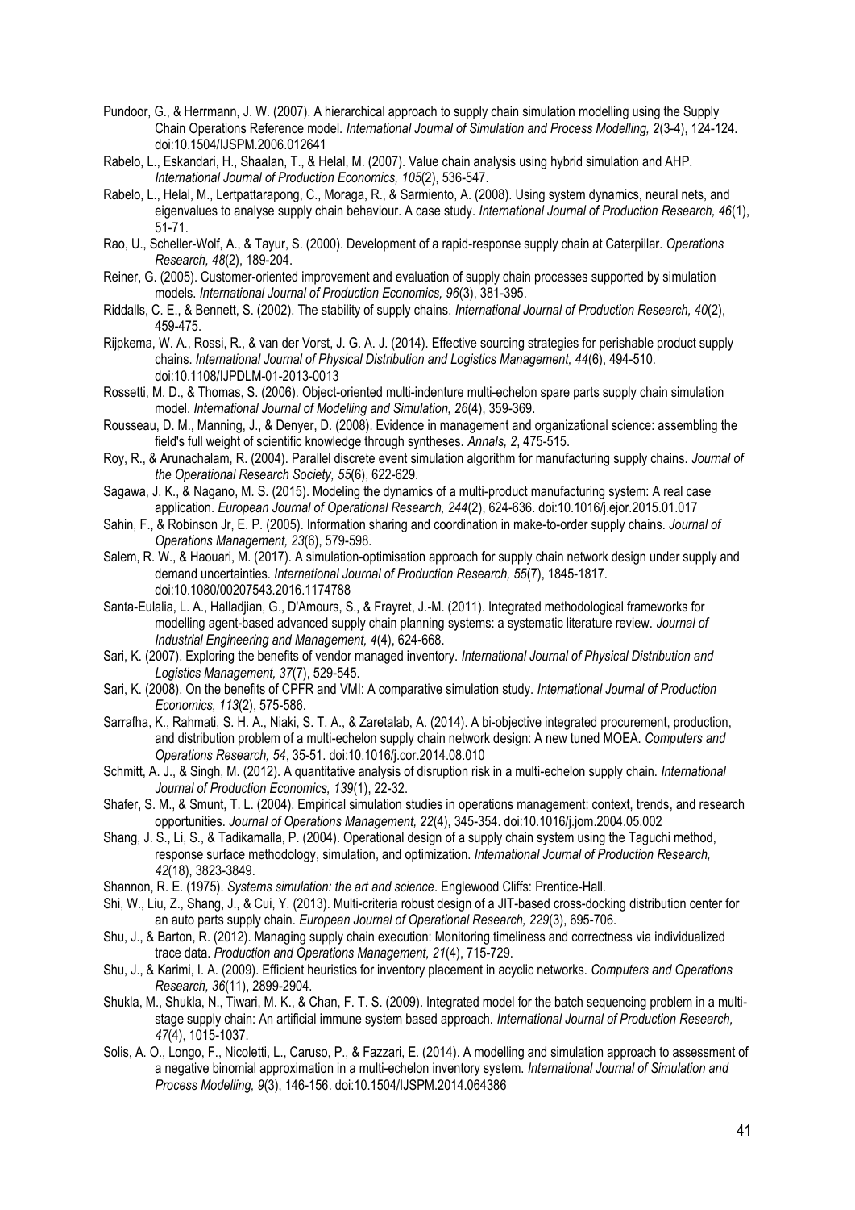Pundoor, G., & Herrmann, J. W. (2007). A hierarchical approach to supply chain simulation modelling using the Supply Chain Operations Reference model. *International Journal of Simulation and Process Modelling, 2*(3-4), 124-124. doi:10.1504/IJSPM.2006.012641

Rabelo, L., Eskandari, H., Shaalan, T., & Helal, M. (2007). Value chain analysis using hybrid simulation and AHP. *International Journal of Production Economics, 105*(2), 536-547.

Rabelo, L., Helal, M., Lertpattarapong, C., Moraga, R., & Sarmiento, A. (2008). Using system dynamics, neural nets, and eigenvalues to analyse supply chain behaviour. A case study. *International Journal of Production Research, 46*(1), 51-71.

Rao, U., Scheller-Wolf, A., & Tayur, S. (2000). Development of a rapid-response supply chain at Caterpillar. *Operations Research, 48*(2), 189-204.

Reiner, G. (2005). Customer-oriented improvement and evaluation of supply chain processes supported by simulation models. *International Journal of Production Economics, 96*(3), 381-395.

Riddalls, C. E., & Bennett, S. (2002). The stability of supply chains. *International Journal of Production Research, 40*(2), 459-475.

Rijpkema, W. A., Rossi, R., & van der Vorst, J. G. A. J. (2014). Effective sourcing strategies for perishable product supply chains. *International Journal of Physical Distribution and Logistics Management, 44*(6), 494-510. doi:10.1108/IJPDLM-01-2013-0013

Rossetti, M. D., & Thomas, S. (2006). Object-oriented multi-indenture multi-echelon spare parts supply chain simulation model. *International Journal of Modelling and Simulation, 26*(4), 359-369.

Rousseau, D. M., Manning, J., & Denyer, D. (2008). Evidence in management and organizational science: assembling the field's full weight of scientific knowledge through syntheses. *Annals, 2*, 475-515.

Roy, R., & Arunachalam, R. (2004). Parallel discrete event simulation algorithm for manufacturing supply chains. *Journal of the Operational Research Society, 55*(6), 622-629.

Sagawa, J. K., & Nagano, M. S. (2015). Modeling the dynamics of a multi-product manufacturing system: A real case application. *European Journal of Operational Research, 244*(2), 624-636. doi:10.1016/j.ejor.2015.01.017

Sahin, F., & Robinson Jr, E. P. (2005). Information sharing and coordination in make-to-order supply chains. *Journal of Operations Management, 23*(6), 579-598.

Salem, R. W., & Haouari, M. (2017). A simulation-optimisation approach for supply chain network design under supply and demand uncertainties. *International Journal of Production Research, 55*(7), 1845-1817. doi:10.1080/00207543.2016.1174788

Santa-Eulalia, L. A., Halladjian, G., D'Amours, S., & Frayret, J.-M. (2011). Integrated methodological frameworks for modelling agent-based advanced supply chain planning systems: a systematic literature review. *Journal of Industrial Engineering and Management, 4*(4), 624-668.

Sari, K. (2007). Exploring the benefits of vendor managed inventory. *International Journal of Physical Distribution and Logistics Management, 37*(7), 529-545.

Sari, K. (2008). On the benefits of CPFR and VMI: A comparative simulation study. *International Journal of Production Economics, 113*(2), 575-586.

Sarrafha, K., Rahmati, S. H. A., Niaki, S. T. A., & Zaretalab, A. (2014). A bi-objective integrated procurement, production, and distribution problem of a multi-echelon supply chain network design: A new tuned MOEA. *Computers and Operations Research, 54*, 35-51. doi:10.1016/j.cor.2014.08.010

Schmitt, A. J., & Singh, M. (2012). A quantitative analysis of disruption risk in a multi-echelon supply chain. *International Journal of Production Economics, 139*(1), 22-32.

Shafer, S. M., & Smunt, T. L. (2004). Empirical simulation studies in operations management: context, trends, and research opportunities. *Journal of Operations Management, 22*(4), 345-354. doi:10.1016/j.jom.2004.05.002

Shang, J. S., Li, S., & Tadikamalla, P. (2004). Operational design of a supply chain system using the Taguchi method, response surface methodology, simulation, and optimization. *International Journal of Production Research, 42*(18), 3823-3849.

Shannon, R. E. (1975). *Systems simulation: the art and science*. Englewood Cliffs: Prentice-Hall.

Shi, W., Liu, Z., Shang, J., & Cui, Y. (2013). Multi-criteria robust design of a JIT-based cross-docking distribution center for an auto parts supply chain. *European Journal of Operational Research, 229*(3), 695-706.

Shu, J., & Barton, R. (2012). Managing supply chain execution: Monitoring timeliness and correctness via individualized trace data. *Production and Operations Management, 21*(4), 715-729.

Shu, J., & Karimi, I. A. (2009). Efficient heuristics for inventory placement in acyclic networks. *Computers and Operations Research, 36*(11), 2899-2904.

Shukla, M., Shukla, N., Tiwari, M. K., & Chan, F. T. S. (2009). Integrated model for the batch sequencing problem in a multi-stage supply chain: An artificial immune system based approach. *International Journal of Production Research, 47*(4), 1015-1037.

Solis, A. O., Longo, F., Nicoletti, L., Caruso, P., & Fazzari, E. (2014). A modelling and simulation approach to assessment of a negative binomial approximation in a multi-echelon inventory system. *International Journal of Simulation and Process Modelling, 9*(3), 146-156. doi:10.1504/IJSPM.2014.064386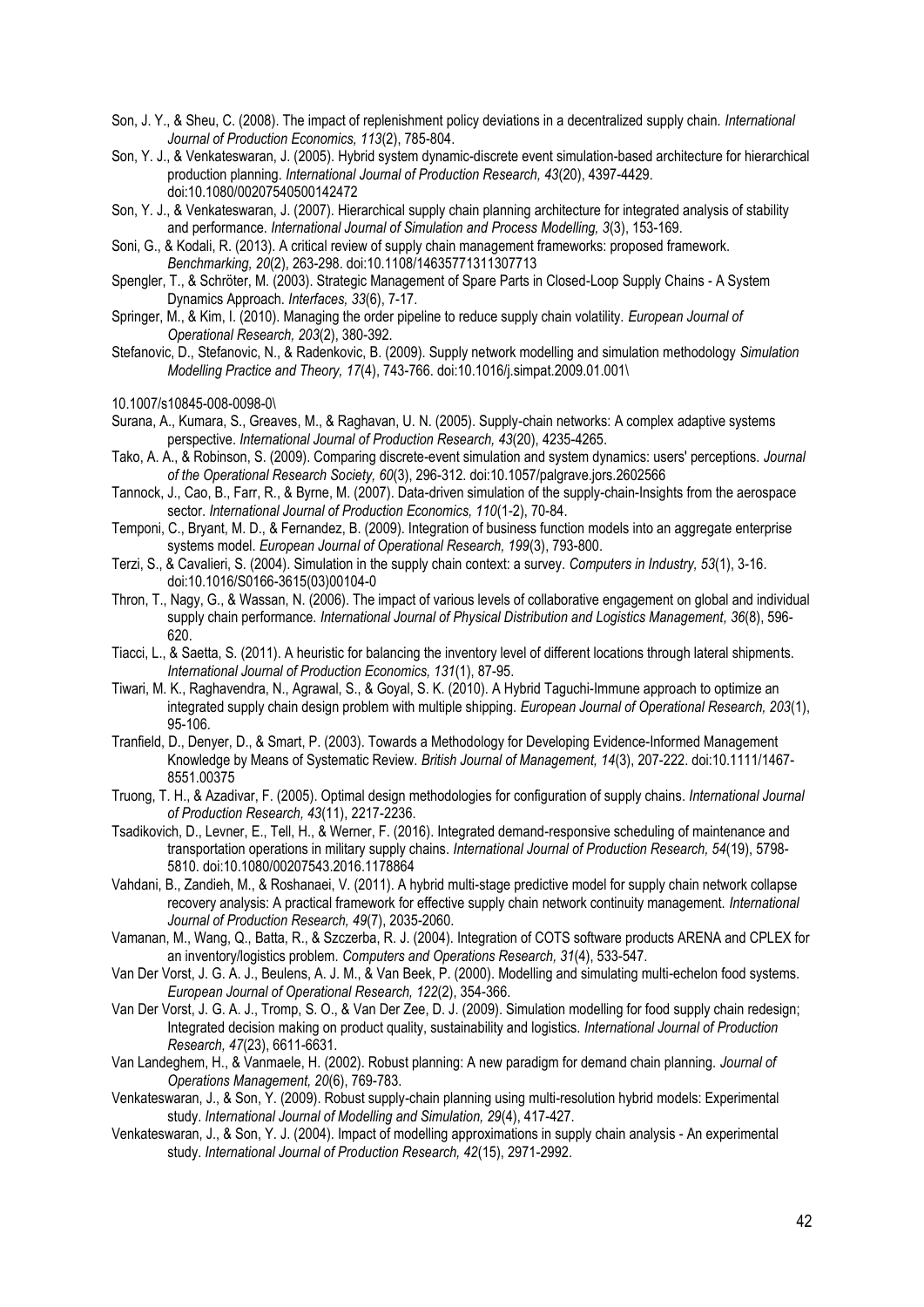Son, J. Y., & Sheu, C. (2008). The impact of replenishment policy deviations in a decentralized supply chain. *International Journal of Production Economics, 113*(2), 785-804.

Son, Y. J., & Venkateswaran, J. (2005). Hybrid system dynamic-discrete event simulation-based architecture for hierarchical production planning. *International Journal of Production Research, 43*(20), 4397-4429. doi:10.1080/00207540500142472

Son, Y. J., & Venkateswaran, J. (2007). Hierarchical supply chain planning architecture for integrated analysis of stability and performance. *International Journal of Simulation and Process Modelling, 3*(3), 153-169.

Soni, G., & Kodali, R. (2013). A critical review of supply chain management frameworks: proposed framework. *Benchmarking, 20*(2), 263-298. doi:10.1108/14635771311307713

Spengler, T., & Schröter, M. (2003). Strategic Management of Spare Parts in Closed-Loop Supply Chains - A System Dynamics Approach. *Interfaces, 33*(6), 7-17.

Springer, M., & Kim, I. (2010). Managing the order pipeline to reduce supply chain volatility. *European Journal of Operational Research, 203*(2), 380-392.

Stefanovic, D., Stefanovic, N., & Radenkovic, B. (2009). Supply network modelling and simulation methodology *Simulation Modelling Practice and Theory, 17*(4), 743-766. doi:10.1016/j.simpat.2009.01.001\

10.1007/s10845-008-0098-0\

Surana, A., Kumara, S., Greaves, M., & Raghavan, U. N. (2005). Supply-chain networks: A complex adaptive systems perspective. *International Journal of Production Research, 43*(20), 4235-4265.

Tako, A. A., & Robinson, S. (2009). Comparing discrete-event simulation and system dynamics: users' perceptions. *Journal of the Operational Research Society, 60*(3), 296-312. doi:10.1057/palgrave.jors.2602566

Tannock, J., Cao, B., Farr, R., & Byrne, M. (2007). Data-driven simulation of the supply-chain-Insights from the aerospace sector. *International Journal of Production Economics, 110*(1-2), 70-84.

Temponi, C., Bryant, M. D., & Fernandez, B. (2009). Integration of business function models into an aggregate enterprise systems model. *European Journal of Operational Research, 199*(3), 793-800.

Terzi, S., & Cavalieri, S. (2004). Simulation in the supply chain context: a survey. *Computers in Industry, 53*(1), 3-16. doi:10.1016/S0166-3615(03)00104-0

Thron, T., Nagy, G., & Wassan, N. (2006). The impact of various levels of collaborative engagement on global and individual supply chain performance. *International Journal of Physical Distribution and Logistics Management, 36*(8), 596-620.

Tiacci, L., & Saetta, S. (2011). A heuristic for balancing the inventory level of different locations through lateral shipments. *International Journal of Production Economics, 131*(1), 87-95.

Tiwari, M. K., Raghavendra, N., Agrawal, S., & Goyal, S. K. (2010). A Hybrid Taguchi-Immune approach to optimize an integrated supply chain design problem with multiple shipping. *European Journal of Operational Research, 203*(1), 95-106.

Tranfield, D., Denyer, D., & Smart, P. (2003). Towards a Methodology for Developing Evidence-Informed Management Knowledge by Means of Systematic Review. *British Journal of Management, 14*(3), 207-222. doi:10.1111/1467-8551.00375

Truong, T. H., & Azadivar, F. (2005). Optimal design methodologies for configuration of supply chains. *International Journal of Production Research, 43*(11), 2217-2236.

Tsadikovich, D., Levner, E., Tell, H., & Werner, F. (2016). Integrated demand-responsive scheduling of maintenance and transportation operations in military supply chains. *International Journal of Production Research, 54*(19), 5798-5810. doi:10.1080/00207543.2016.1178864

Vahdani, B., Zandieh, M., & Roshanaei, V. (2011). A hybrid multi-stage predictive model for supply chain network collapse recovery analysis: A practical framework for effective supply chain network continuity management. *International Journal of Production Research, 49*(7), 2035-2060.

Vamanan, M., Wang, Q., Batta, R., & Szczerba, R. J. (2004). Integration of COTS software products ARENA and CPLEX for an inventory/logistics problem. *Computers and Operations Research, 31*(4), 533-547.

Van Der Vorst, J. G. A. J., Beulens, A. J. M., & Van Beek, P. (2000). Modelling and simulating multi-echelon food systems. *European Journal of Operational Research, 122*(2), 354-366.

Van Der Vorst, J. G. A. J., Tromp, S. O., & Van Der Zee, D. J. (2009). Simulation modelling for food supply chain redesign; Integrated decision making on product quality, sustainability and logistics. *International Journal of Production Research, 47*(23), 6611-6631.

Van Landeghem, H., & Vanmaele, H. (2002). Robust planning: A new paradigm for demand chain planning. *Journal of Operations Management, 20*(6), 769-783.

Venkateswaran, J., & Son, Y. (2009). Robust supply-chain planning using multi-resolution hybrid models: Experimental study. *International Journal of Modelling and Simulation, 29*(4), 417-427.

Venkateswaran, J., & Son, Y. J. (2004). Impact of modelling approximations in supply chain analysis - An experimental study. *International Journal of Production Research, 42*(15), 2971-2992.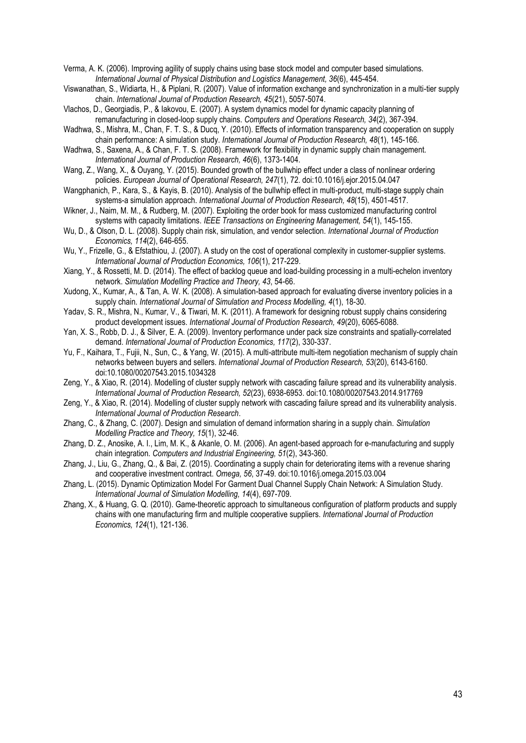Verma, A. K. (2006). Improving agility of supply chains using base stock model and computer based simulations. *International Journal of Physical Distribution and Logistics Management, 36*(6), 445-454.

Viswanathan, S., Widiarta, H., & Piplani, R. (2007). Value of information exchange and synchronization in a multi-tier supply chain. *International Journal of Production Research, 45*(21), 5057-5074.

Vlachos, D., Georgiadis, P., & Iakovou, E. (2007). A system dynamics model for dynamic capacity planning of remanufacturing in closed-loop supply chains. *Computers and Operations Research, 34*(2), 367-394.

Wadhwa, S., Mishra, M., Chan, F. T. S., & Ducq, Y. (2010). Effects of information transparency and cooperation on supply chain performance: A simulation study. *International Journal of Production Research, 48*(1), 145-166.

Wadhwa, S., Saxena, A., & Chan, F. T. S. (2008). Framework for flexibility in dynamic supply chain management. *International Journal of Production Research, 46*(6), 1373-1404.

Wang, Z., Wang, X., & Ouyang, Y. (2015). Bounded growth of the bullwhip effect under a class of nonlinear ordering policies. *European Journal of Operational Research, 247*(1), 72. doi:10.1016/j.ejor.2015.04.047

Wangphanich, P., Kara, S., & Kayis, B. (2010). Analysis of the bullwhip effect in multi-product, multi-stage supply chain systems-a simulation approach. *International Journal of Production Research, 48*(15), 4501-4517.

Wikner, J., Naim, M. M., & Rudberg, M. (2007). Exploiting the order book for mass customized manufacturing control systems with capacity limitations. *IEEE Transactions on Engineering Management, 54*(1), 145-155.

Wu, D., & Olson, D. L. (2008). Supply chain risk, simulation, and vendor selection. *International Journal of Production Economics, 114*(2), 646-655.

Wu, Y., Frizelle, G., & Efstathiou, J. (2007). A study on the cost of operational complexity in customer-supplier systems. *International Journal of Production Economics, 106*(1), 217-229.

Xiang, Y., & Rossetti, M. D. (2014). The effect of backlog queue and load-building processing in a multi-echelon inventory network. *Simulation Modelling Practice and Theory, 43*, 54-66.

Xudong, X., Kumar, A., & Tan, A. W. K. (2008). A simulation-based approach for evaluating diverse inventory policies in a supply chain. *International Journal of Simulation and Process Modelling, 4*(1), 18-30.

Yadav, S. R., Mishra, N., Kumar, V., & Tiwari, M. K. (2011). A framework for designing robust supply chains considering product development issues. *International Journal of Production Research, 49*(20), 6065-6088.

Yan, X. S., Robb, D. J., & Silver, E. A. (2009). Inventory performance under pack size constraints and spatially-correlated demand. *International Journal of Production Economics, 117*(2), 330-337.

Yu, F., Kaihara, T., Fujii, N., Sun, C., & Yang, W. (2015). A multi-attribute multi-item negotiation mechanism of supply chain networks between buyers and sellers. *International Journal of Production Research, 53*(20), 6143-6160. doi:10.1080/00207543.2015.1034328

Zeng, Y., & Xiao, R. (2014). Modelling of cluster supply network with cascading failure spread and its vulnerability analysis. *International Journal of Production Research, 52*(23), 6938-6953. doi:10.1080/00207543.2014.917769

Zeng, Y., & Xiao, R. (2014). Modelling of cluster supply network with cascading failure spread and its vulnerability analysis. *International Journal of Production Research*.

Zhang, C., & Zhang, C. (2007). Design and simulation of demand information sharing in a supply chain. *Simulation Modelling Practice and Theory, 15*(1), 32-46.

Zhang, D. Z., Anosike, A. I., Lim, M. K., & Akanle, O. M. (2006). An agent-based approach for e-manufacturing and supply chain integration. *Computers and Industrial Engineering, 51*(2), 343-360.

Zhang, J., Liu, G., Zhang, Q., & Bai, Z. (2015). Coordinating a supply chain for deteriorating items with a revenue sharing and cooperative investment contract. *Omega, 56*, 37-49. doi:10.1016/j.omega.2015.03.004

Zhang, L. (2015). Dynamic Optimization Model For Garment Dual Channel Supply Chain Network: A Simulation Study. *International Journal of Simulation Modelling, 14*(4), 697-709.

Zhang, X., & Huang, G. Q. (2010). Game-theoretic approach to simultaneous configuration of platform products and supply chains with one manufacturing firm and multiple cooperative suppliers. *International Journal of Production Economics, 124*(1), 121-136.